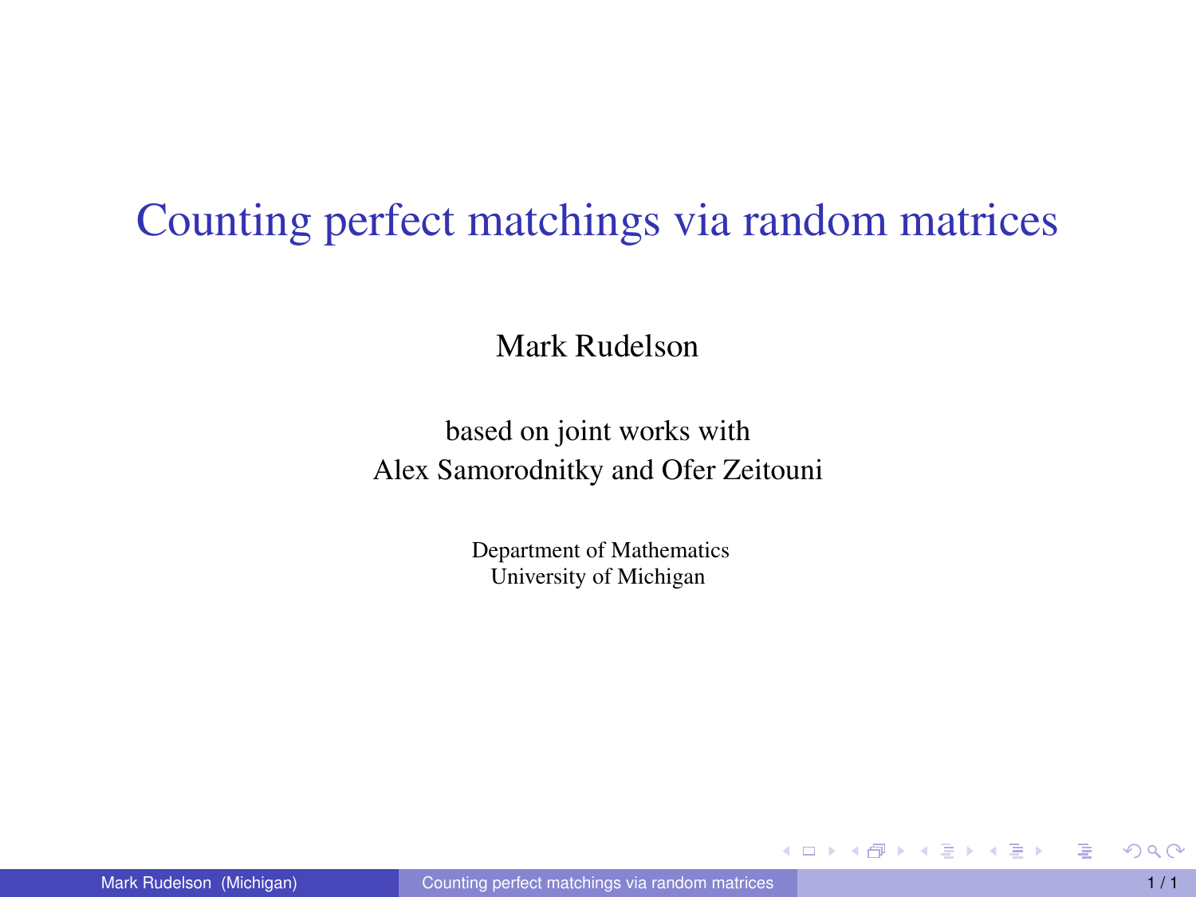# Counting perfect matchings via random matrices

Mark Rudelson

based on joint works with
Alex Samorodnitky and Ofer Zeitouni

Department of Mathematics
University of Michigan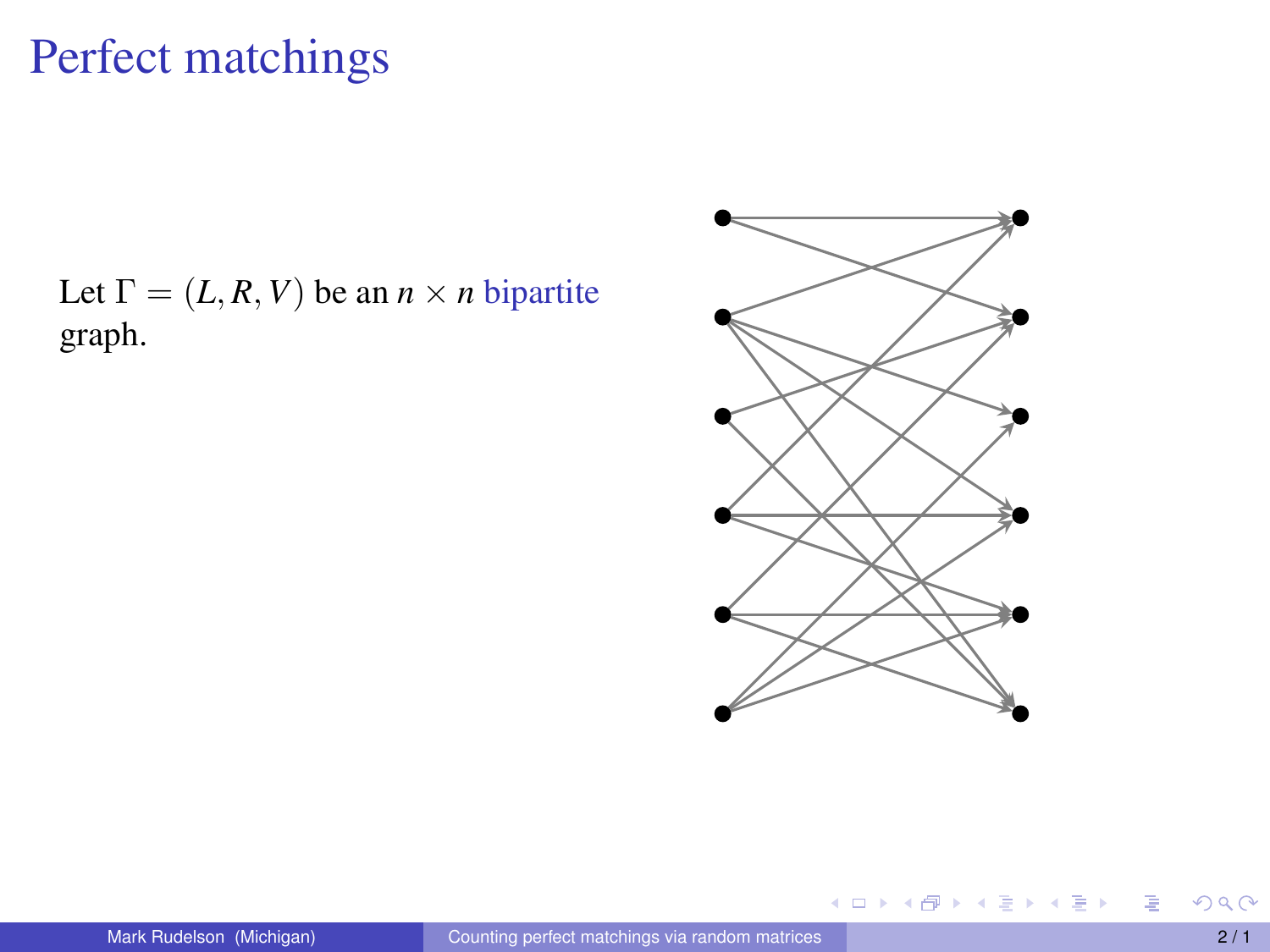# Perfect matchings

Let $\Gamma = (L, R, V)$ be an $n \times n$ bipartite graph.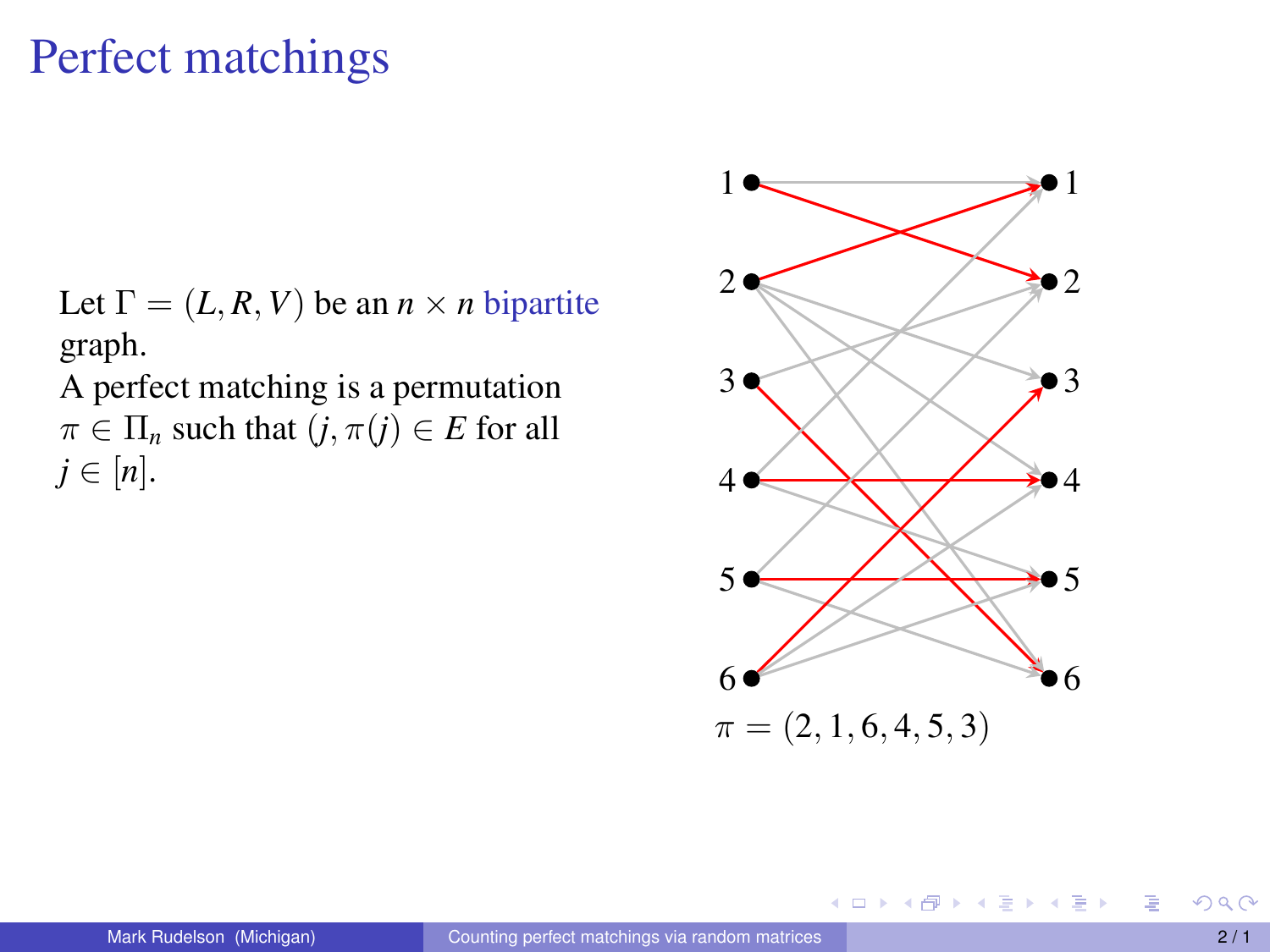# Perfect matchings

Let $\Gamma = (L, R, V)$ be an $n \times n$ bipartite graph.
A perfect matching is a permutation $\pi \in \Pi_n$ such that $(j, \pi(j)) \in E$ for all $j \in [n]$.

$\pi = (2, 1, 6, 4, 5, 3)$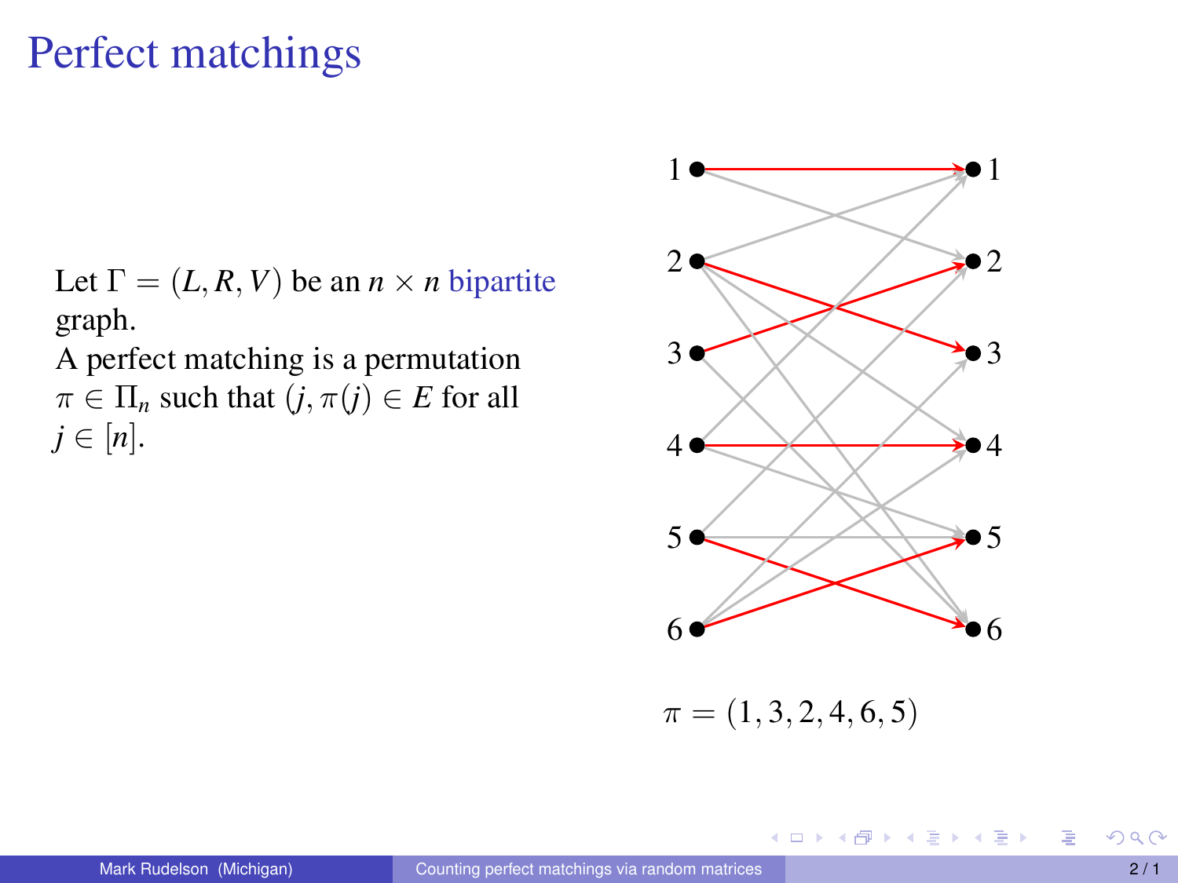# Perfect matchings

Let $\Gamma = (L, R, V)$ be an $n \times n$ bipartite graph.
A perfect matching is a permutation $\pi \in \Pi_n$ such that $(j, \pi(j)) \in E$ for all $j \in [n]$.

$\pi = (1, 3, 2, 4, 6, 5)$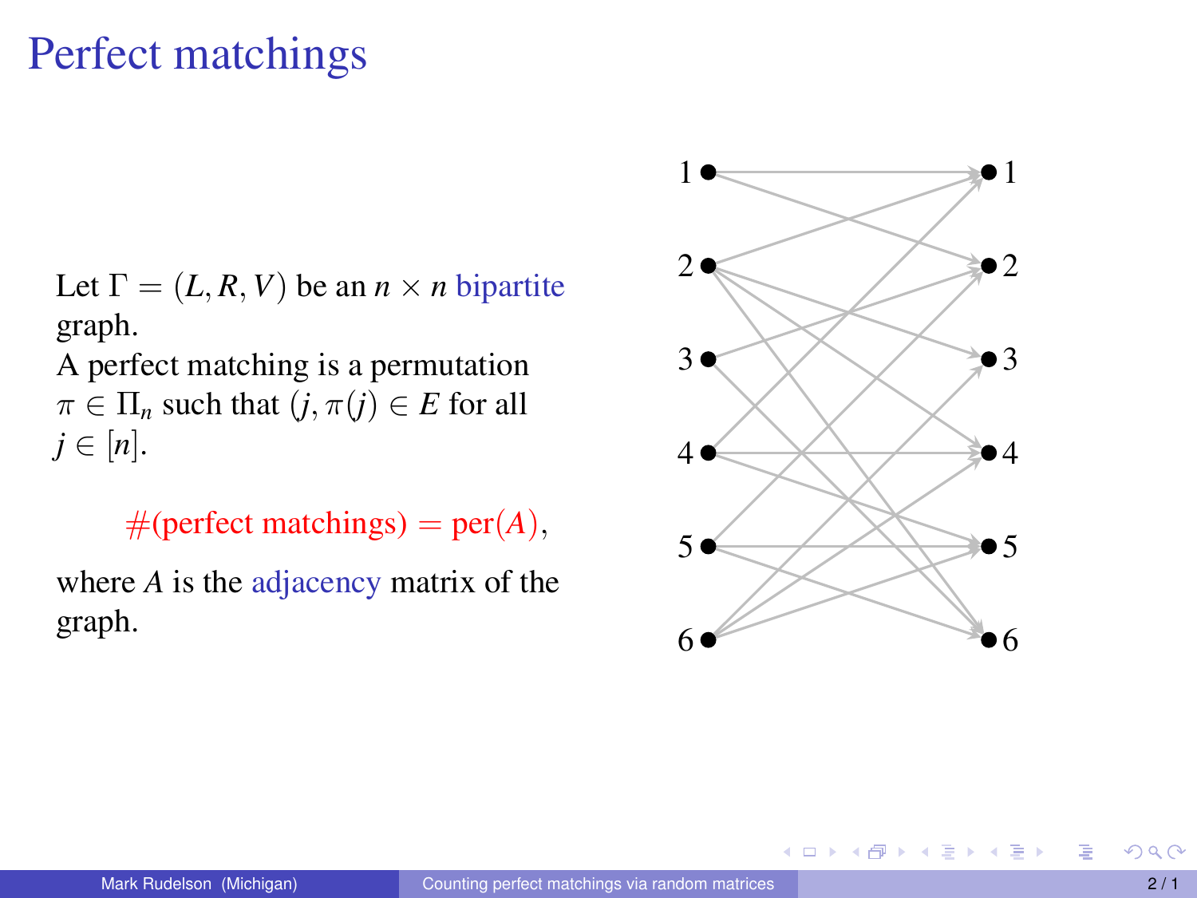# Perfect matchings

Let $\Gamma = (L, R, V)$ be an $n \times n$ bipartite graph.
A perfect matching is a permutation $\pi \in \Pi_n$ such that $(j, \pi(j)) \in E$ for all $j \in [n]$.

$$\#(\text{perfect matchings}) = \text{per}(A),$$

where $A$ is the adjacency matrix of the graph.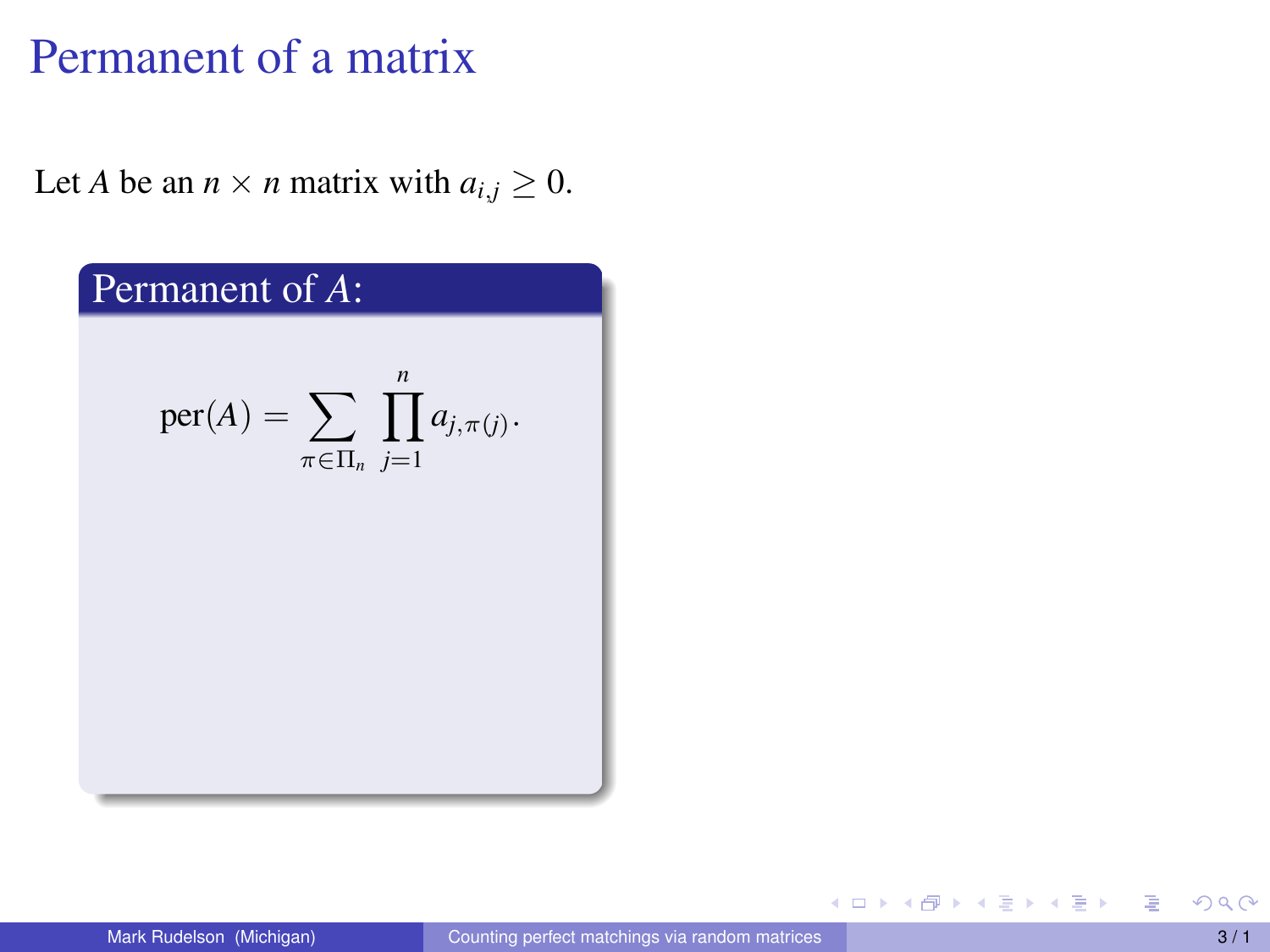# Permanent of a matrix

Let $A$ be an $n \times n$ matrix with $a_{i,j} \geq 0$.

**Permanent of $A$:**

$$\text{per}(A) = \sum_{\pi \in \Pi_n} \prod_{j=1}^{n} a_{j,\pi(j)}.$$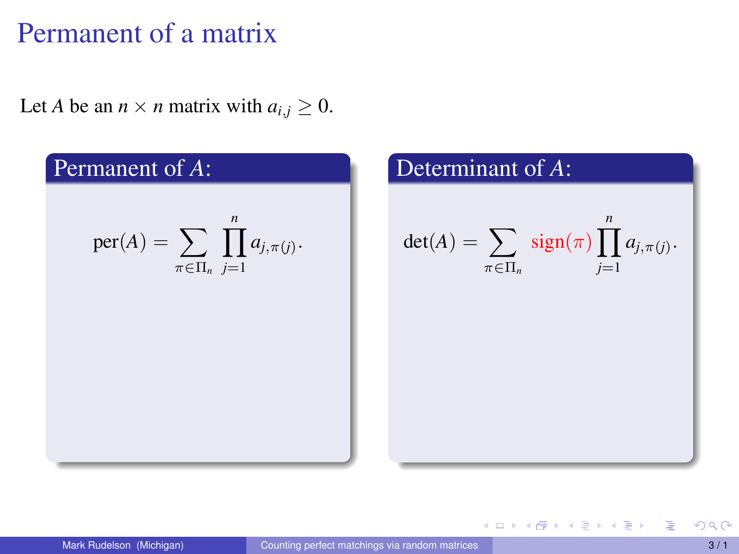# Permanent of a matrix

Let $A$ be an $n \times n$ matrix with $a_{i,j} \geq 0$.

### Permanent of $A$:

$$\text{per}(A) = \sum_{\pi \in \Pi_n} \prod_{j=1}^{n} a_{j,\pi(j)}.$$

### Determinant of $A$:

$$\det(A) = \sum_{\pi \in \Pi_n} \text{sign}(\pi) \prod_{j=1}^{n} a_{j,\pi(j)}.$$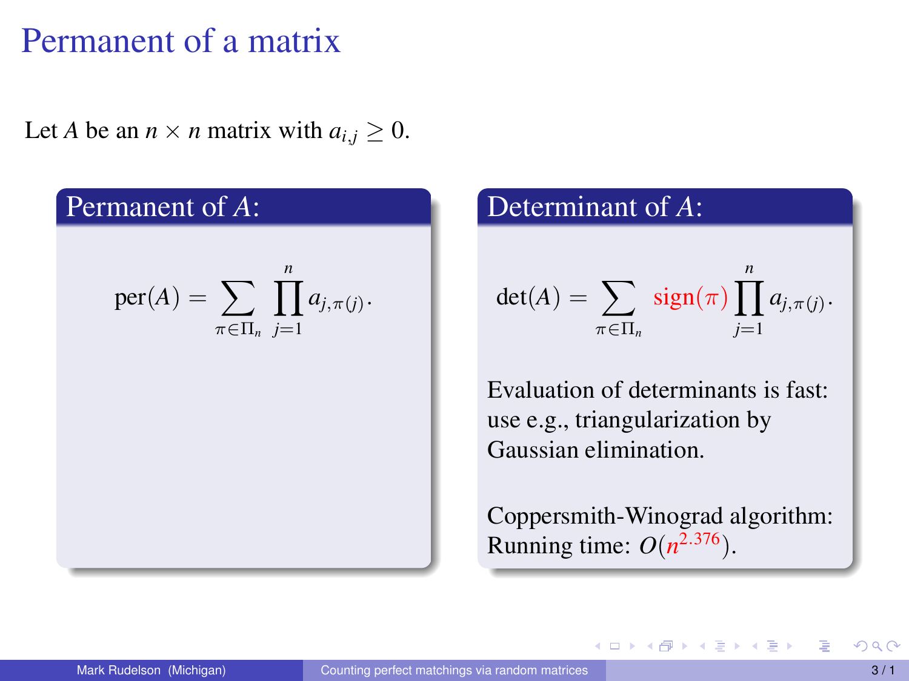# Permanent of a matrix

Let $A$ be an $n \times n$ matrix with $a_{i,j} \geq 0$.

## Permanent of $A$:

$$\text{per}(A) = \sum_{\pi \in \Pi_n} \prod_{j=1}^{n} a_{j,\pi(j)}.$$

## Determinant of $A$:

$$\det(A) = \sum_{\pi \in \Pi_n} \text{sign}(\pi) \prod_{j=1}^{n} a_{j,\pi(j)}.$$

Evaluation of determinants is fast: use e.g., triangularization by Gaussian elimination.

Coppersmith-Winograd algorithm: Running time: $O(n^{2.376})$.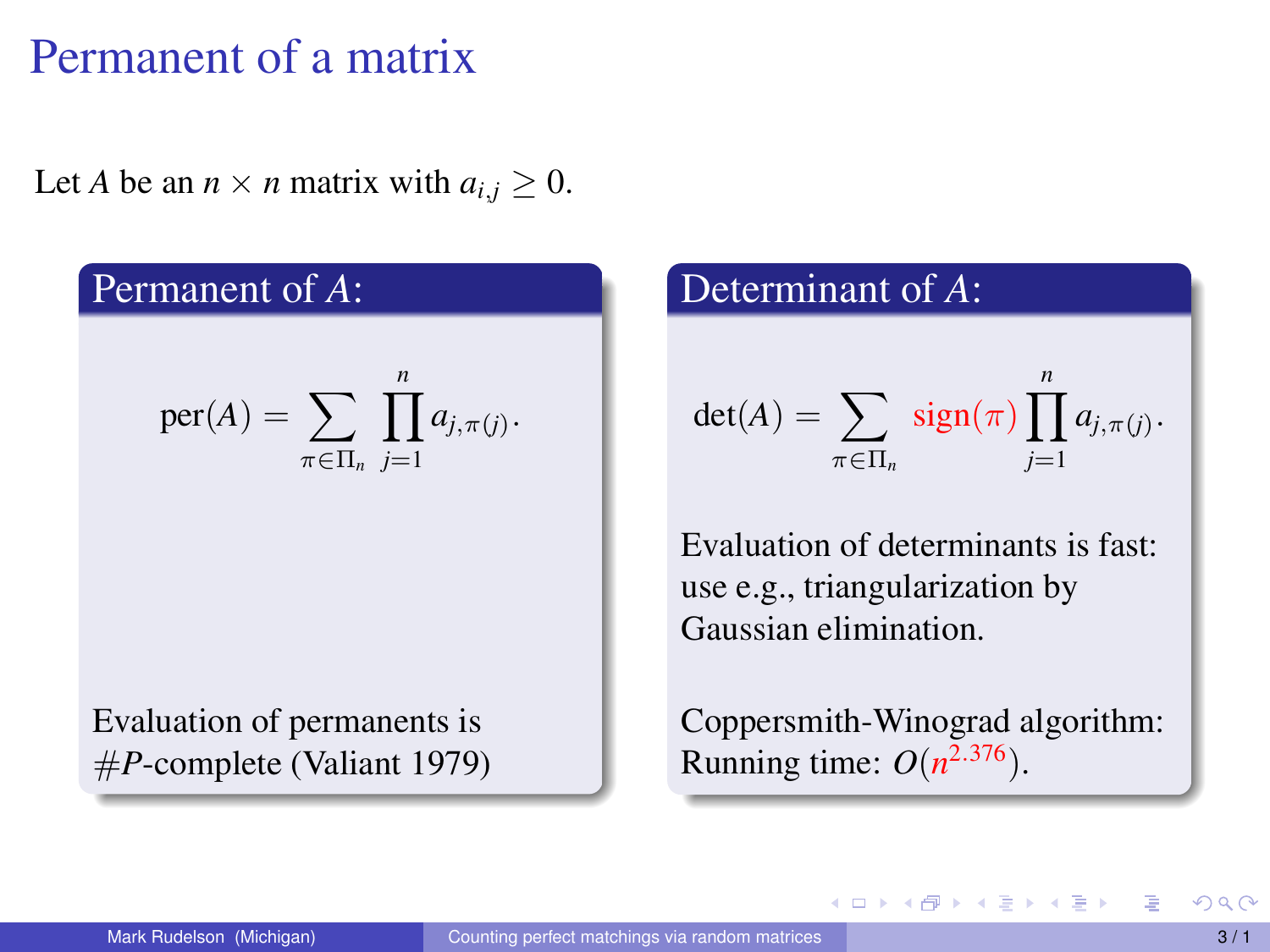# Permanent of a matrix

Let $A$ be an $n \times n$ matrix with $a_{i,j} \geq 0$.

### Permanent of $A$:

$$\text{per}(A) = \sum_{\pi \in \Pi_n} \prod_{j=1}^{n} a_{j,\pi(j)}.$$

Evaluation of permanents is $\#P$-complete (Valiant 1979)

### Determinant of $A$:

$$\det(A) = \sum_{\pi \in \Pi_n} \text{sign}(\pi) \prod_{j=1}^{n} a_{j,\pi(j)}.$$

Evaluation of determinants is fast: use e.g., triangularization by Gaussian elimination.

Coppersmith-Winograd algorithm: Running time: $O(n^{2.376})$.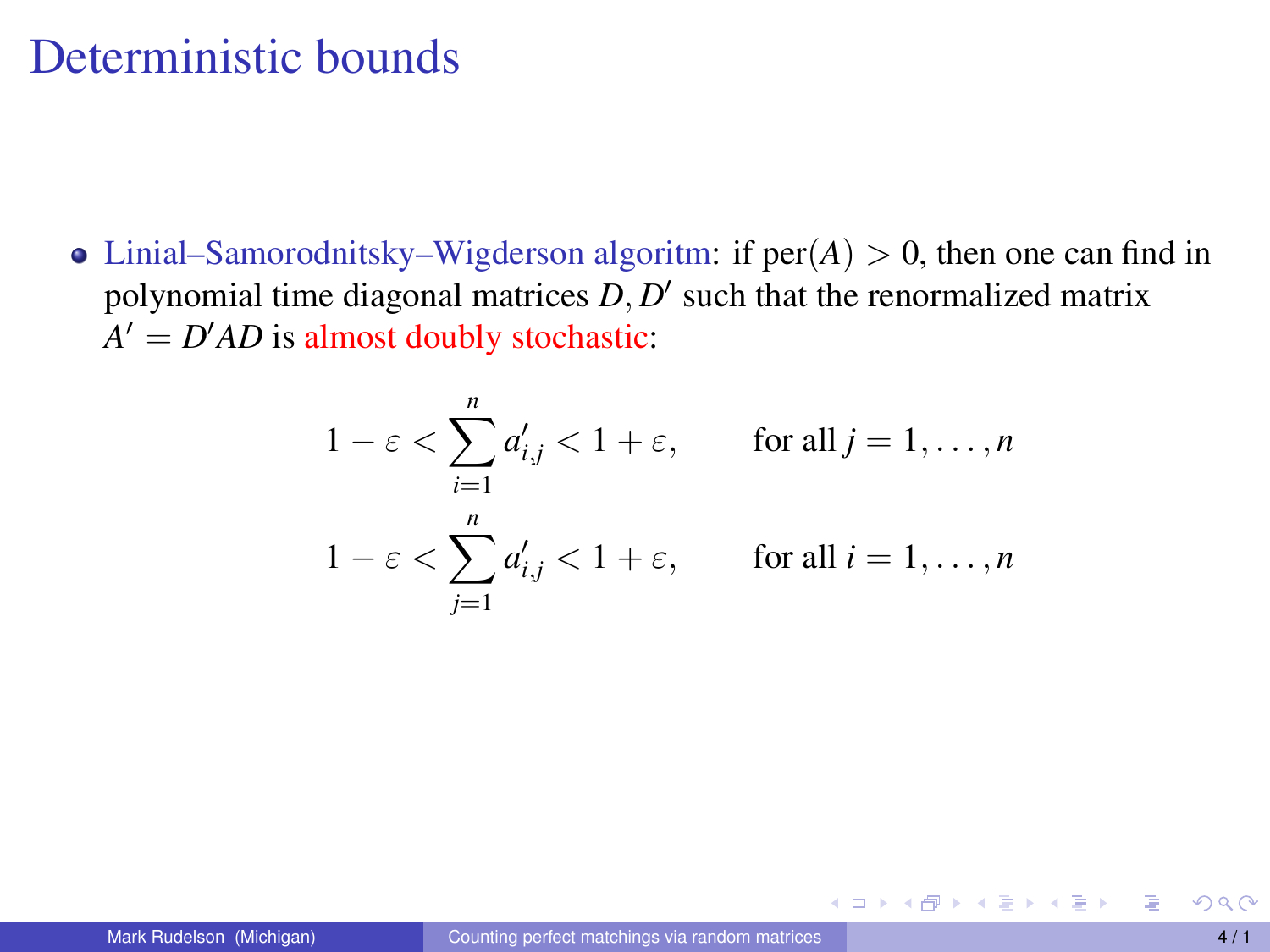# Deterministic bounds

- Linial–Samorodnitsky–Wigderson algoritm: if $\text{per}(A) > 0$, then one can find in polynomial time diagonal matrices $D, D'$ such that the renormalized matrix $A' = D'AD$ is almost doubly stochastic:

$$1 - \varepsilon < \sum_{i=1}^{n} a'_{i,j} < 1 + \varepsilon, \qquad \text{for all } j = 1, \dots, n$$

$$1 - \varepsilon < \sum_{j=1}^{n} a'_{i,j} < 1 + \varepsilon, \qquad \text{for all } i = 1, \dots, n$$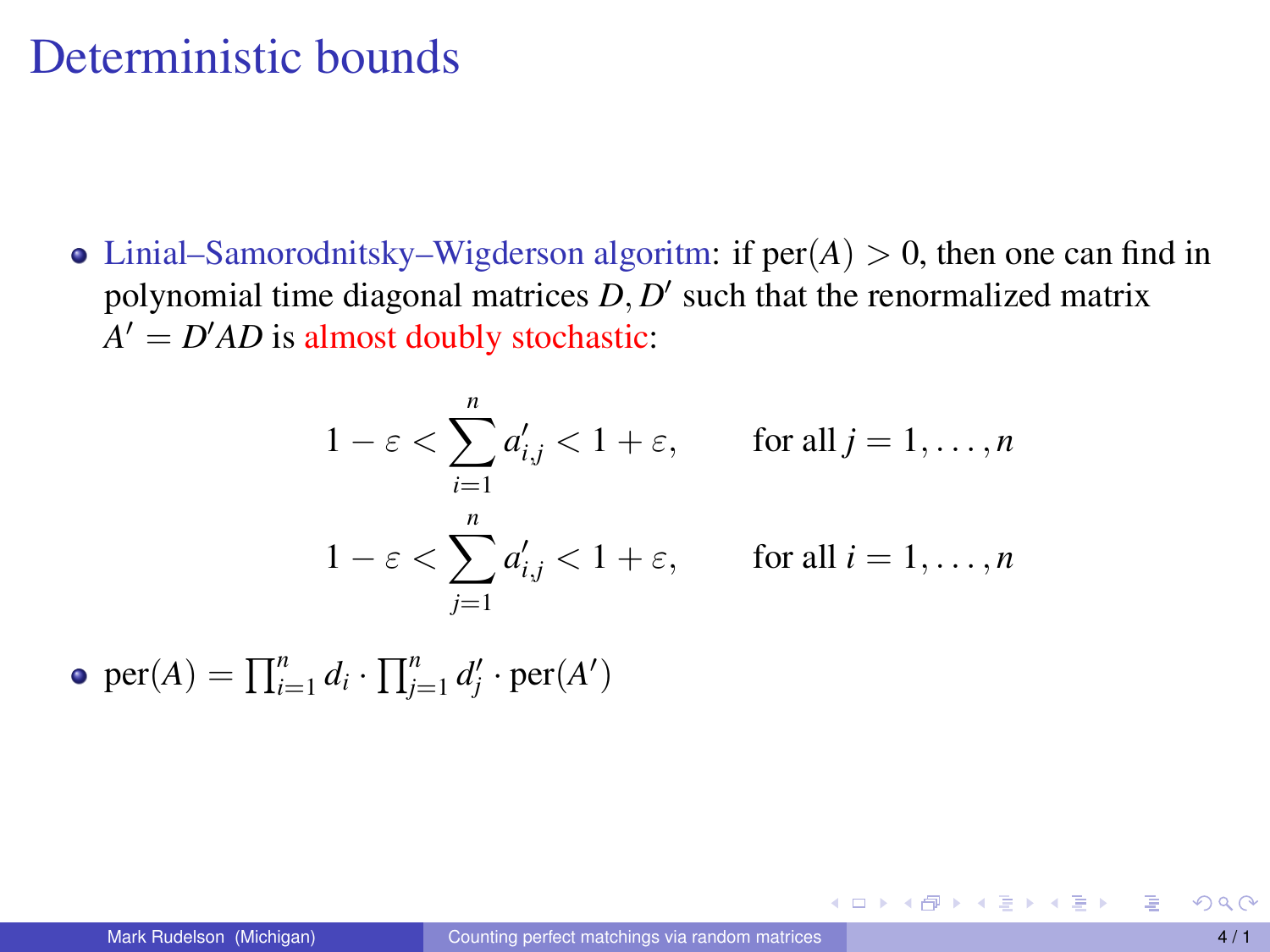# Deterministic bounds

- Linial–Samorodnitsky–Wigderson algoritm: if $\text{per}(A) > 0$, then one can find in polynomial time diagonal matrices $D, D'$ such that the renormalized matrix $A' = D'AD$ is almost doubly stochastic:

$$1 - \varepsilon < \sum_{i=1}^{n} a'_{i,j} < 1 + \varepsilon, \qquad \text{for all } j = 1, \ldots, n$$

$$1 - \varepsilon < \sum_{j=1}^{n} a'_{i,j} < 1 + \varepsilon, \qquad \text{for all } i = 1, \ldots, n$$

- $\text{per}(A) = \prod_{i=1}^{n} d_i \cdot \prod_{j=1}^{n} d'_j \cdot \text{per}(A')$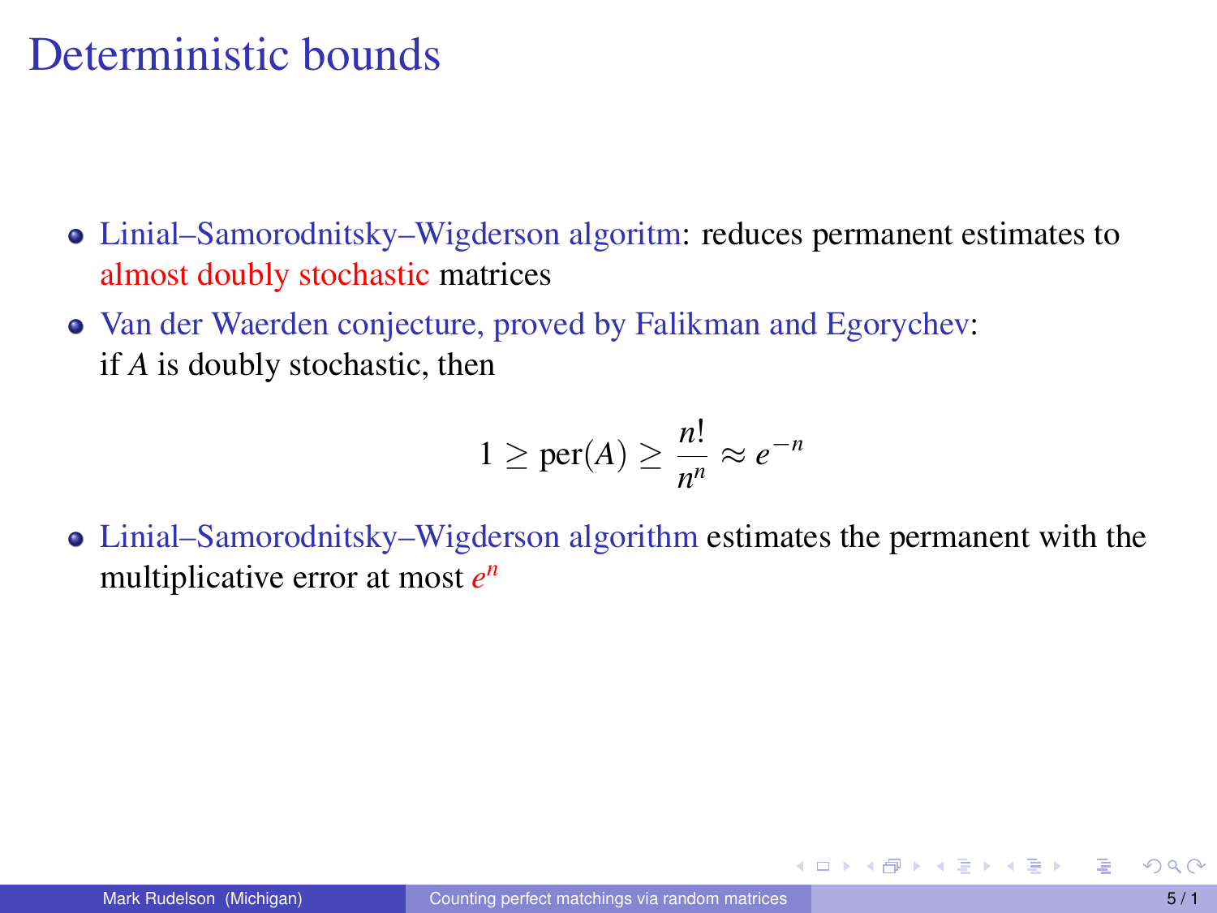# Deterministic bounds

- Linial–Samorodnitsky–Wigderson algoritm: reduces permanent estimates to almost doubly stochastic matrices
- Van der Waerden conjecture, proved by Falikman and Egorychev: if $A$ is doubly stochastic, then

$$1 \geq \text{per}(A) \geq \frac{n!}{n^n} \approx e^{-n}$$

- Linial–Samorodnitsky–Wigderson algorithm estimates the permanent with the multiplicative error at most $e^n$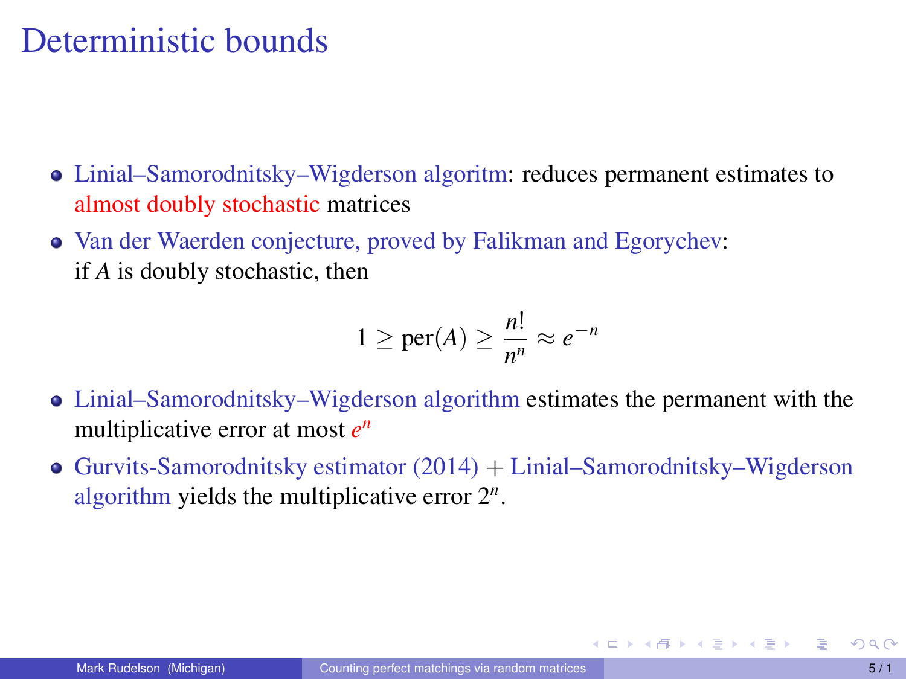# Deterministic bounds

- Linial–Samorodnitsky–Wigderson algoritm: reduces permanent estimates to almost doubly stochastic matrices
- Van der Waerden conjecture, proved by Falikman and Egorychev: if $A$ is doubly stochastic, then

$$1 \geq \text{per}(A) \geq \frac{n!}{n^n} \approx e^{-n}$$

- Linial–Samorodnitsky–Wigderson algorithm estimates the permanent with the multiplicative error at most $e^n$
- Gurvits-Samorodnitsky estimator (2014) + Linial–Samorodnitsky–Wigderson algorithm yields the multiplicative error $2^n$.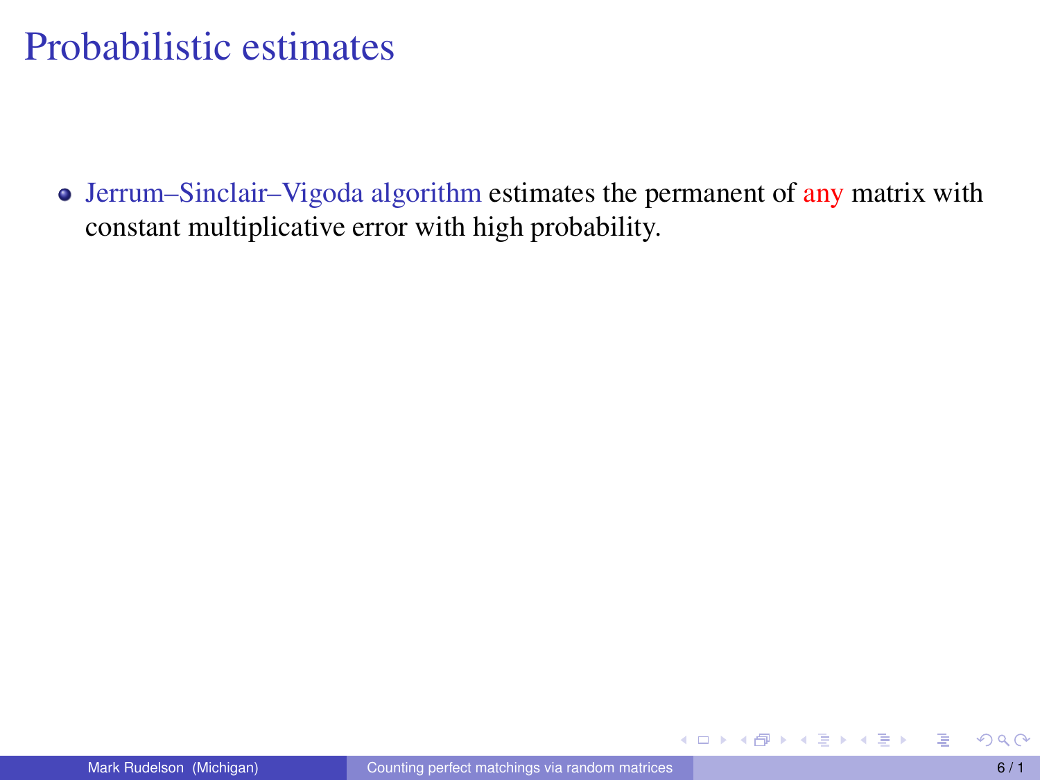# Probabilistic estimates

- Jerrum–Sinclair–Vigoda algorithm estimates the permanent of any matrix with constant multiplicative error with high probability.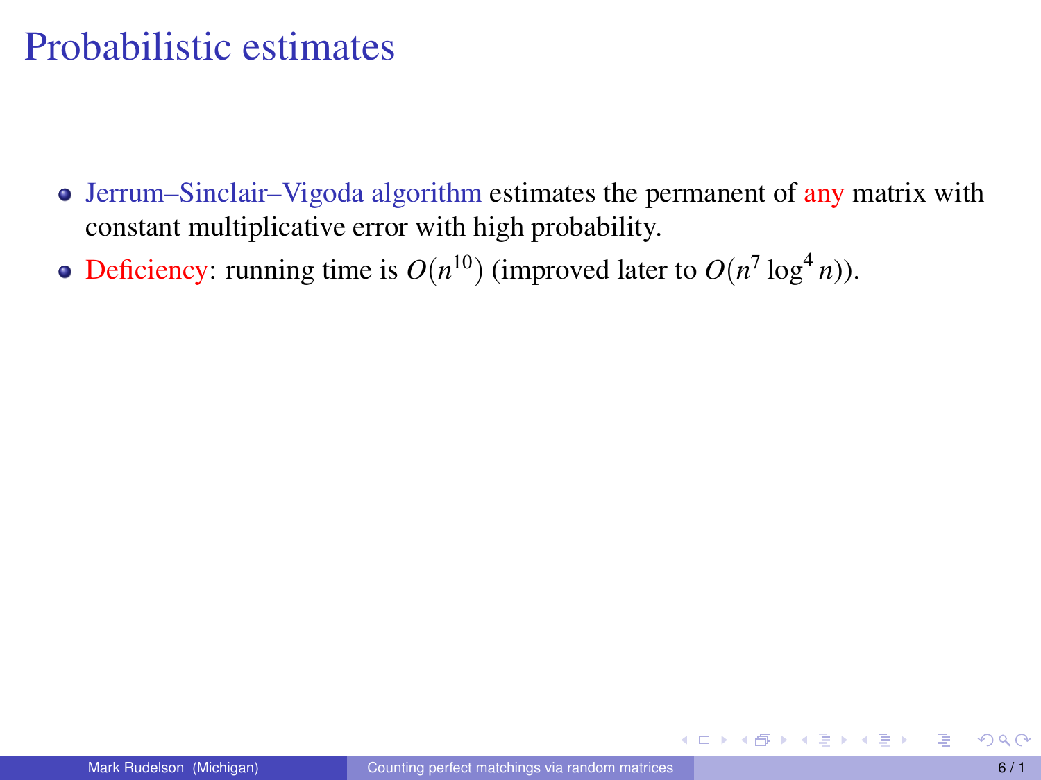# Probabilistic estimates

- Jerrum–Sinclair–Vigoda algorithm estimates the permanent of any matrix with constant multiplicative error with high probability.
- Deficiency: running time is $O(n^{10})$ (improved later to $O(n^7 \log^4 n)$).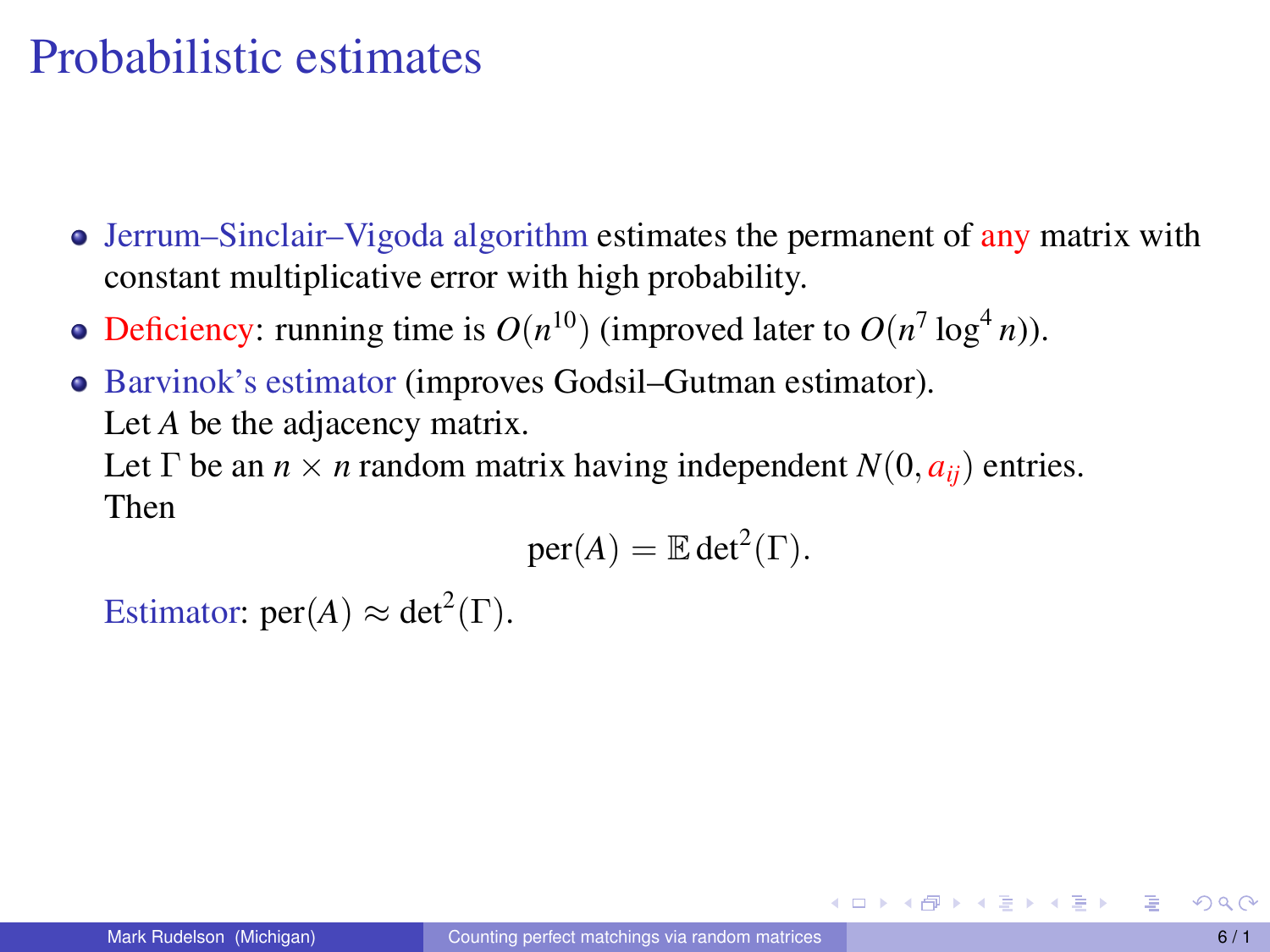# Probabilistic estimates

- Jerrum–Sinclair–Vigoda algorithm estimates the permanent of any matrix with constant multiplicative error with high probability.
- Deficiency: running time is $O(n^{10})$ (improved later to $O(n^7 \log^4 n)$).
- Barvinok's estimator (improves Godsil–Gutman estimator).
  Let $A$ be the adjacency matrix.
  Let $\Gamma$ be an $n \times n$ random matrix having independent $N(0, a_{ij})$ entries.
  Then

$$\text{per}(A) = \mathbb{E} \det^2(\Gamma).$$

  Estimator: $\text{per}(A) \approx \det^2(\Gamma)$.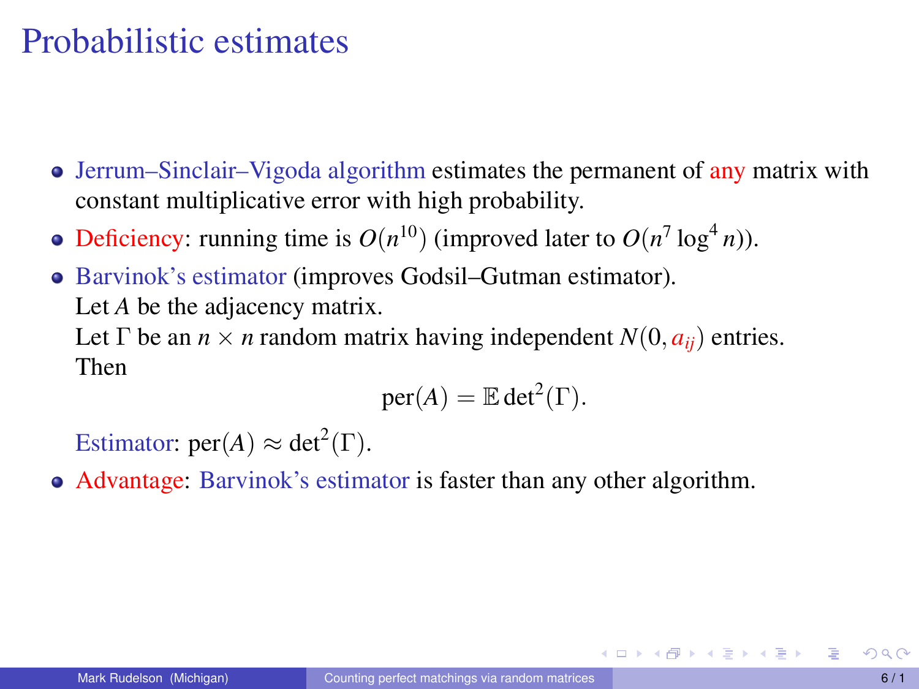# Probabilistic estimates

- Jerrum–Sinclair–Vigoda algorithm estimates the permanent of any matrix with constant multiplicative error with high probability.
- Deficiency: running time is $O(n^{10})$ (improved later to $O(n^7 \log^4 n)$).
- Barvinok's estimator (improves Godsil–Gutman estimator).
  Let $A$ be the adjacency matrix.
  Let $\Gamma$ be an $n \times n$ random matrix having independent $N(0, a_{ij})$ entries.
  Then
  $$\text{per}(A) = \mathbb{E} \det^2(\Gamma).$$
  Estimator: $\text{per}(A) \approx \det^2(\Gamma)$.
- Advantage: Barvinok's estimator is faster than any other algorithm.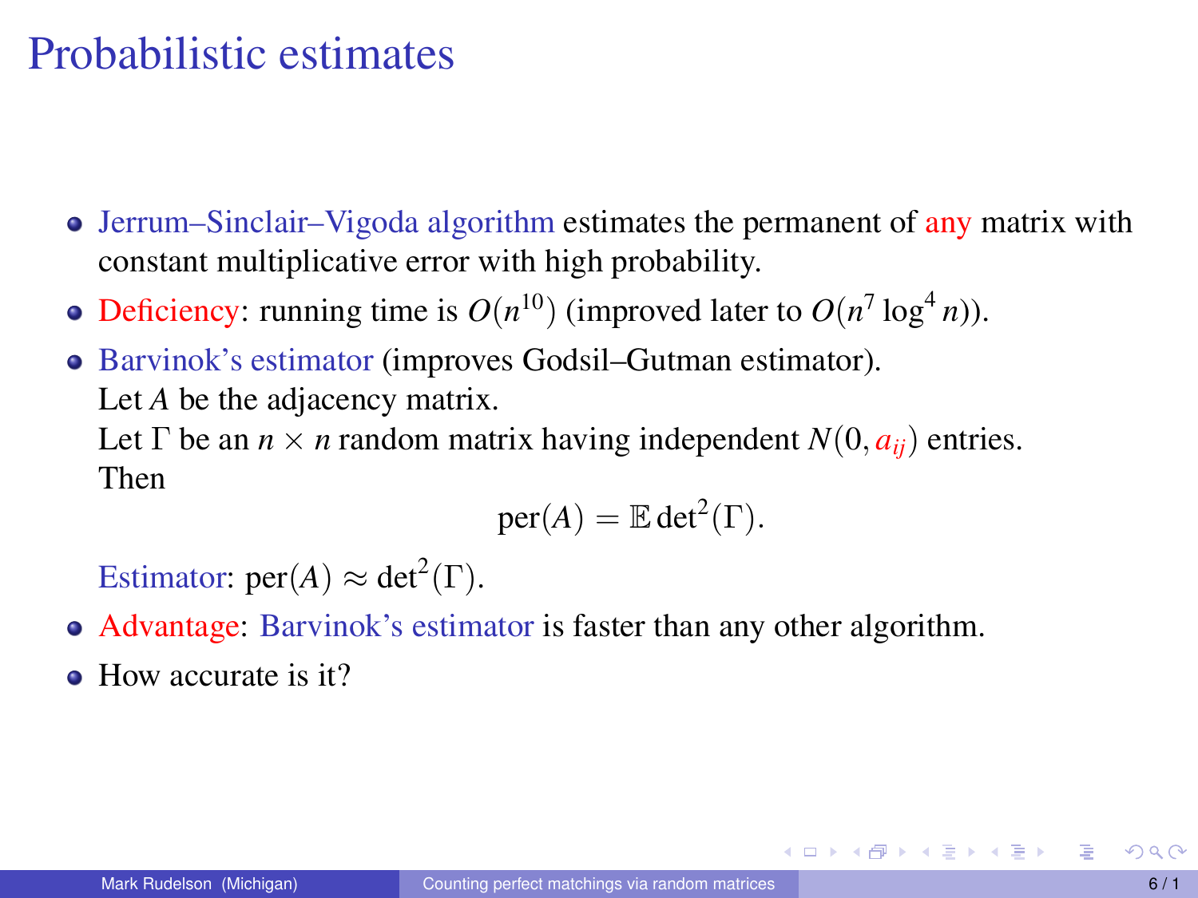# Probabilistic estimates

- Jerrum–Sinclair–Vigoda algorithm estimates the permanent of any matrix with constant multiplicative error with high probability.
- Deficiency: running time is $O(n^{10})$ (improved later to $O(n^7 \log^4 n)$).
- Barvinok's estimator (improves Godsil–Gutman estimator).
  Let $A$ be the adjacency matrix.
  Let $\Gamma$ be an $n \times n$ random matrix having independent $N(0, a_{ij})$ entries.
  Then
  $$\text{per}(A) = \mathbb{E} \det^2(\Gamma).$$
  Estimator: $\text{per}(A) \approx \det^2(\Gamma)$.
- Advantage: Barvinok's estimator is faster than any other algorithm.
- How accurate is it?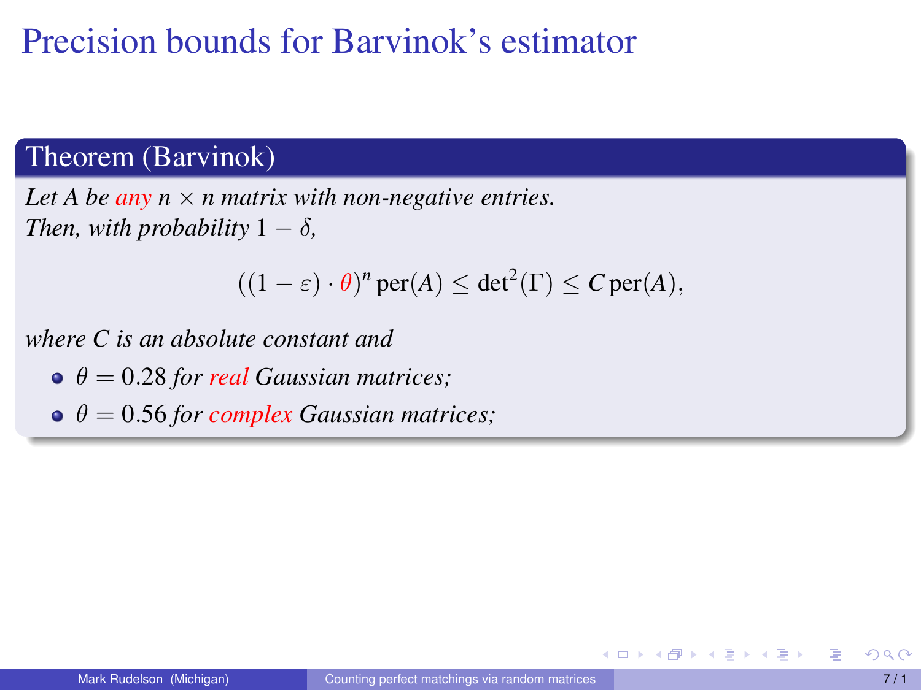# Precision bounds for Barvinok's estimator

**Theorem (Barvinok)**

*Let $A$ be any $n \times n$ matrix with non-negative entries.*
*Then, with probability $1 - \delta$,*

$$((1-\varepsilon)\cdot\theta)^n \operatorname{per}(A) \le \det^2(\Gamma) \le C \operatorname{per}(A),$$

*where $C$ is an absolute constant and*

- $\theta = 0.28$ *for real Gaussian matrices;*
- $\theta = 0.56$ *for complex Gaussian matrices;*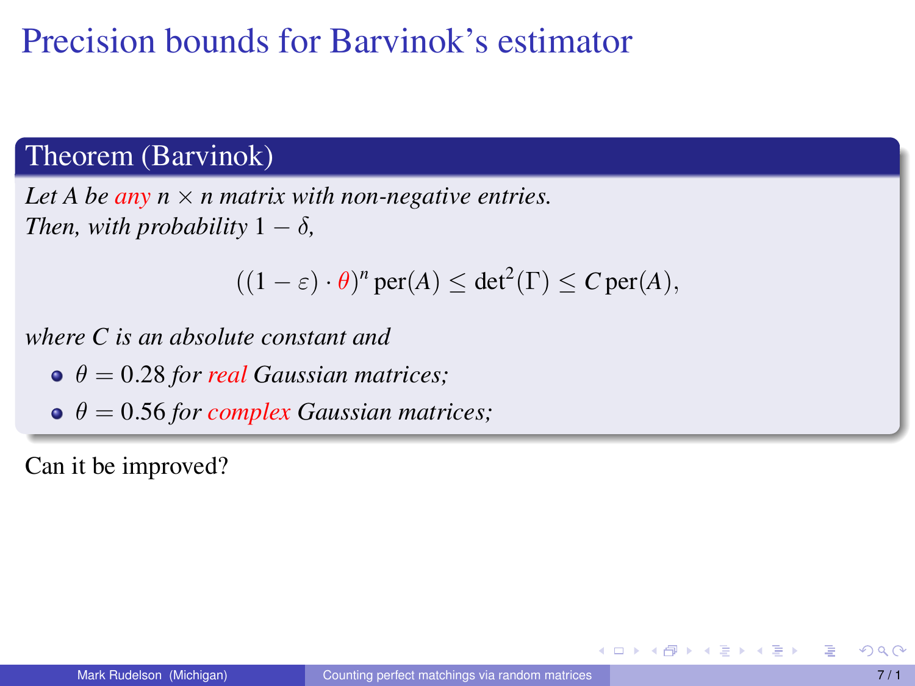# Precision bounds for Barvinok's estimator

**Theorem (Barvinok)**

*Let $A$ be any $n \times n$ matrix with non-negative entries.*
*Then, with probability $1 - \delta$,*

$$((1-\varepsilon)\cdot\theta)^n \operatorname{per}(A) \le \det^2(\Gamma) \le C \operatorname{per}(A),$$

*where $C$ is an absolute constant and*

- $\theta = 0.28$ *for real Gaussian matrices;*
- $\theta = 0.56$ *for complex Gaussian matrices;*

Can it be improved?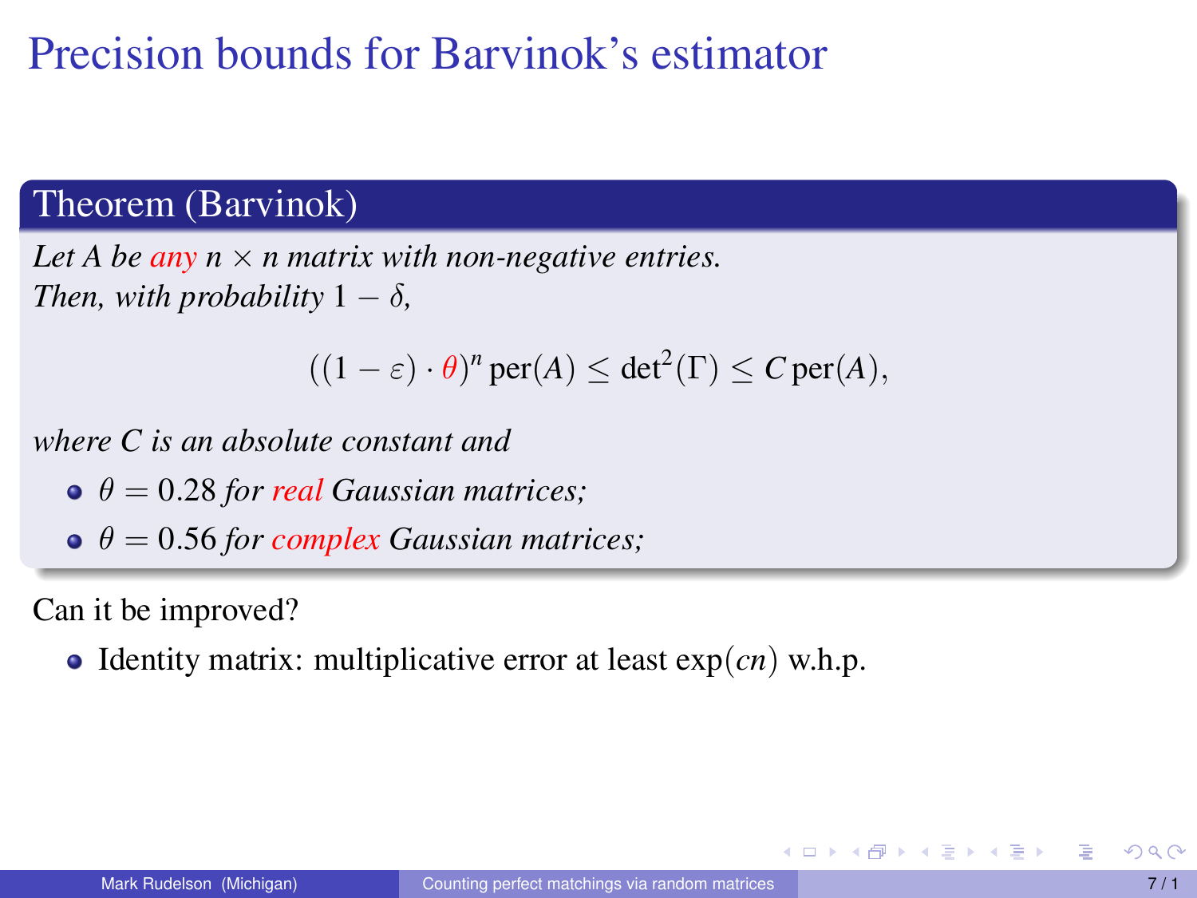# Precision bounds for Barvinok's estimator

**Theorem (Barvinok)**

*Let $A$ be any $n \times n$ matrix with non-negative entries. Then, with probability $1 - \delta$,*

$$((1-\varepsilon)\cdot\theta)^n \operatorname{per}(A) \le \det^2(\Gamma) \le C \operatorname{per}(A),$$

*where $C$ is an absolute constant and*

- $\theta = 0.28$ *for real Gaussian matrices;*
- $\theta = 0.56$ *for complex Gaussian matrices;*

Can it be improved?

- Identity matrix: multiplicative error at least $\exp(cn)$ w.h.p.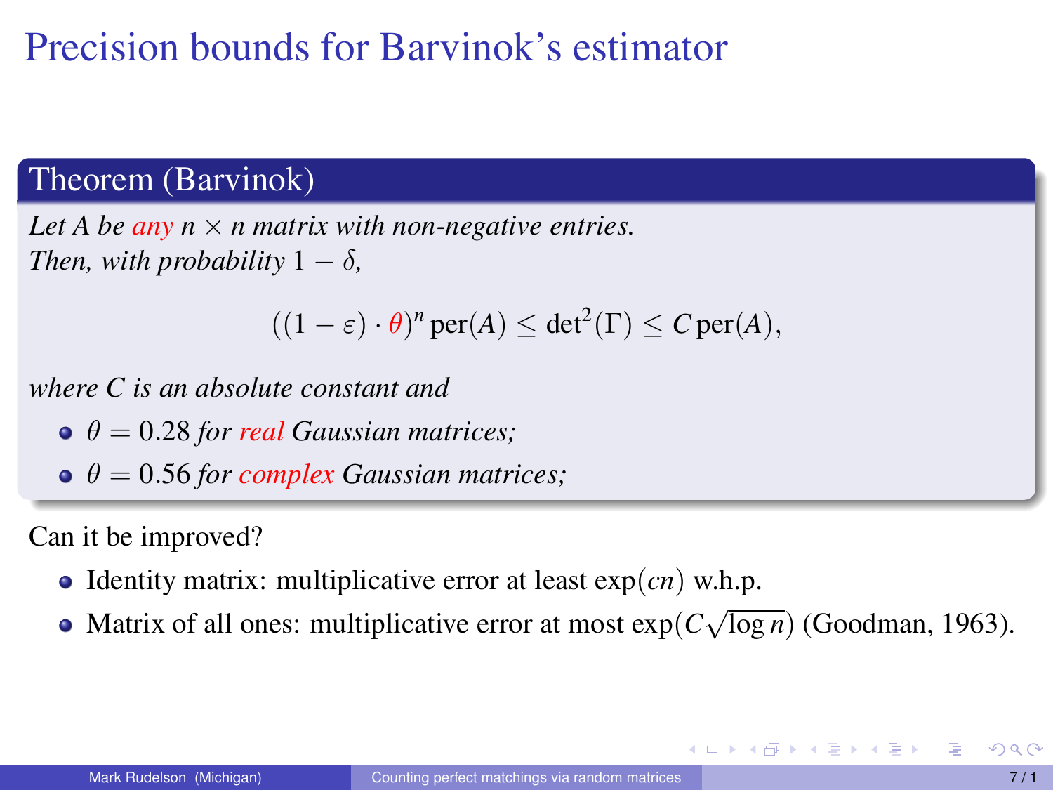# Precision bounds for Barvinok's estimator

**Theorem (Barvinok)**

*Let $A$ be any $n \times n$ matrix with non-negative entries.*
*Then, with probability $1 - \delta$,*

$$((1-\varepsilon)\cdot\theta)^n \operatorname{per}(A) \le \det^2(\Gamma) \le C \operatorname{per}(A),$$

*where $C$ is an absolute constant and*

- $\theta = 0.28$ *for real Gaussian matrices;*
- $\theta = 0.56$ *for complex Gaussian matrices;*

Can it be improved?

- Identity matrix: multiplicative error at least $\exp(cn)$ w.h.p.
- Matrix of all ones: multiplicative error at most $\exp(C\sqrt{\log n})$ (Goodman, 1963).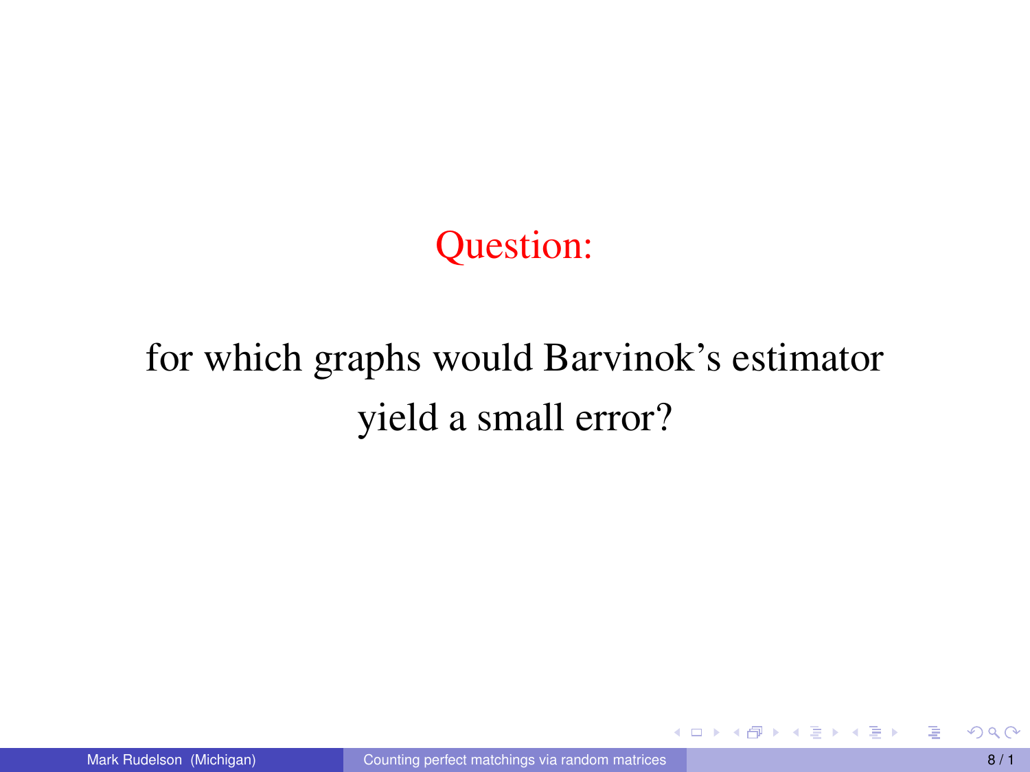Question:

for which graphs would Barvinok's estimator yield a small error?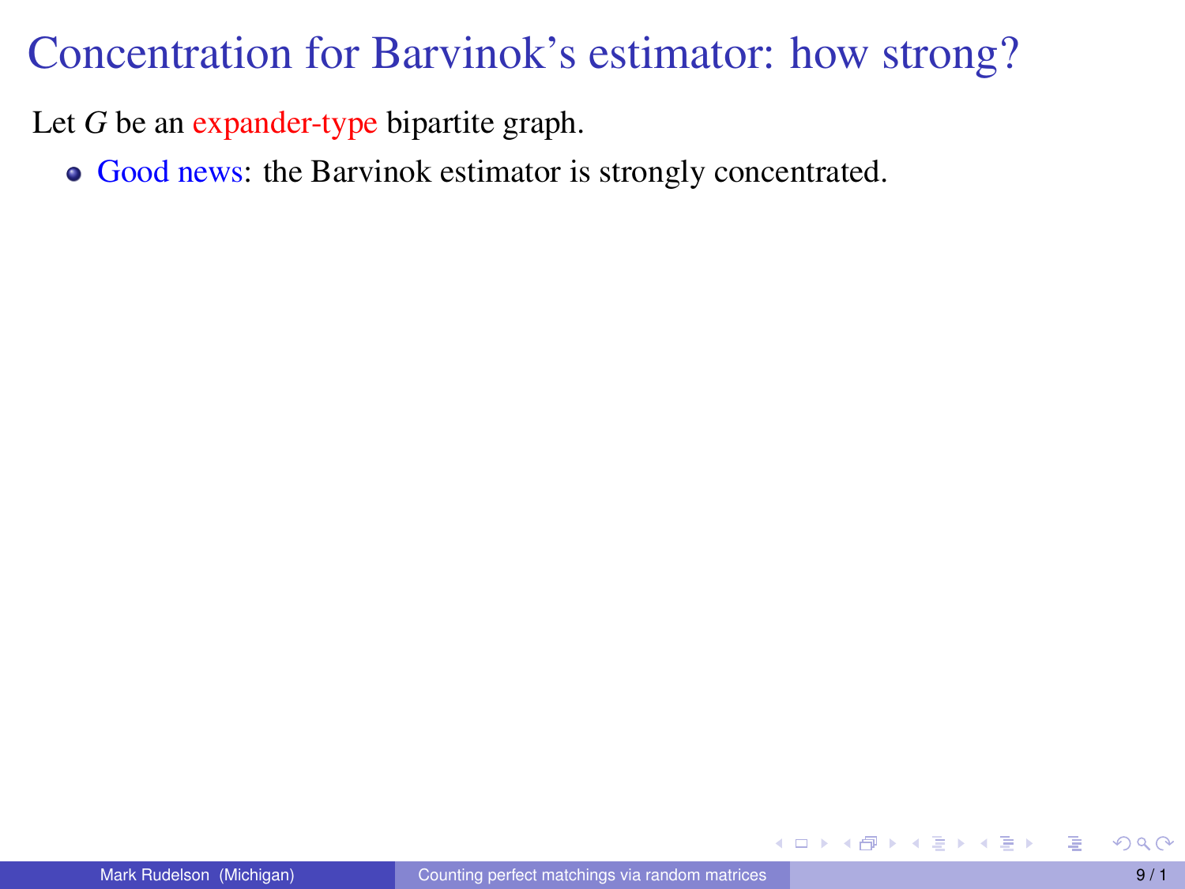# Concentration for Barvinok's estimator: how strong?

Let $G$ be an expander-type bipartite graph.

- Good news: the Barvinok estimator is strongly concentrated.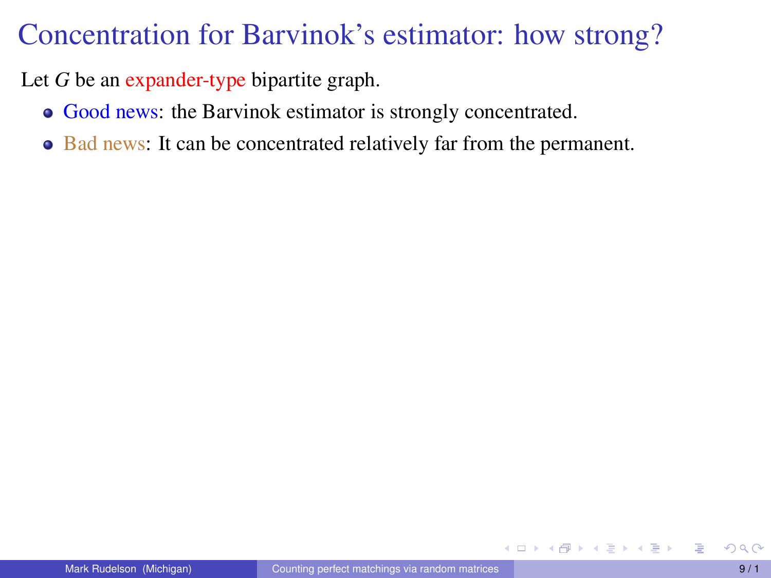# Concentration for Barvinok's estimator: how strong?

Let $G$ be an expander-type bipartite graph.

- Good news: the Barvinok estimator is strongly concentrated.
- Bad news: It can be concentrated relatively far from the permanent.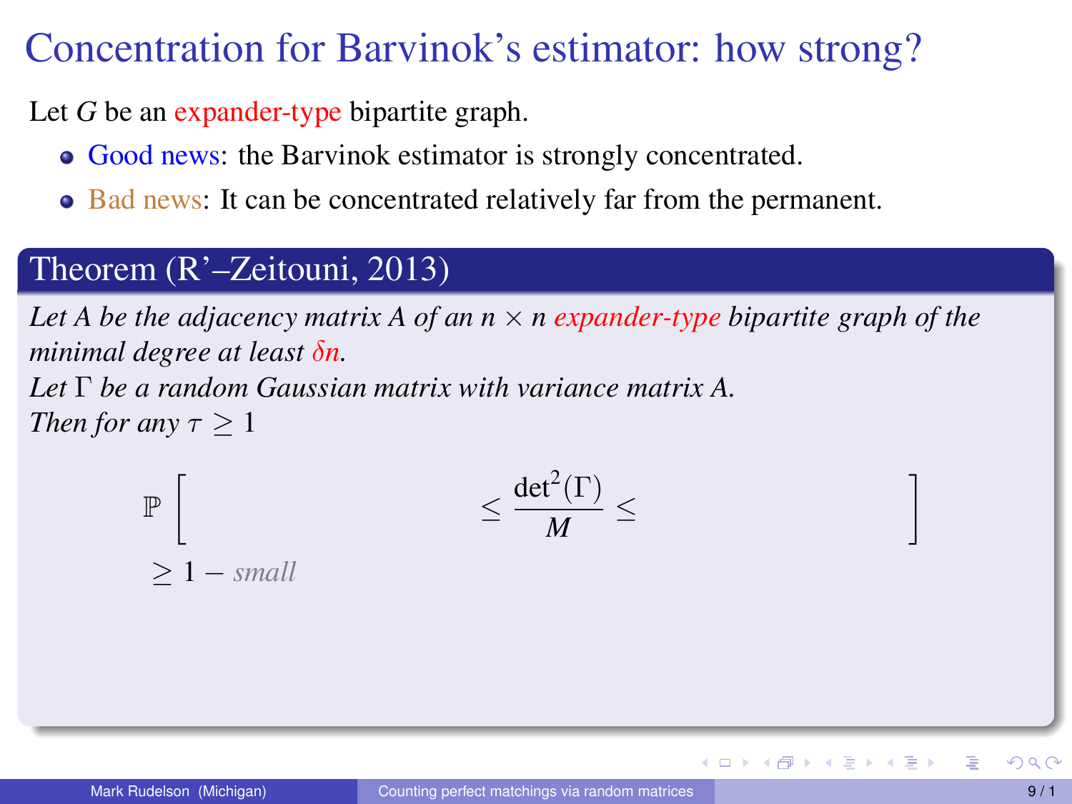# Concentration for Barvinok's estimator: how strong?

Let $G$ be an expander-type bipartite graph.

- Good news: the Barvinok estimator is strongly concentrated.
- Bad news: It can be concentrated relatively far from the permanent.

**Theorem (R'–Zeitouni, 2013)**

*Let $A$ be the adjacency matrix $A$ of an $n \times n$ expander-type bipartite graph of the minimal degree at least $\delta n$.*
*Let $\Gamma$ be a random Gaussian matrix with variance matrix $A$.*
*Then for any $\tau \geq 1$*

$$\mathbb{P}\left[ \qquad \leq \frac{\det^2(\Gamma)}{M} \leq \qquad \right]$$

$\geq 1 -$ *small*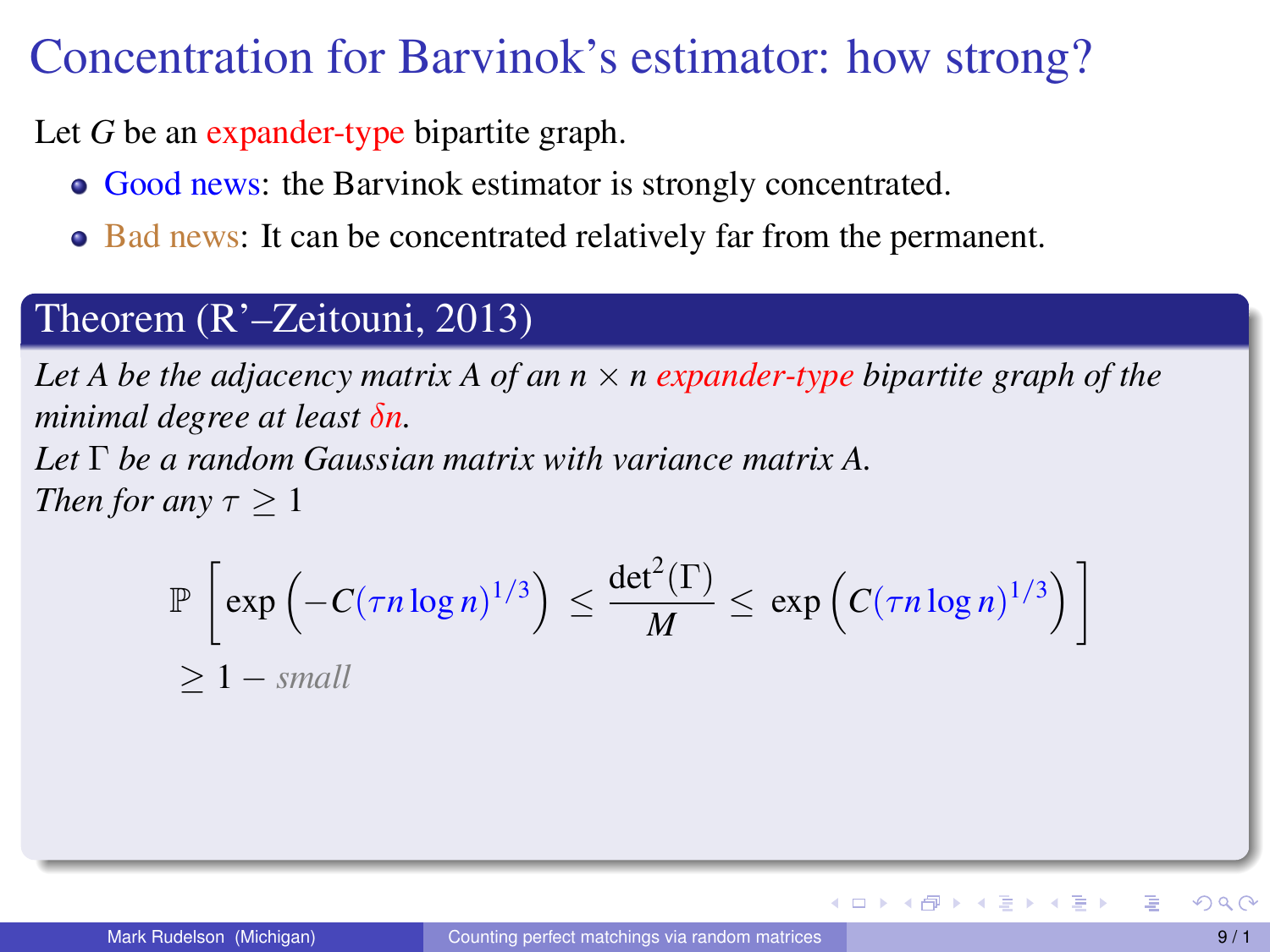# Concentration for Barvinok's estimator: how strong?

Let $G$ be an expander-type bipartite graph.

- Good news: the Barvinok estimator is strongly concentrated.
- Bad news: It can be concentrated relatively far from the permanent.

## Theorem (R'–Zeitouni, 2013)

*Let $A$ be the adjacency matrix $A$ of an $n \times n$ expander-type bipartite graph of the minimal degree at least $\delta n$.*
*Let $\Gamma$ be a random Gaussian matrix with variance matrix $A$.*
*Then for any $\tau \geq 1$*

$$\mathbb{P}\left[\exp\left(-C(\tau n \log n)^{1/3}\right) \leq \frac{\det^2(\Gamma)}{M} \leq \exp\left(C(\tau n \log n)^{1/3}\right)\right]$$
$$\geq 1 - \textit{small}$$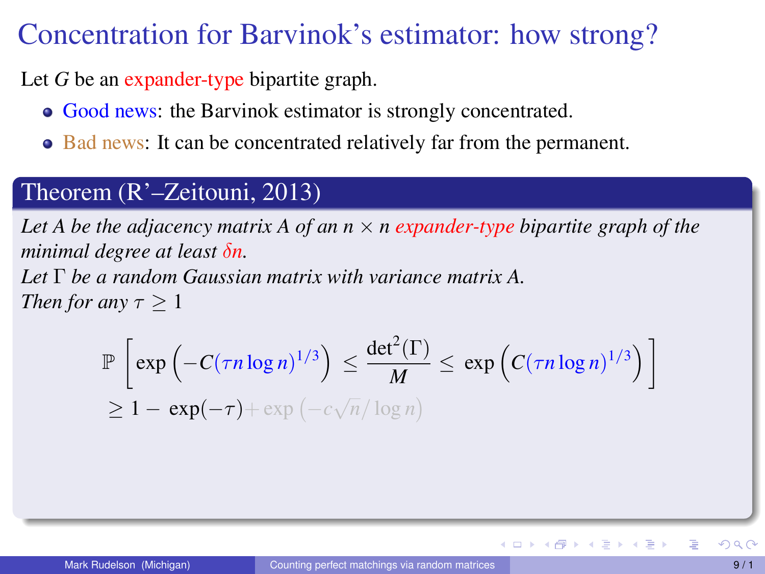# Concentration for Barvinok's estimator: how strong?

Let $G$ be an expander-type bipartite graph.

- Good news: the Barvinok estimator is strongly concentrated.
- Bad news: It can be concentrated relatively far from the permanent.

**Theorem (R'–Zeitouni, 2013)**

*Let $A$ be the adjacency matrix $A$ of an $n \times n$ expander-type bipartite graph of the minimal degree at least $\delta n$.*
*Let $\Gamma$ be a random Gaussian matrix with variance matrix $A$.*
*Then for any $\tau \geq 1$*

$$\mathbb{P}\left[\exp\left(-C(\tau n \log n)^{1/3}\right) \leq \frac{\det^2(\Gamma)}{M} \leq \exp\left(C(\tau n \log n)^{1/3}\right)\right]$$
$$\geq 1 - \exp(-\tau) + \exp\left(-c\sqrt{n}/\log n\right)$$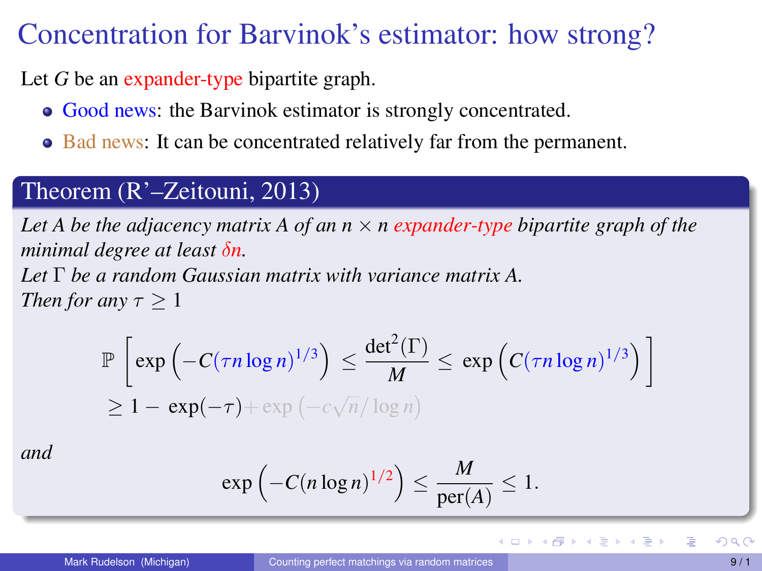# Concentration for Barvinok's estimator: how strong?

Let $G$ be an expander-type bipartite graph.

- Good news: the Barvinok estimator is strongly concentrated.
- Bad news: It can be concentrated relatively far from the permanent.

**Theorem (R'–Zeitouni, 2013)**

*Let $A$ be the adjacency matrix $A$ of an $n \times n$ expander-type bipartite graph of the minimal degree at least $\delta n$.*
*Let $\Gamma$ be a random Gaussian matrix with variance matrix $A$.*
*Then for any $\tau \geq 1$*

$$\mathbb{P}\left[\exp\left(-C(\tau n \log n)^{1/3}\right) \leq \frac{\det^2(\Gamma)}{M} \leq \exp\left(C(\tau n \log n)^{1/3}\right)\right]$$
$$\geq 1 - \exp(-\tau) + \exp\left(-c\sqrt{n}/\log n\right)$$

*and*

$$\exp\left(-C(n \log n)^{1/2}\right) \leq \frac{M}{\operatorname{per}(A)} \leq 1.$$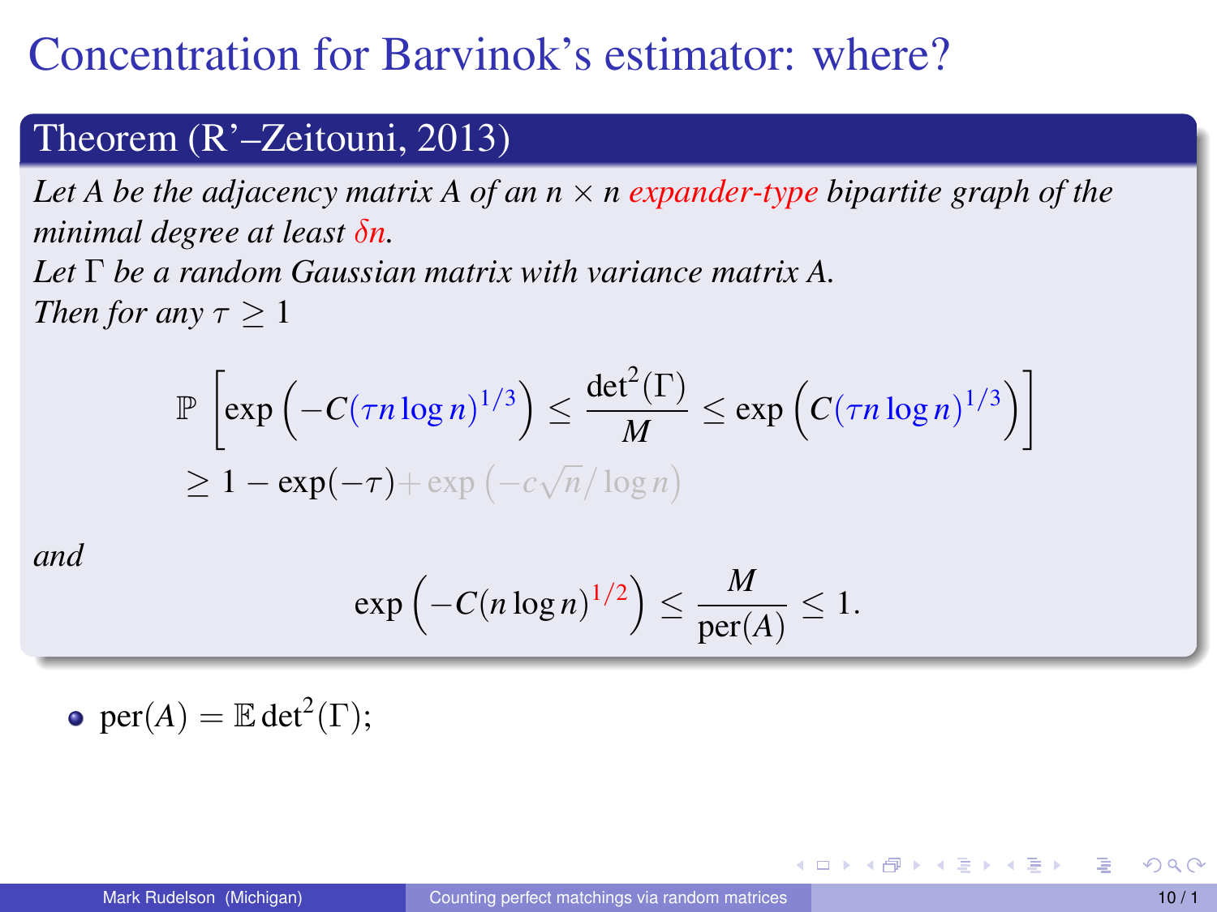# Concentration for Barvinok's estimator: where?

## Theorem (R'–Zeitouni, 2013)

*Let $A$ be the adjacency matrix $A$ of an $n \times n$ expander-type bipartite graph of the minimal degree at least $\delta n$.*
*Let $\Gamma$ be a random Gaussian matrix with variance matrix $A$.*
*Then for any $\tau \geq 1$*

$$\mathbb{P}\left[\exp\left(-C(\tau n \log n)^{1/3}\right) \leq \frac{\det^2(\Gamma)}{M} \leq \exp\left(C(\tau n \log n)^{1/3}\right)\right]$$
$$\geq 1 - \exp(-\tau) + \exp\left(-c\sqrt{n}/\log n\right)$$

*and*

$$\exp\left(-C(n \log n)^{1/2}\right) \leq \frac{M}{\text{per}(A)} \leq 1.$$

- $\text{per}(A) = \mathbb{E}\det^2(\Gamma)$;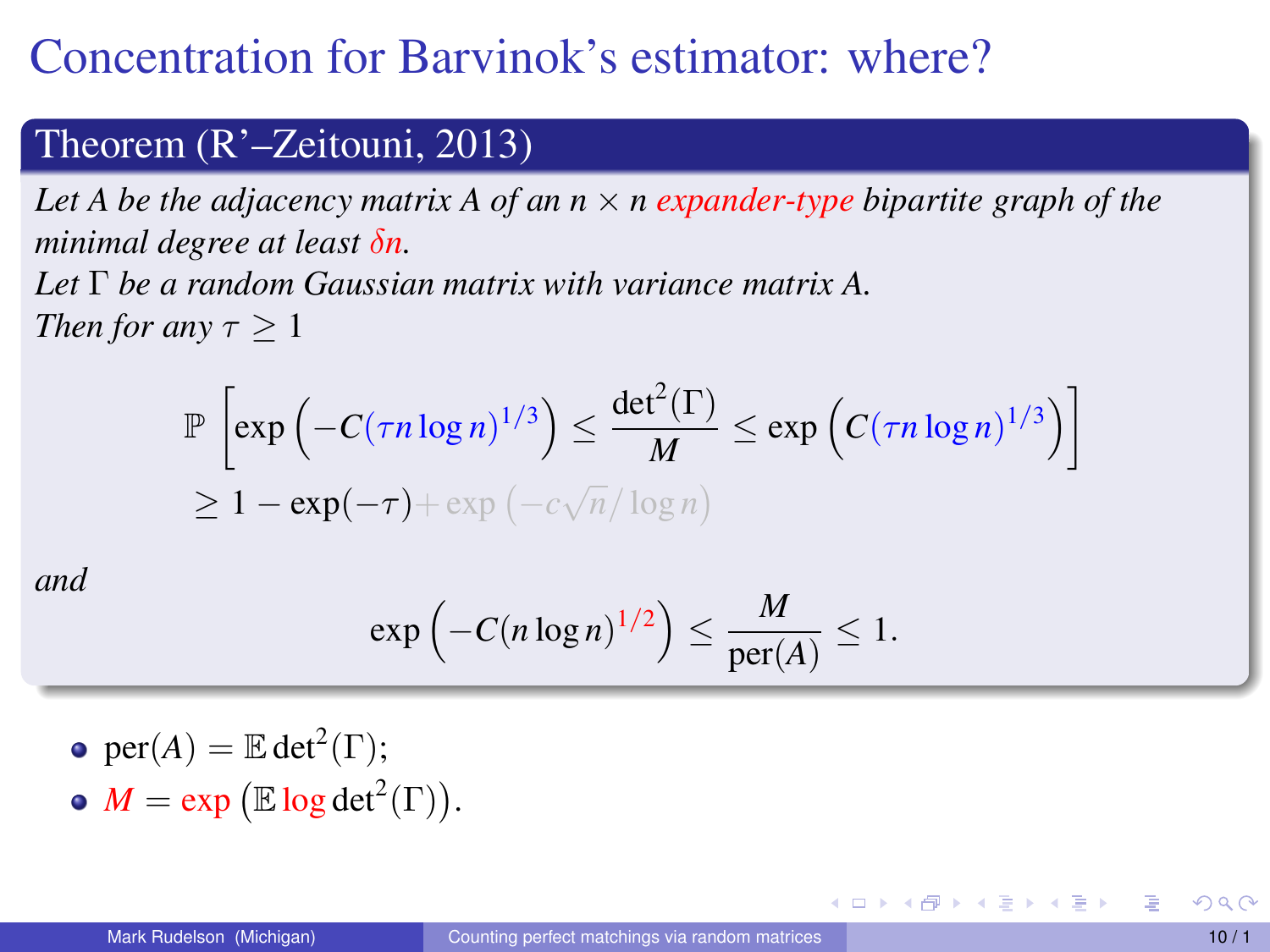# Concentration for Barvinok's estimator: where?

**Theorem (R'–Zeitouni, 2013)**

*Let $A$ be the adjacency matrix $A$ of an $n \times n$ expander-type bipartite graph of the minimal degree at least $\delta n$.*
*Let $\Gamma$ be a random Gaussian matrix with variance matrix $A$.*
*Then for any $\tau \geq 1$*

$$\mathbb{P}\left[\exp\left(-C(\tau n \log n)^{1/3}\right) \leq \frac{\det^2(\Gamma)}{M} \leq \exp\left(C(\tau n \log n)^{1/3}\right)\right]$$
$$\geq 1 - \exp(-\tau) + \exp\left(-c\sqrt{n}/\log n\right)$$

*and*

$$\exp\left(-C(n \log n)^{1/2}\right) \leq \frac{M}{\mathrm{per}(A)} \leq 1.$$

- $\mathrm{per}(A) = \mathbb{E} \det^2(\Gamma)$;
- $M = \exp\left(\mathbb{E} \log \det^2(\Gamma)\right)$.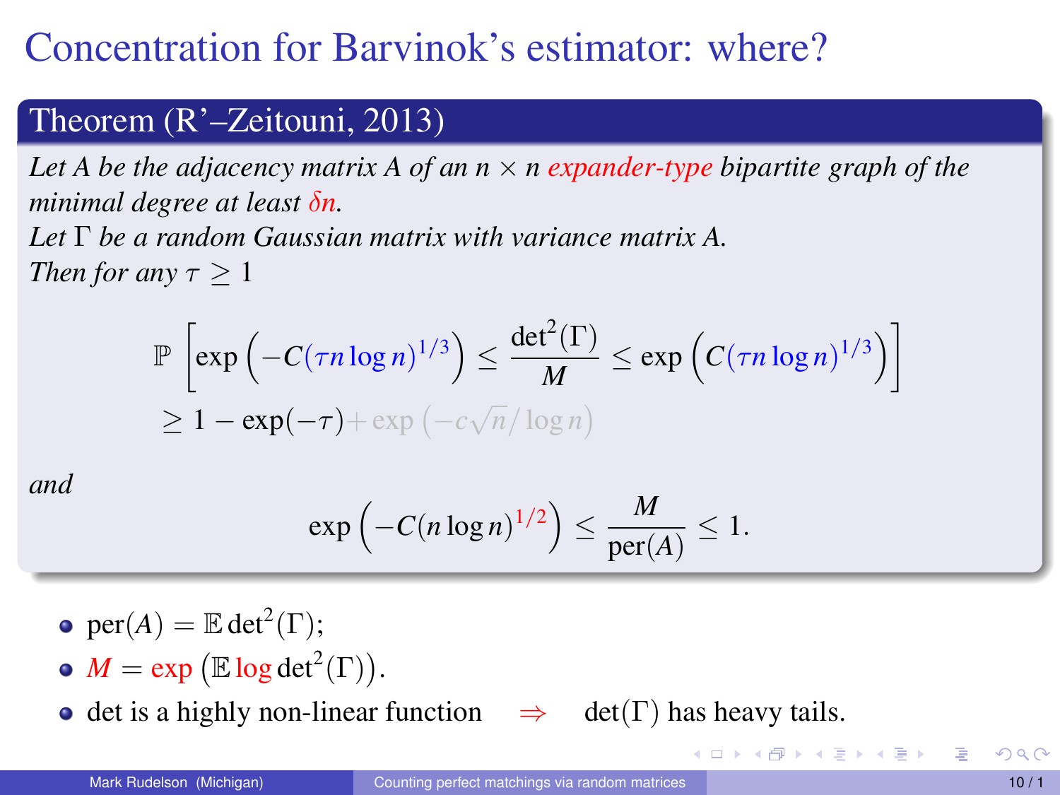# Concentration for Barvinok's estimator: where?

**Theorem (R'–Zeitouni, 2013)**

*Let $A$ be the adjacency matrix $A$ of an $n \times n$ expander-type bipartite graph of the minimal degree at least $\delta n$.*
*Let $\Gamma$ be a random Gaussian matrix with variance matrix $A$.*
*Then for any $\tau \geq 1$*

$$\mathbb{P}\left[\exp\left(-C(\tau n \log n)^{1/3}\right) \leq \frac{\det^2(\Gamma)}{M} \leq \exp\left(C(\tau n \log n)^{1/3}\right)\right]$$
$$\geq 1 - \exp(-\tau) + \exp\left(-c\sqrt{n}/\log n\right)$$

*and*

$$\exp\left(-C(n \log n)^{1/2}\right) \leq \frac{M}{\operatorname{per}(A)} \leq 1.$$

- $\operatorname{per}(A) = \mathbb{E}\det^2(\Gamma)$;
- $M = \exp\left(\mathbb{E}\log\det^2(\Gamma)\right)$.
- det is a highly non-linear function $\Rightarrow$ $\det(\Gamma)$ has heavy tails.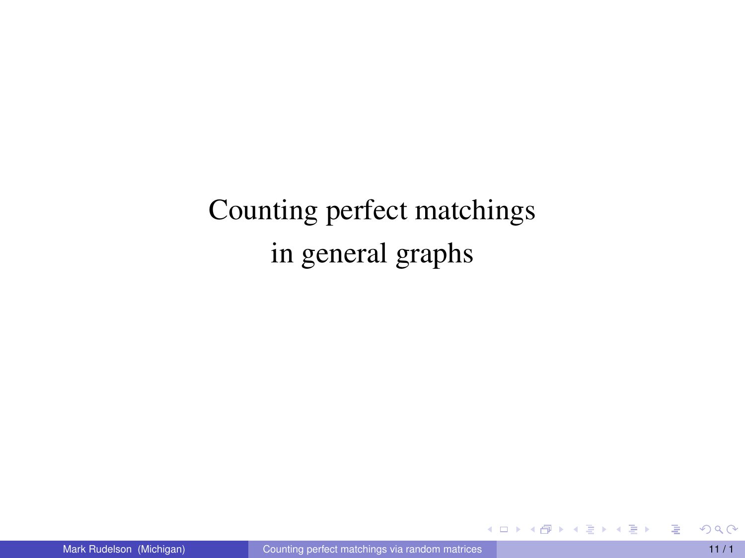# Counting perfect matchings in general graphs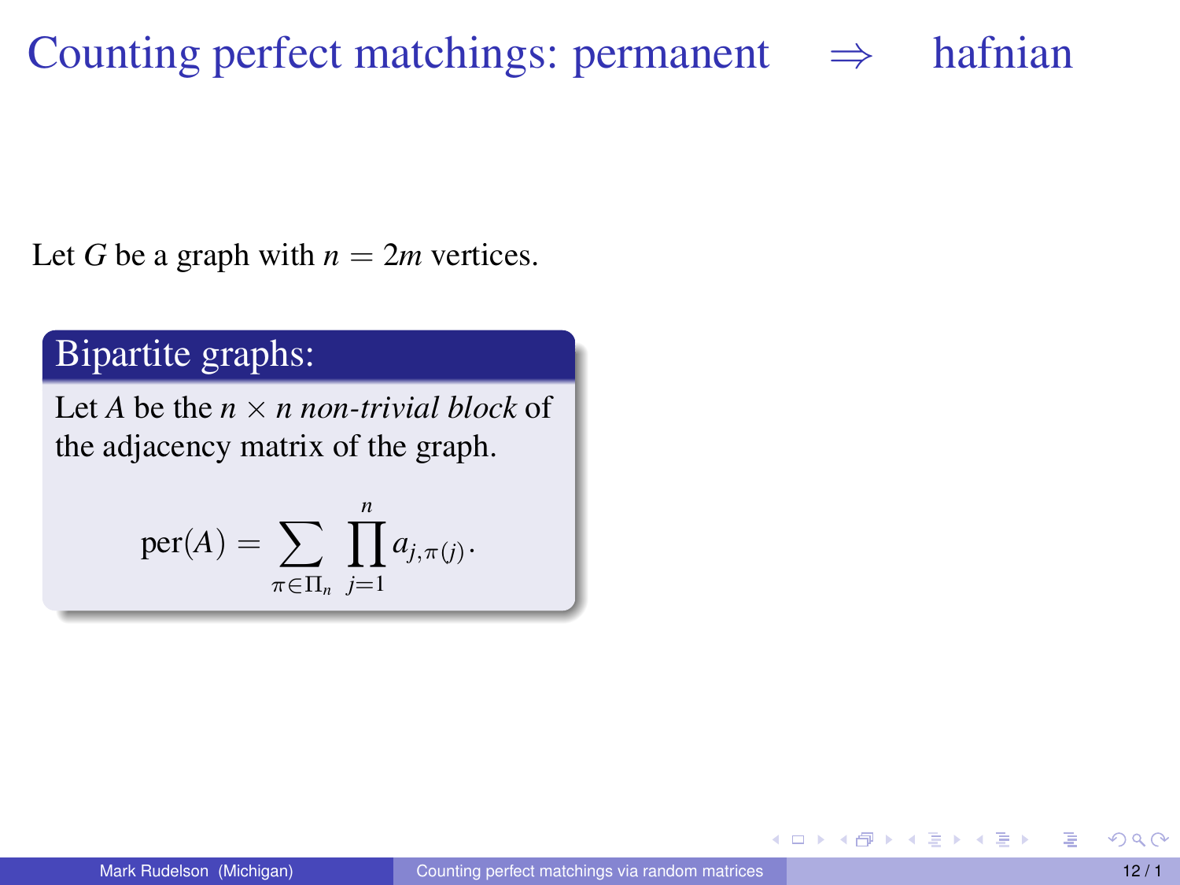# Counting perfect matchings: permanent $\Rightarrow$ hafnian

Let $G$ be a graph with $n = 2m$ vertices.

### Bipartite graphs:

Let $A$ be the $n \times n$ *non-trivial block* of the adjacency matrix of the graph.

$$\operatorname{per}(A) = \sum_{\pi \in \Pi_n} \prod_{j=1}^{n} a_{j,\pi(j)}.$$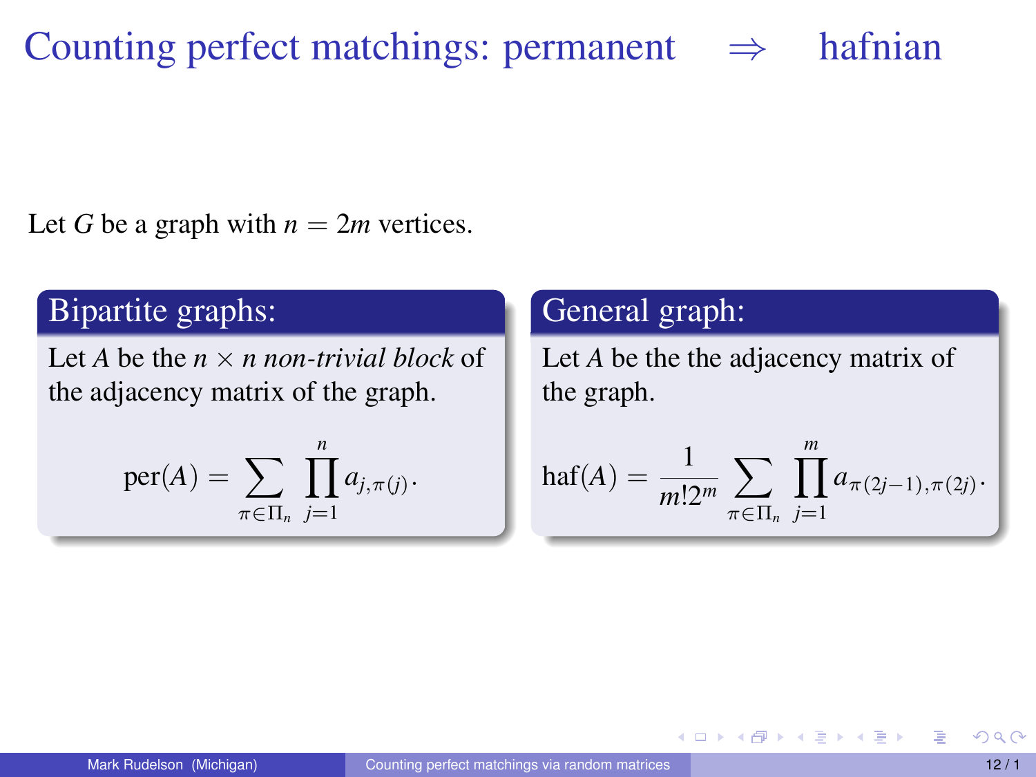# Counting perfect matchings: permanent $\Rightarrow$ hafnian

Let $G$ be a graph with $n = 2m$ vertices.

## Bipartite graphs:

Let $A$ be the $n \times n$ *non-trivial block* of the adjacency matrix of the graph.

$$\text{per}(A) = \sum_{\pi \in \Pi_n} \prod_{j=1}^{n} a_{j,\pi(j)}.$$

## General graph:

Let $A$ be the the adjacency matrix of the graph.

$$\text{haf}(A) = \frac{1}{m! 2^m} \sum_{\pi \in \Pi_n} \prod_{j=1}^{m} a_{\pi(2j-1),\pi(2j)}.$$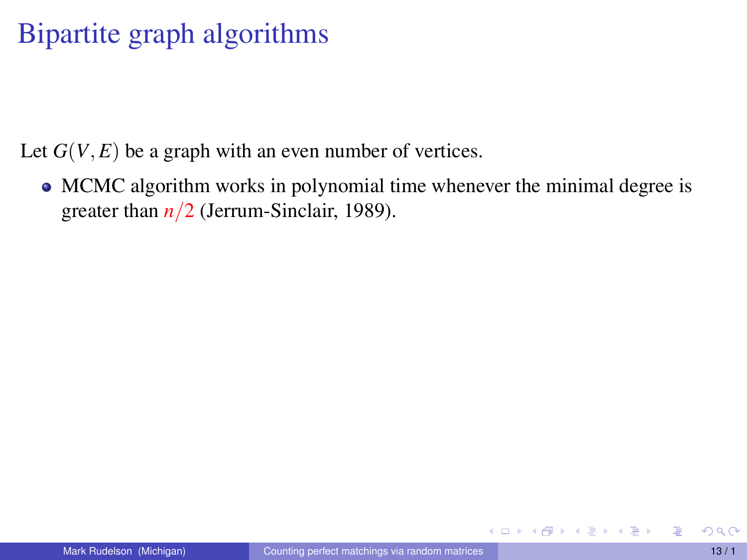# Bipartite graph algorithms

Let $G(V,E)$ be a graph with an even number of vertices.

- MCMC algorithm works in polynomial time whenever the minimal degree is greater than $n/2$ (Jerrum-Sinclair, 1989).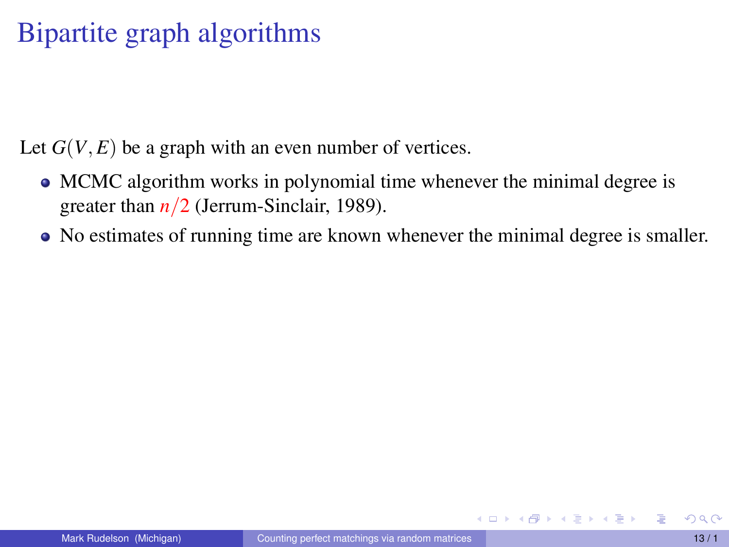# Bipartite graph algorithms

Let $G(V,E)$ be a graph with an even number of vertices.

- MCMC algorithm works in polynomial time whenever the minimal degree is greater than $n/2$ (Jerrum-Sinclair, 1989).
- No estimates of running time are known whenever the minimal degree is smaller.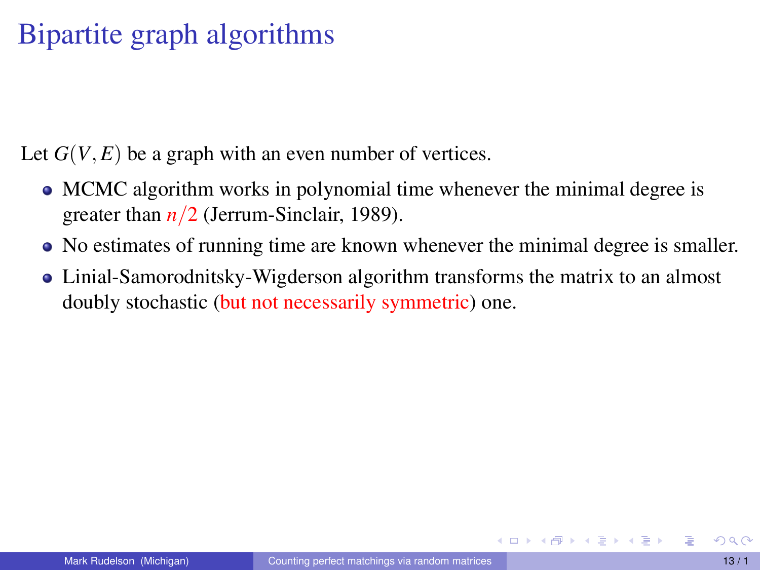# Bipartite graph algorithms

Let $G(V, E)$ be a graph with an even number of vertices.

- MCMC algorithm works in polynomial time whenever the minimal degree is greater than $n/2$ (Jerrum-Sinclair, 1989).
- No estimates of running time are known whenever the minimal degree is smaller.
- Linial-Samorodnitsky-Wigderson algorithm transforms the matrix to an almost doubly stochastic (but not necessarily symmetric) one.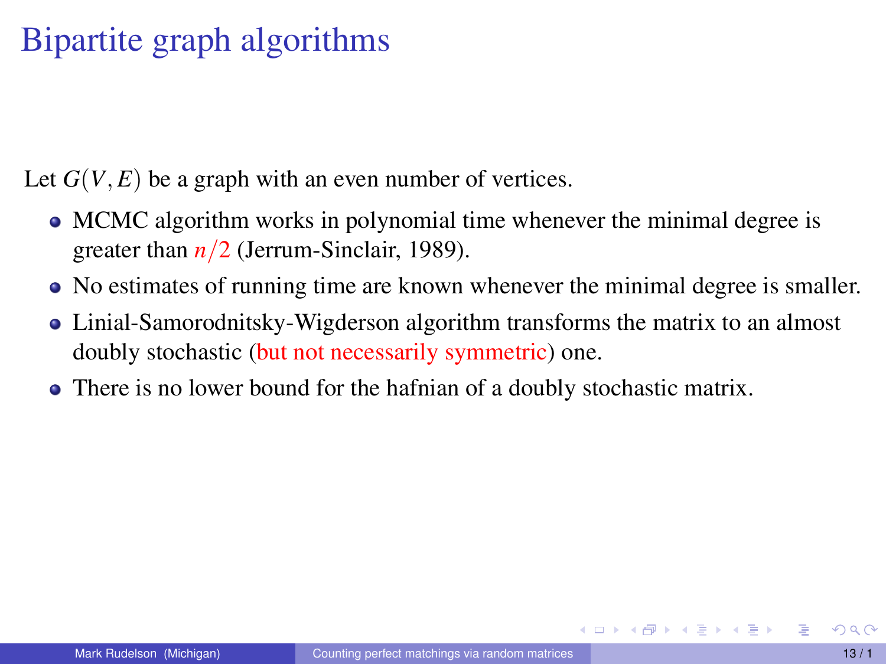# Bipartite graph algorithms

Let $G(V, E)$ be a graph with an even number of vertices.

- MCMC algorithm works in polynomial time whenever the minimal degree is greater than $n/2$ (Jerrum-Sinclair, 1989).
- No estimates of running time are known whenever the minimal degree is smaller.
- Linial-Samorodnitsky-Wigderson algorithm transforms the matrix to an almost doubly stochastic (but not necessarily symmetric) one.
- There is no lower bound for the hafnian of a doubly stochastic matrix.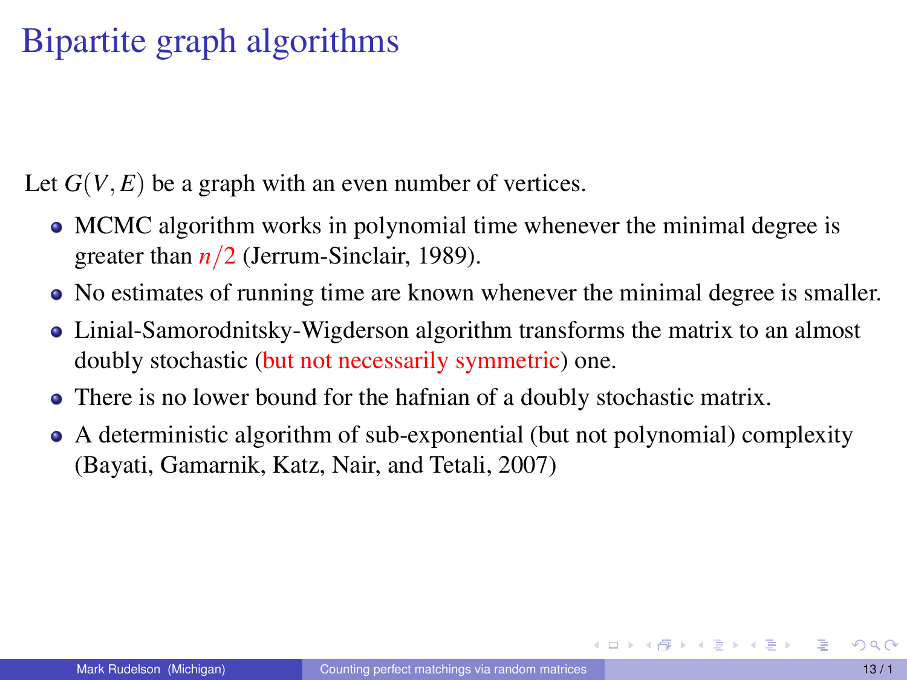# Bipartite graph algorithms

Let $G(V,E)$ be a graph with an even number of vertices.

- MCMC algorithm works in polynomial time whenever the minimal degree is greater than $n/2$ (Jerrum-Sinclair, 1989).
- No estimates of running time are known whenever the minimal degree is smaller.
- Linial-Samorodnitsky-Wigderson algorithm transforms the matrix to an almost doubly stochastic (but not necessarily symmetric) one.
- There is no lower bound for the hafnian of a doubly stochastic matrix.
- A deterministic algorithm of sub-exponential (but not polynomial) complexity (Bayati, Gamarnik, Katz, Nair, and Tetali, 2007)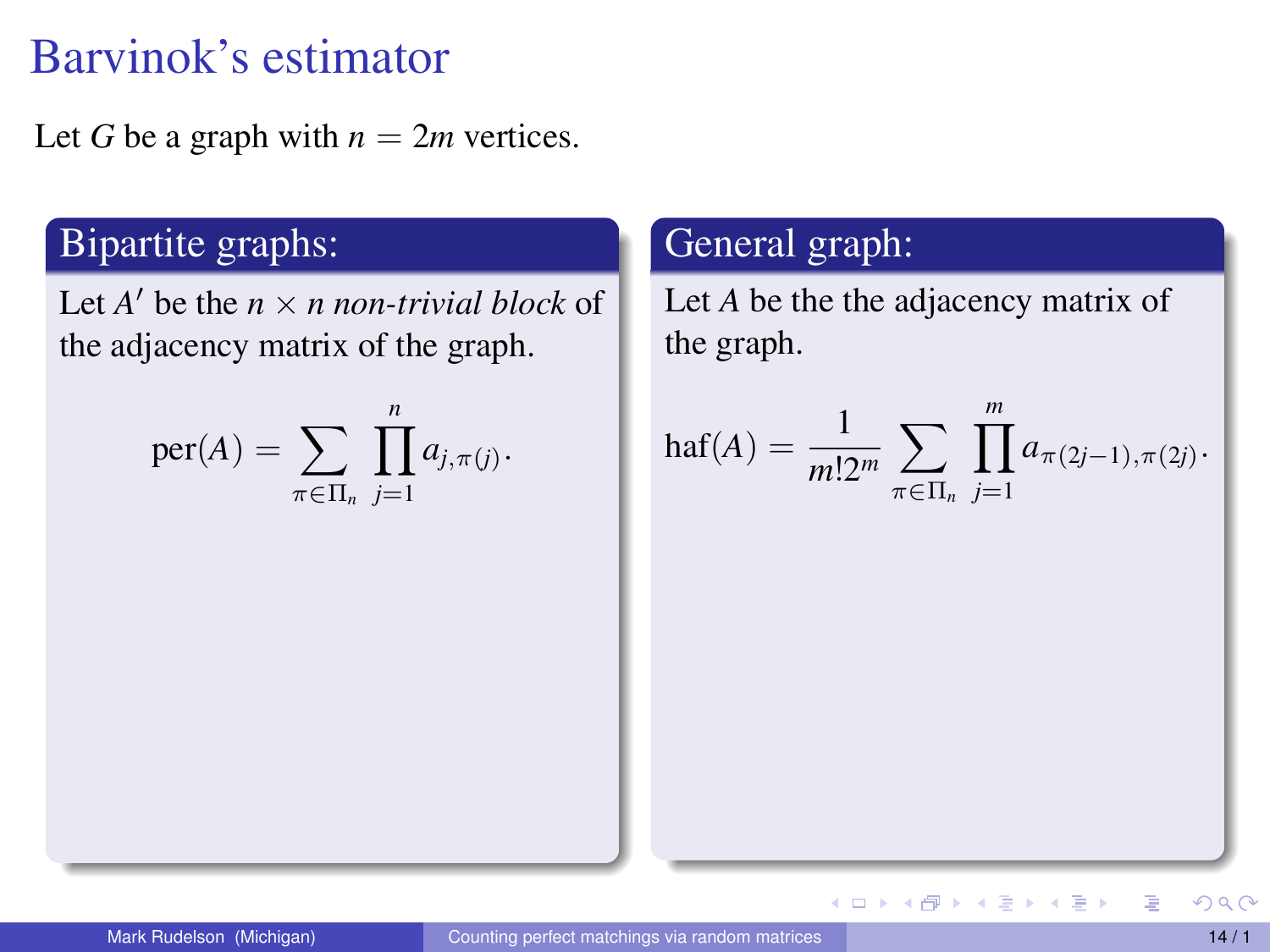# Barvinok's estimator

Let $G$ be a graph with $n = 2m$ vertices.

### Bipartite graphs:

Let $A'$ be the $n \times n$ *non-trivial block* of the adjacency matrix of the graph.

$$\text{per}(A) = \sum_{\pi \in \Pi_n} \prod_{j=1}^{n} a_{j,\pi(j)}.$$

### General graph:

Let $A$ be the the adjacency matrix of the graph.

$$\text{haf}(A) = \frac{1}{m!2^m} \sum_{\pi \in \Pi_n} \prod_{j=1}^{m} a_{\pi(2j-1),\pi(2j)}.$$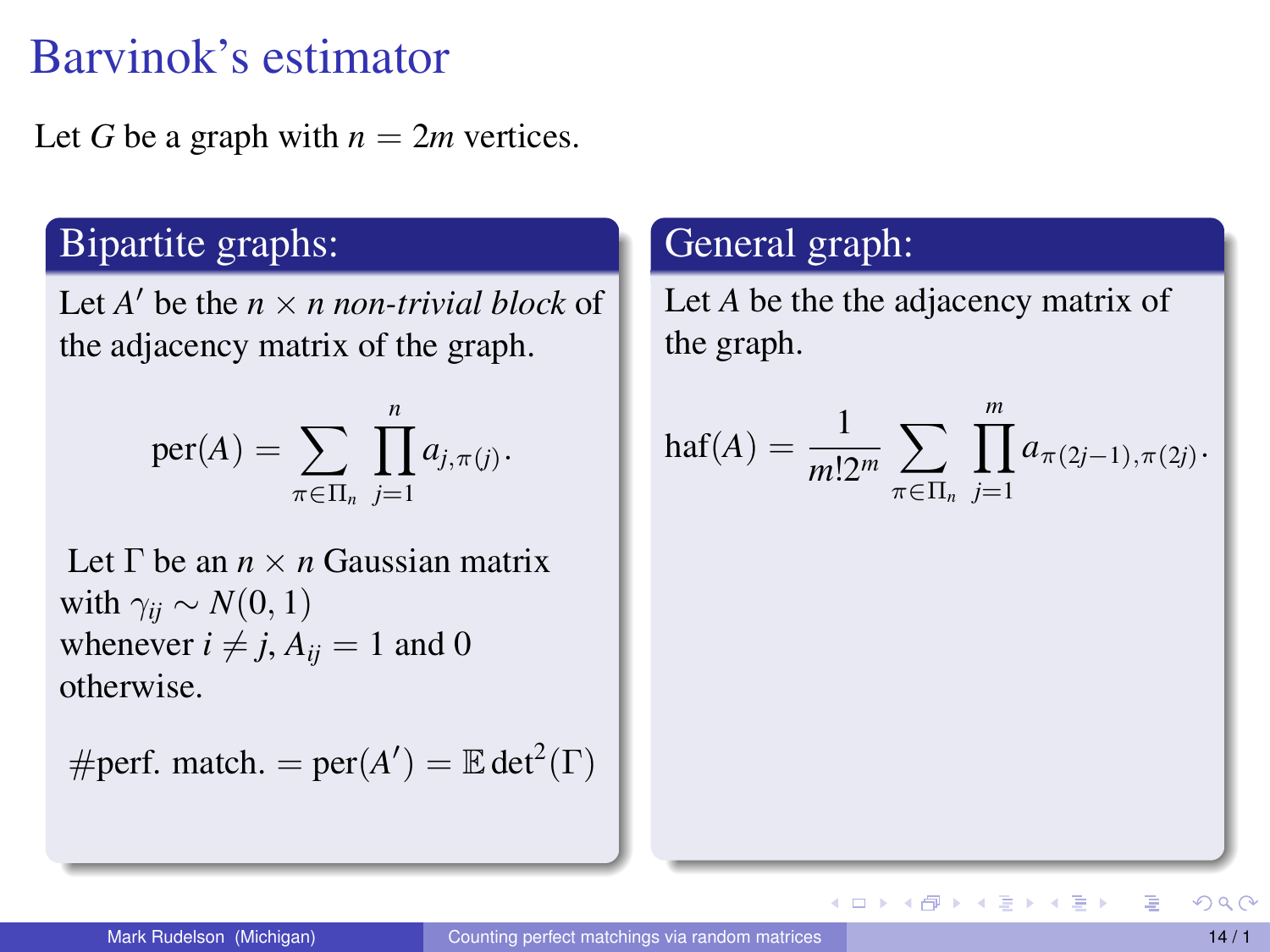# Barvinok's estimator

Let $G$ be a graph with $n = 2m$ vertices.

## Bipartite graphs:

Let $A'$ be the $n \times n$ *non-trivial block* of the adjacency matrix of the graph.

$$\text{per}(A) = \sum_{\pi \in \Pi_n} \prod_{j=1}^{n} a_{j,\pi(j)}.$$

Let $\Gamma$ be an $n \times n$ Gaussian matrix with $\gamma_{ij} \sim N(0,1)$ whenever $i \neq j$, $A_{ij} = 1$ and 0 otherwise.

$$\#\text{perf. match.} = \text{per}(A') = \mathbb{E}\det^2(\Gamma)$$

## General graph:

Let $A$ be the the adjacency matrix of the graph.

$$\text{haf}(A) = \frac{1}{m! 2^m} \sum_{\pi \in \Pi_n} \prod_{j=1}^{m} a_{\pi(2j-1),\pi(2j)}.$$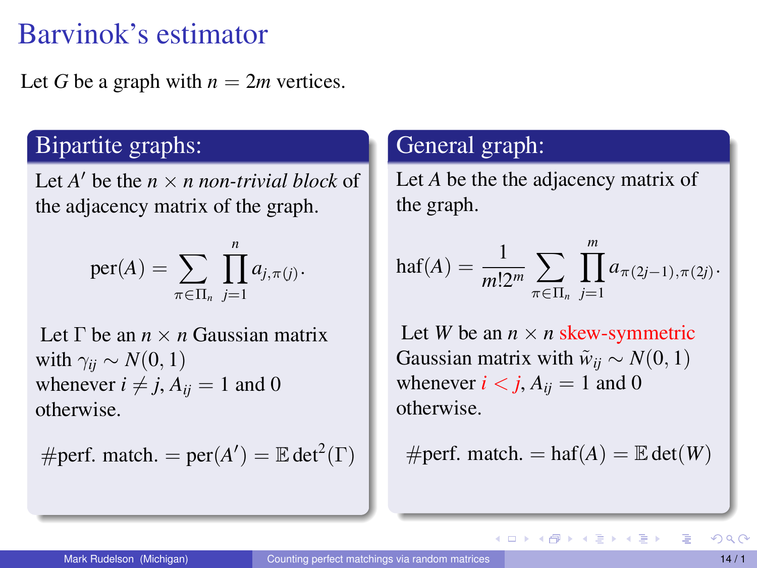# Barvinok's estimator

Let $G$ be a graph with $n = 2m$ vertices.

## Bipartite graphs:

Let $A'$ be the $n \times n$ *non-trivial block* of the adjacency matrix of the graph.

$$\text{per}(A) = \sum_{\pi \in \Pi_n} \prod_{j=1}^{n} a_{j,\pi(j)}.$$

Let $\Gamma$ be an $n \times n$ Gaussian matrix with $\gamma_{ij} \sim N(0,1)$ whenever $i \neq j$, $A_{ij} = 1$ and 0 otherwise.

$$\#\text{perf. match.} = \text{per}(A') = \mathbb{E} \det^2(\Gamma)$$

## General graph:

Let $A$ be the the adjacency matrix of the graph.

$$\text{haf}(A) = \frac{1}{m! 2^m} \sum_{\pi \in \Pi_n} \prod_{j=1}^{m} a_{\pi(2j-1),\pi(2j)}.$$

Let $W$ be an $n \times n$ skew-symmetric Gaussian matrix with $\tilde{w}_{ij} \sim N(0,1)$ whenever $i < j$, $A_{ij} = 1$ and 0 otherwise.

$$\#\text{perf. match.} = \text{haf}(A) = \mathbb{E} \det(W)$$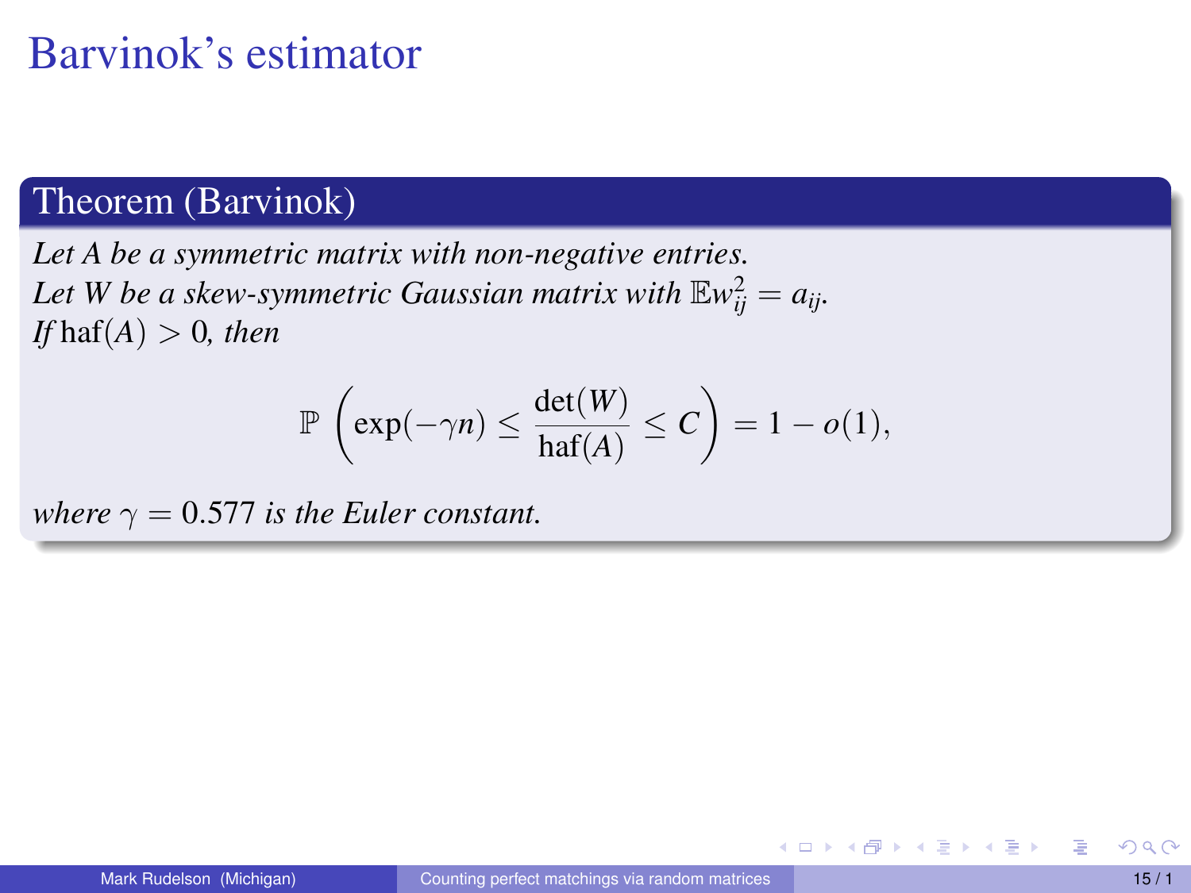# Barvinok's estimator

**Theorem (Barvinok)**

*Let $A$ be a symmetric matrix with non-negative entries.*
*Let $W$ be a skew-symmetric Gaussian matrix with $\mathbb{E}w_{ij}^2 = a_{ij}$.*
*If* $\text{haf}(A) > 0$, *then*

$$\mathbb{P}\left(\exp(-\gamma n) \leq \frac{\det(W)}{\text{haf}(A)} \leq C\right) = 1 - o(1),$$

*where* $\gamma = 0.577$ *is the Euler constant.*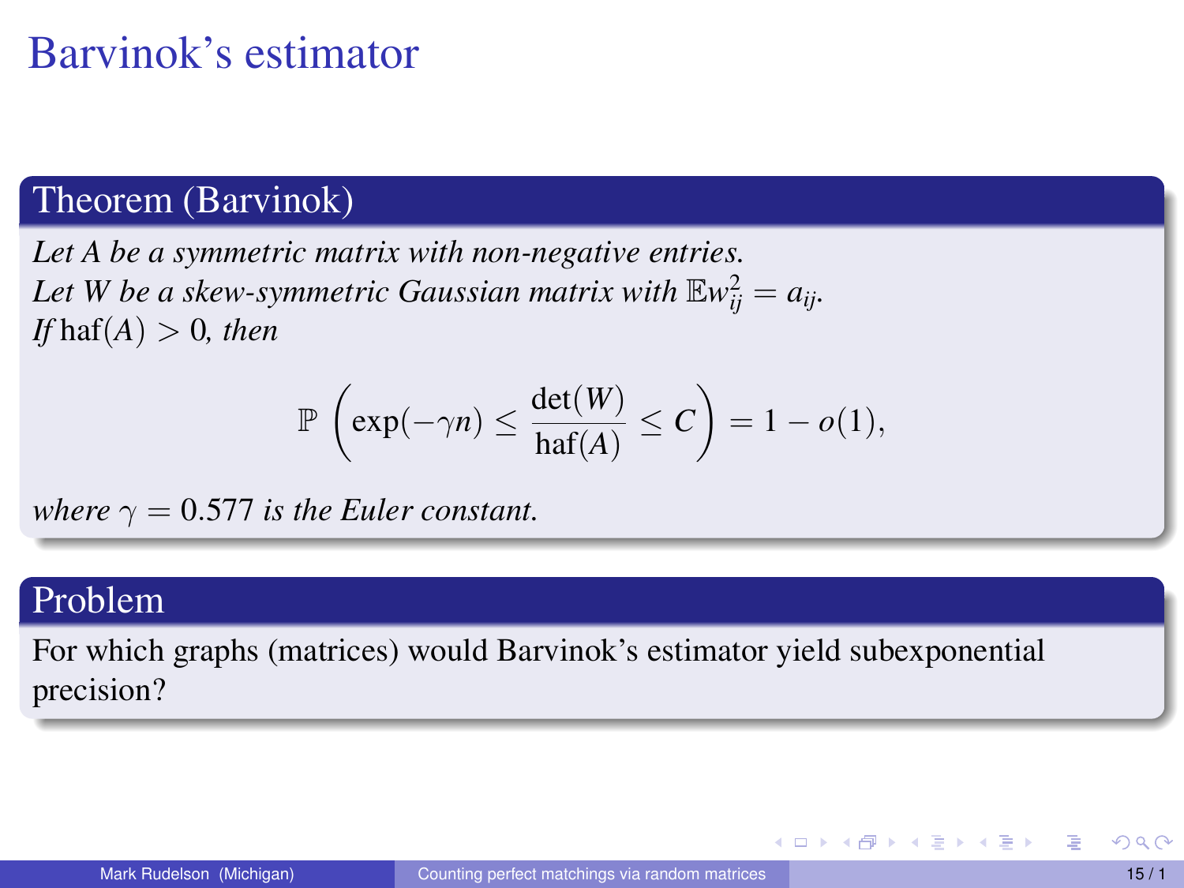# Barvinok's estimator

### Theorem (Barvinok)

*Let $A$ be a symmetric matrix with non-negative entries.*
*Let $W$ be a skew-symmetric Gaussian matrix with $\mathbb{E}w_{ij}^2 = a_{ij}$.*
*If* $\text{haf}(A) > 0$*, then*

$$\mathbb{P}\left(\exp(-\gamma n) \leq \frac{\det(W)}{\text{haf}(A)} \leq C\right) = 1 - o(1),$$

*where* $\gamma = 0.577$ *is the Euler constant.*

### Problem

For which graphs (matrices) would Barvinok's estimator yield subexponential precision?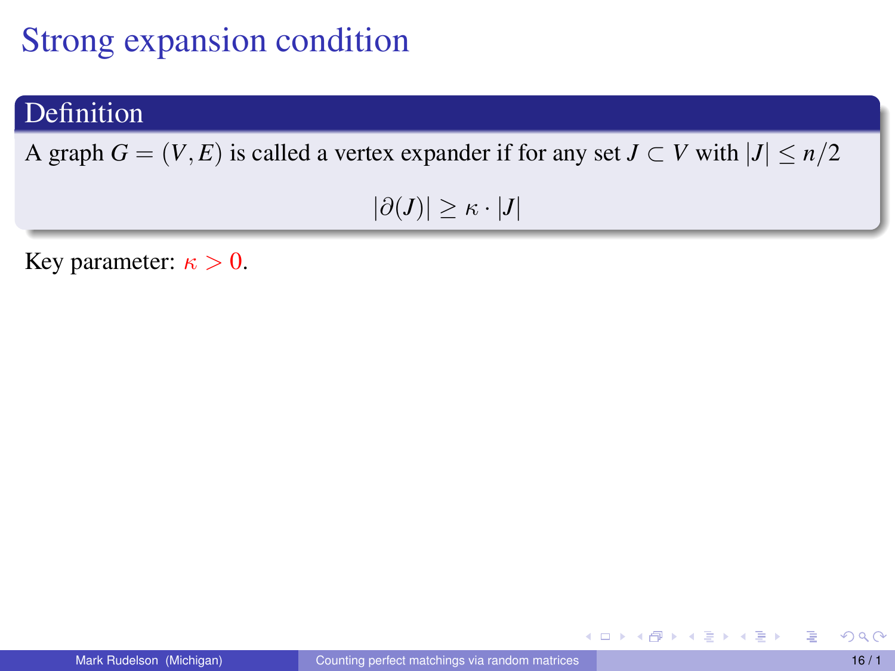# Strong expansion condition

**Definition**

A graph $G = (V, E)$ is called a vertex expander if for any set $J \subset V$ with $|J| \leq n/2$

$$|\partial(J)| \geq \kappa \cdot |J|$$

Key parameter: $\kappa > 0$.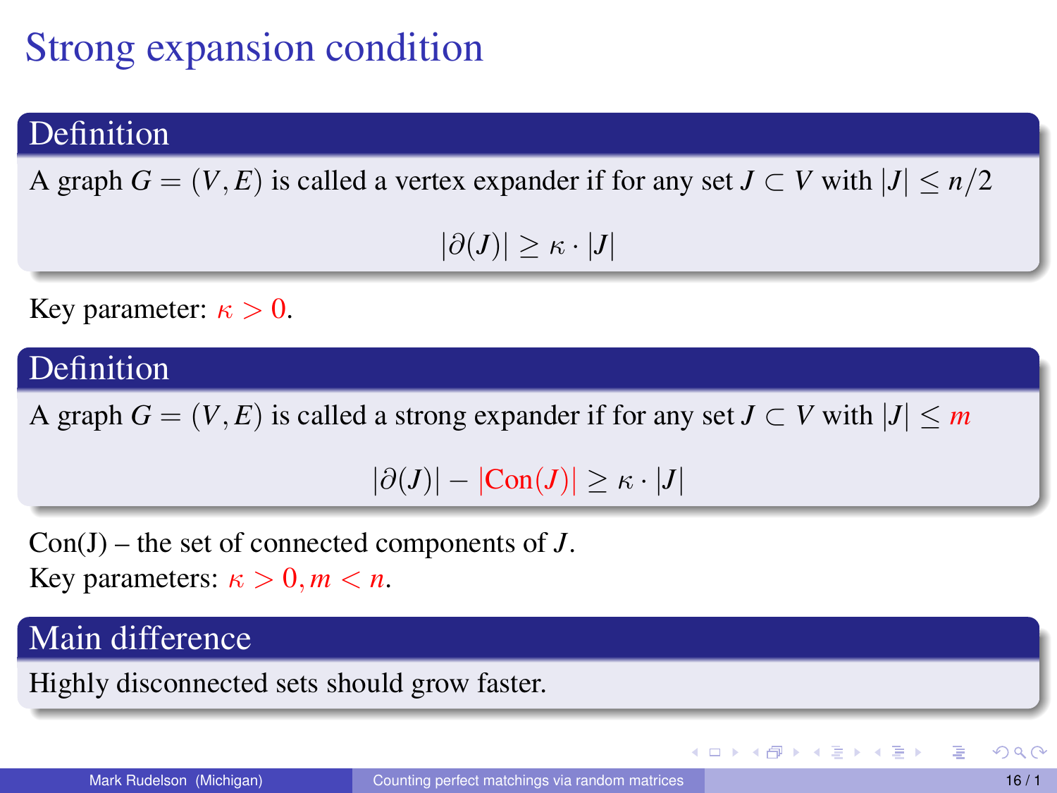# Strong expansion condition

## Definition

A graph $G = (V, E)$ is called a vertex expander if for any set $J \subset V$ with $|J| \leq n/2$

$$|\partial(J)| \geq \kappa \cdot |J|$$

Key parameter: $\kappa > 0$.

## Definition

A graph $G = (V, E)$ is called a strong expander if for any set $J \subset V$ with $|J| \leq m$

$$|\partial(J)| - |\text{Con}(J)| \geq \kappa \cdot |J|$$

Con(J) – the set of connected components of $J$.
Key parameters: $\kappa > 0, m < n$.

## Main difference

Highly disconnected sets should grow faster.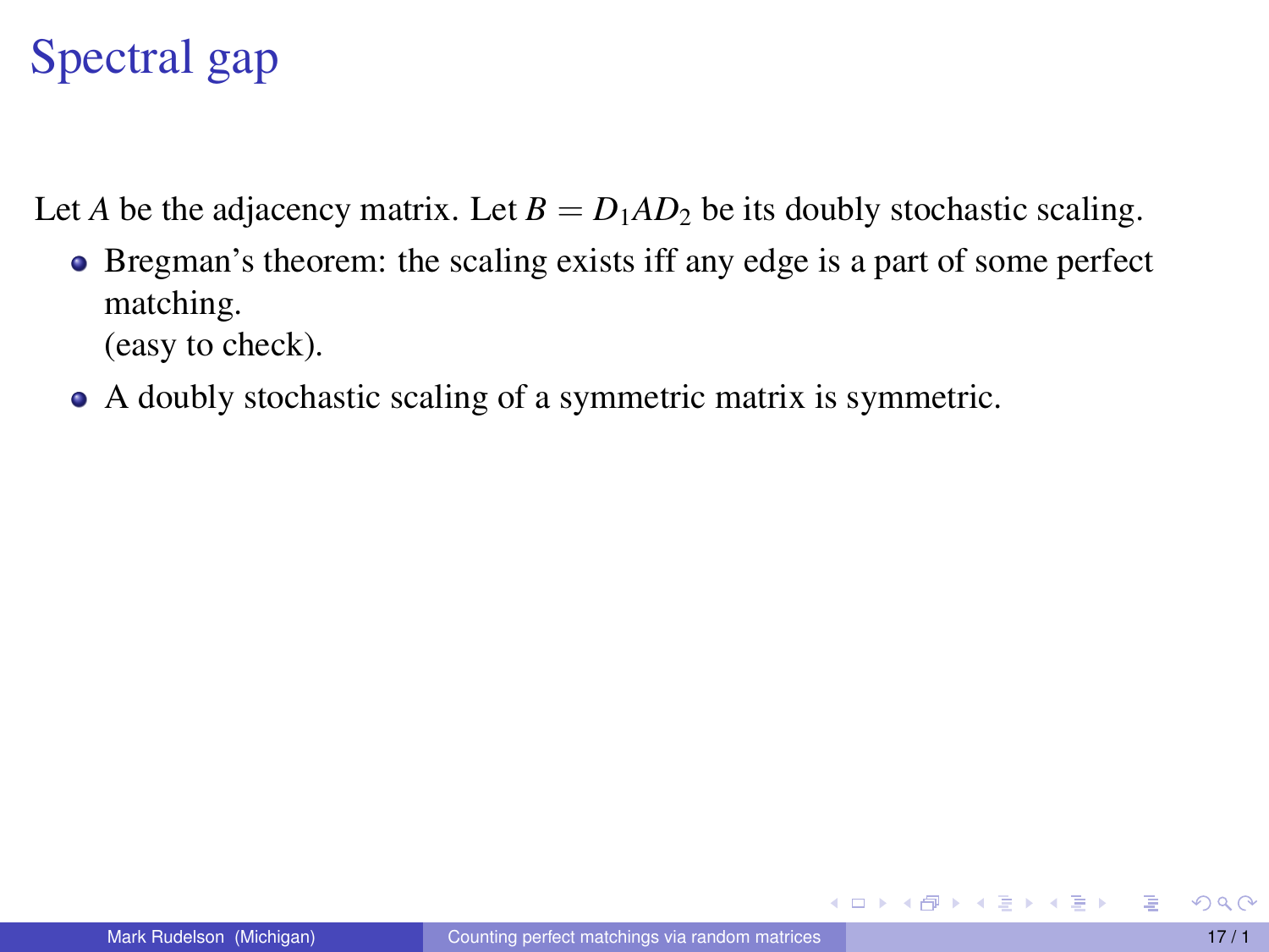# Spectral gap

Let $A$ be the adjacency matrix. Let $B = D_1 A D_2$ be its doubly stochastic scaling.

- Bregman's theorem: the scaling exists iff any edge is a part of some perfect matching.
  (easy to check).
- A doubly stochastic scaling of a symmetric matrix is symmetric.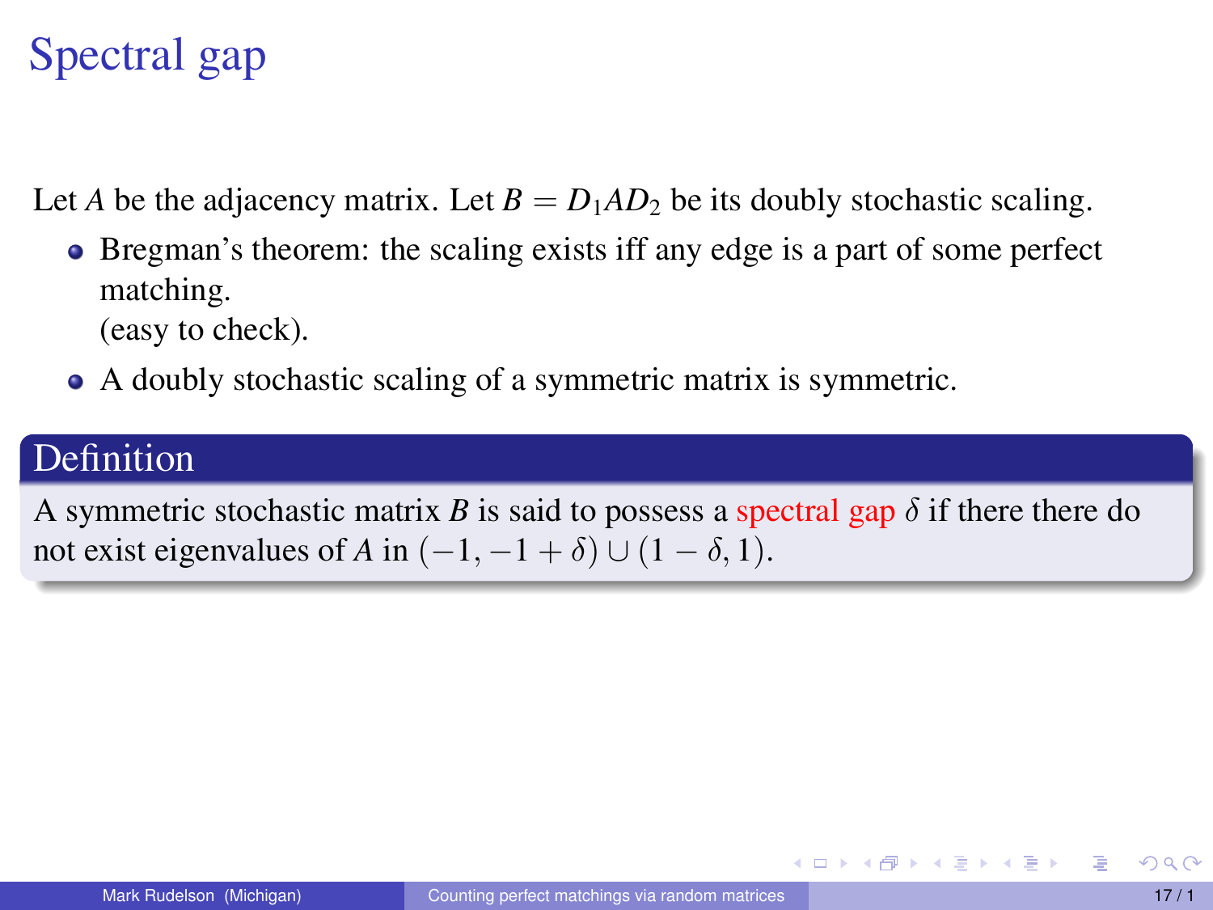# Spectral gap

Let $A$ be the adjacency matrix. Let $B = D_1 A D_2$ be its doubly stochastic scaling.

- Bregman's theorem: the scaling exists iff any edge is a part of some perfect matching.
  (easy to check).
- A doubly stochastic scaling of a symmetric matrix is symmetric.

## Definition

A symmetric stochastic matrix $B$ is said to possess a spectral gap $\delta$ if there there do not exist eigenvalues of $A$ in $(-1, -1+\delta) \cup (1-\delta, 1)$.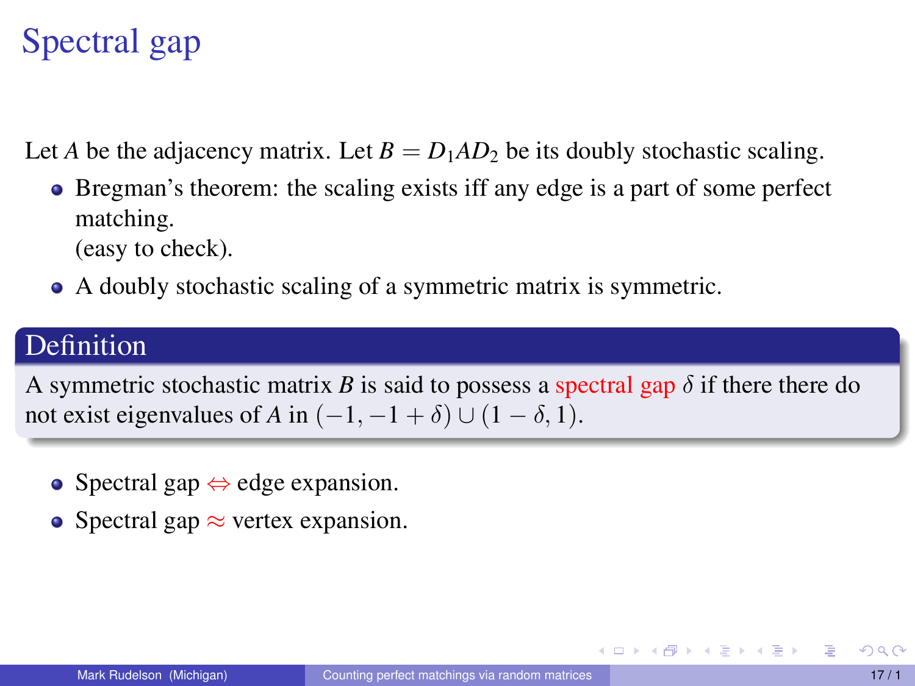# Spectral gap

Let $A$ be the adjacency matrix. Let $B = D_1 A D_2$ be its doubly stochastic scaling.

- Bregman's theorem: the scaling exists iff any edge is a part of some perfect matching.
  (easy to check).
- A doubly stochastic scaling of a symmetric matrix is symmetric.

**Definition**

A symmetric stochastic matrix $B$ is said to possess a spectral gap $\delta$ if there there do not exist eigenvalues of $A$ in $(-1, -1 + \delta) \cup (1 - \delta, 1)$.

- Spectral gap $\Leftrightarrow$ edge expansion.
- Spectral gap $\approx$ vertex expansion.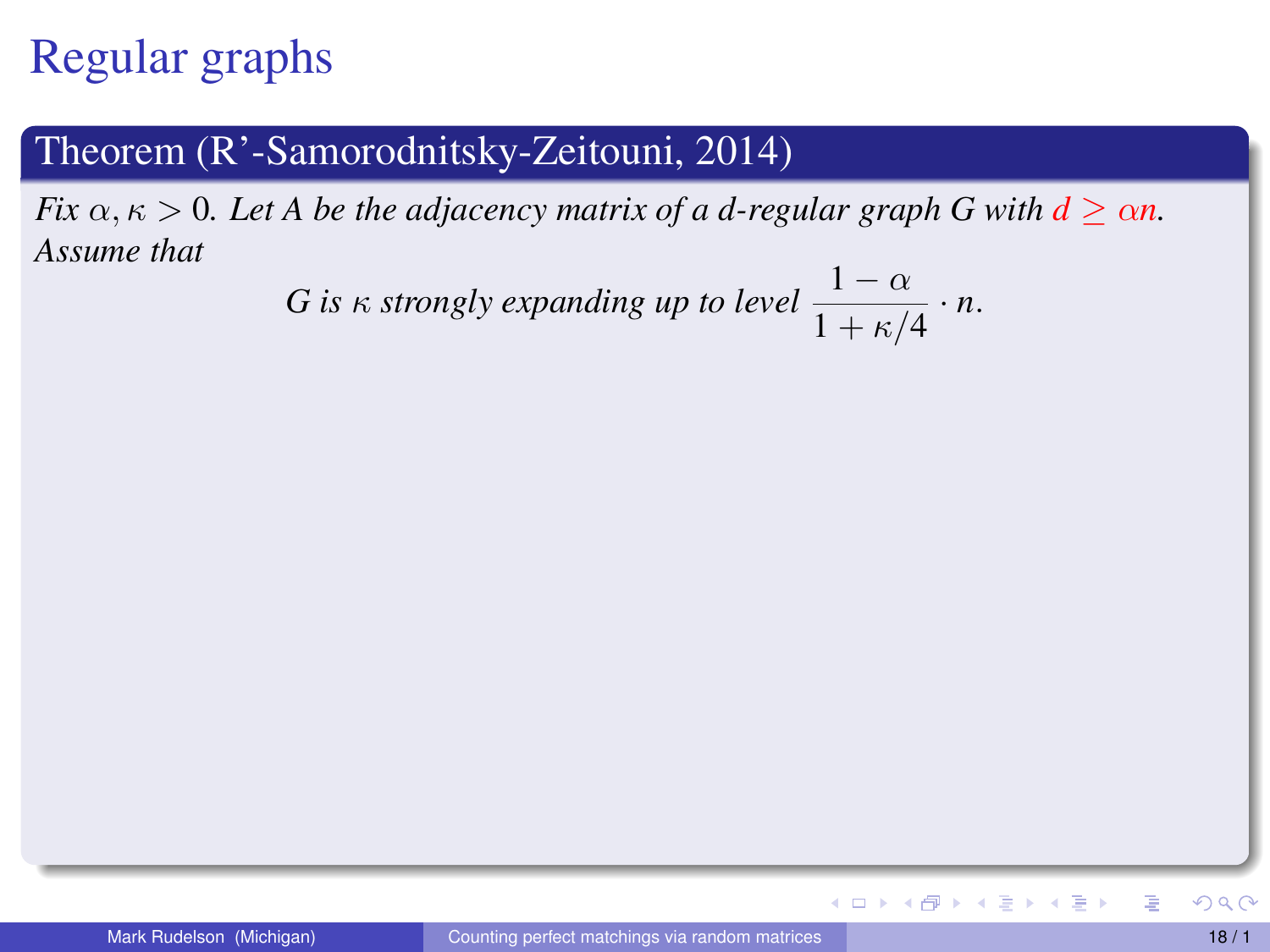# Regular graphs

**Theorem (R'-Samorodnitsky-Zeitouni, 2014)**

*Fix $\alpha, \kappa > 0$. Let $A$ be the adjacency matrix of a $d$-regular graph $G$ with $d \geq \alpha n$. Assume that*

$$G \text{ is } \kappa \text{ strongly expanding up to level } \frac{1-\alpha}{1+\kappa/4} \cdot n.$$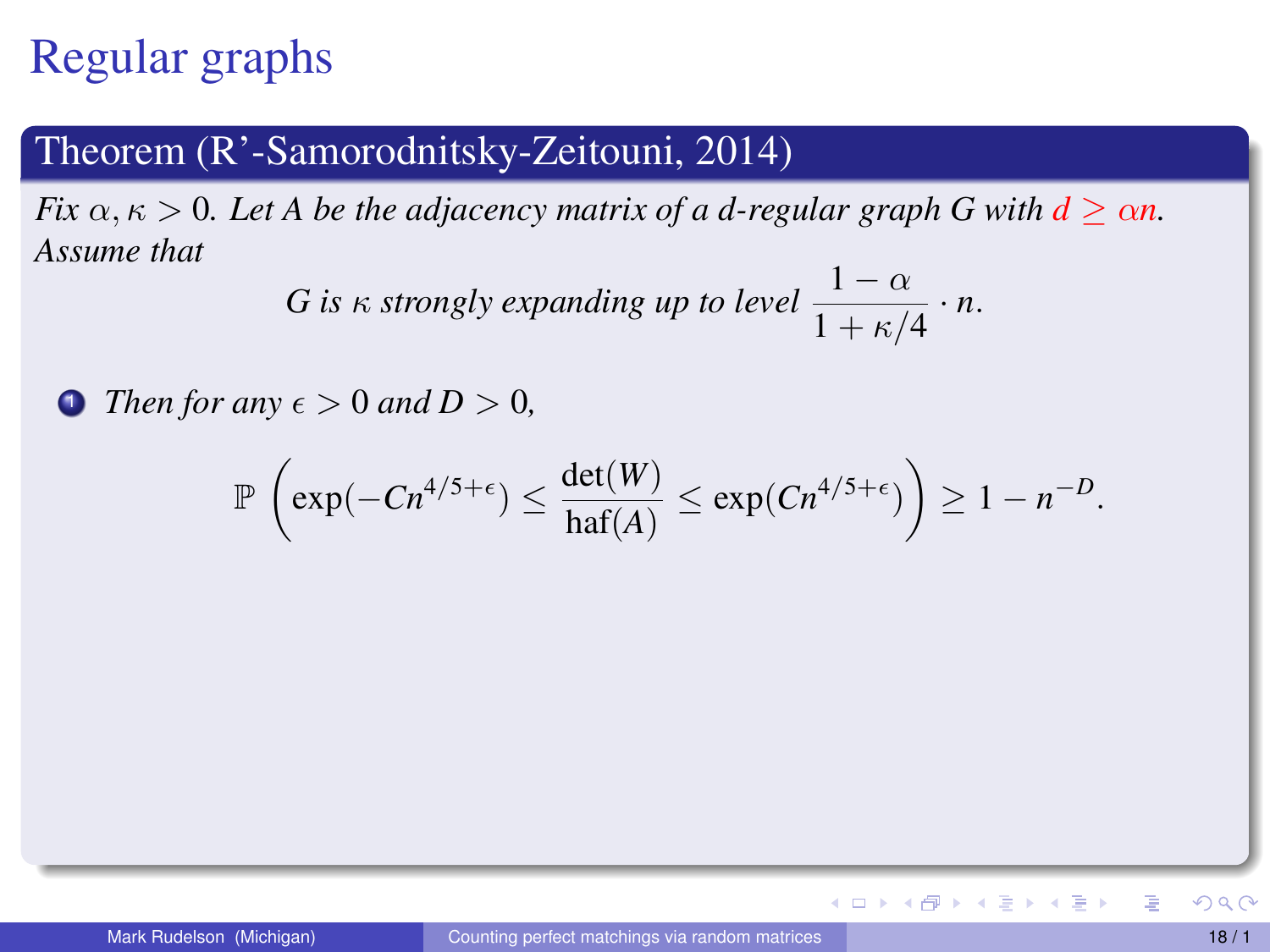# Regular graphs

**Theorem (R'-Samorodnitsky-Zeitouni, 2014)**

*Fix $\alpha, \kappa > 0$. Let $A$ be the adjacency matrix of a $d$-regular graph $G$ with $d \geq \alpha n$. Assume that*

$$G \text{ is } \kappa \text{ strongly expanding up to level } \frac{1-\alpha}{1+\kappa/4} \cdot n.$$

1. *Then for any $\epsilon > 0$ and $D > 0$,*

$$\mathbb{P}\left(\exp(-Cn^{4/5+\epsilon}) \leq \frac{\det(W)}{\text{haf}(A)} \leq \exp(Cn^{4/5+\epsilon})\right) \geq 1 - n^{-D}.$$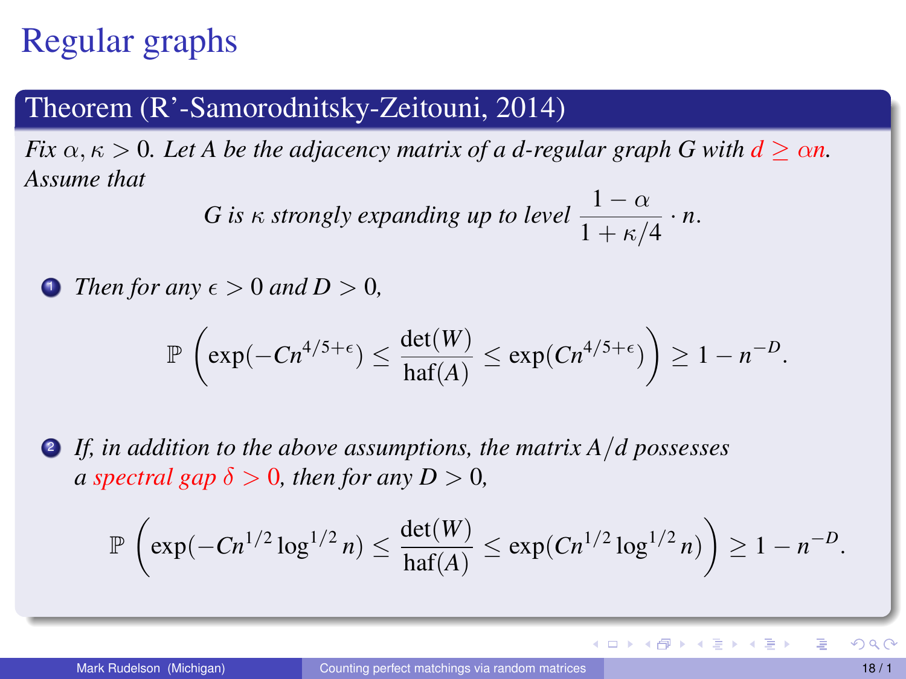# Regular graphs

**Theorem (R'-Samorodnitsky-Zeitouni, 2014)**

*Fix $\alpha, \kappa > 0$. Let $A$ be the adjacency matrix of a $d$-regular graph $G$ with $d \geq \alpha n$. Assume that*

$$G \text{ is } \kappa \text{ strongly expanding up to level } \frac{1-\alpha}{1+\kappa/4} \cdot n.$$

1. *Then for any $\epsilon > 0$ and $D > 0$,*

$$\mathbb{P}\left(\exp(-Cn^{4/5+\epsilon}) \leq \frac{\det(W)}{\text{haf}(A)} \leq \exp(Cn^{4/5+\epsilon})\right) \geq 1 - n^{-D}.$$

2. *If, in addition to the above assumptions, the matrix $A/d$ possesses a spectral gap $\delta > 0$, then for any $D > 0$,*

$$\mathbb{P}\left(\exp(-Cn^{1/2}\log^{1/2} n) \leq \frac{\det(W)}{\text{haf}(A)} \leq \exp(Cn^{1/2}\log^{1/2} n)\right) \geq 1 - n^{-D}.$$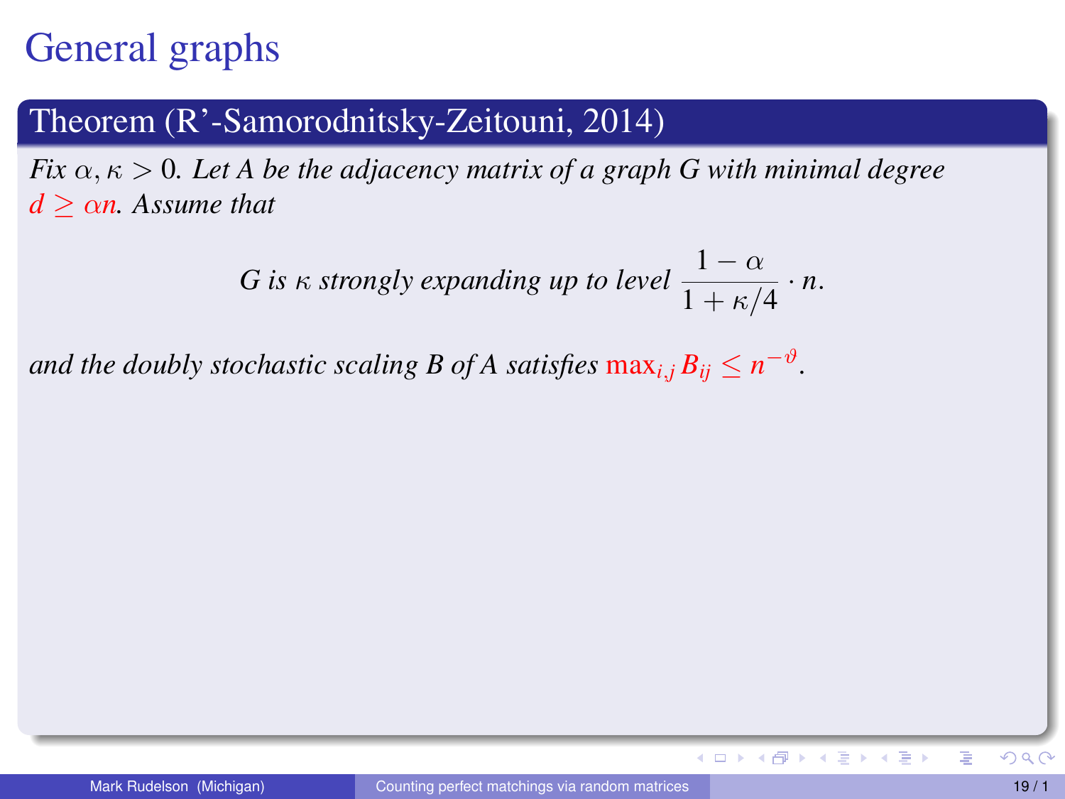# General graphs

**Theorem (R'-Samorodnitsky-Zeitouni, 2014)**

*Fix $\alpha, \kappa > 0$. Let $A$ be the adjacency matrix of a graph $G$ with minimal degree $d \geq \alpha n$. Assume that*

$$G \text{ is } \kappa \text{ strongly expanding up to level } \frac{1-\alpha}{1+\kappa/4} \cdot n.$$

*and the doubly stochastic scaling $B$ of $A$ satisfies $\max_{i,j} B_{ij} \leq n^{-\vartheta}$.*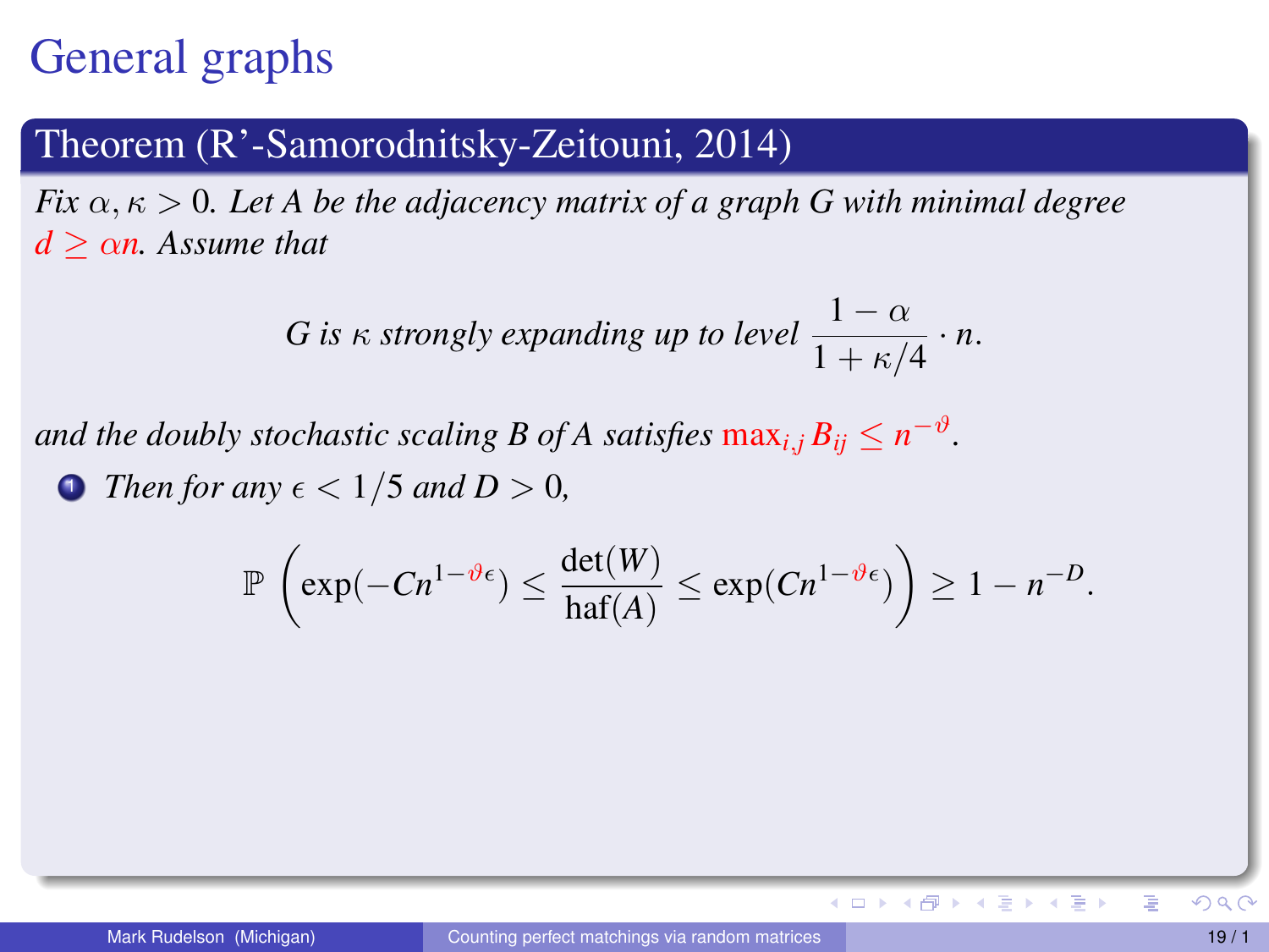# General graphs

## Theorem (R'-Samorodnitsky-Zeitouni, 2014)

*Fix $\alpha, \kappa > 0$. Let $A$ be the adjacency matrix of a graph $G$ with minimal degree $d \geq \alpha n$. Assume that*

$$G \text{ is } \kappa \text{ strongly expanding up to level } \frac{1-\alpha}{1+\kappa/4} \cdot n.$$

*and the doubly stochastic scaling $B$ of $A$ satisfies $\max_{i,j} B_{ij} \leq n^{-\vartheta}$.*

1. *Then for any $\epsilon < 1/5$ and $D > 0$,*

$$\mathbb{P}\left(\exp(-Cn^{1-\vartheta\epsilon}) \leq \frac{\det(W)}{\text{haf}(A)} \leq \exp(Cn^{1-\vartheta\epsilon})\right) \geq 1 - n^{-D}.$$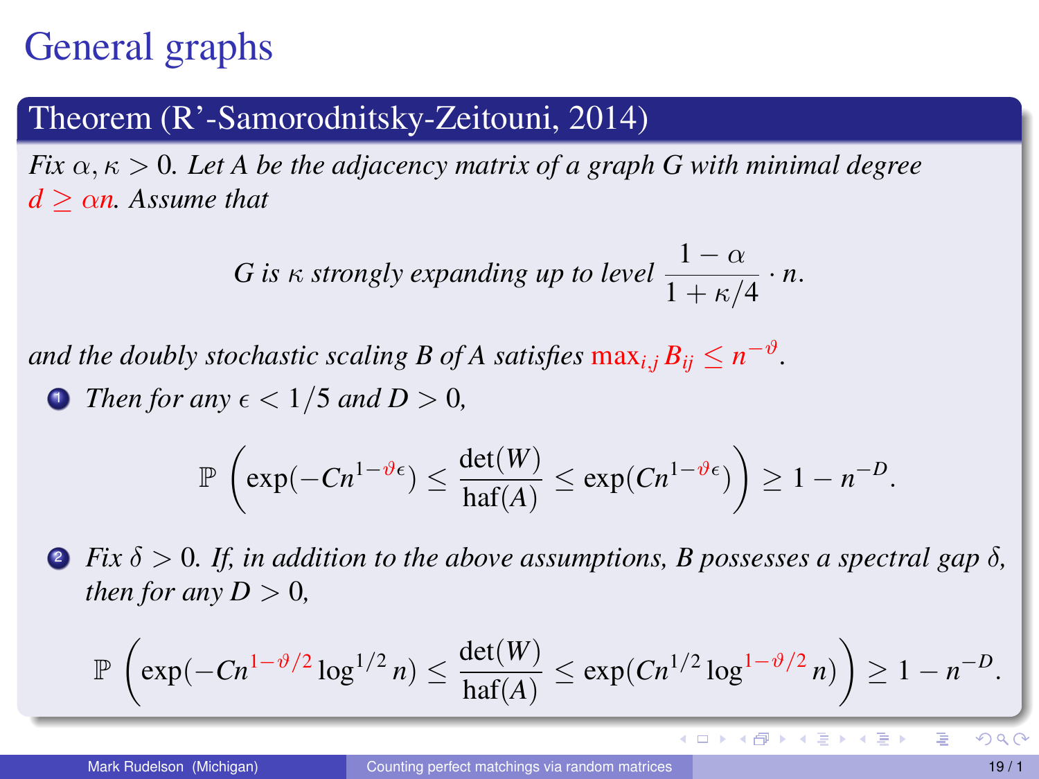# General graphs

**Theorem (R'-Samorodnitsky-Zeitouni, 2014)**

*Fix $\alpha, \kappa > 0$. Let $A$ be the adjacency matrix of a graph $G$ with minimal degree $d \geq \alpha n$. Assume that*

$$G \text{ is } \kappa \text{ strongly expanding up to level } \frac{1-\alpha}{1+\kappa/4} \cdot n.$$

*and the doubly stochastic scaling $B$ of $A$ satisfies $\max_{i,j} B_{ij} \leq n^{-\vartheta}$.*

1. *Then for any $\epsilon < 1/5$ and $D > 0$,*

$$\mathbb{P}\left(\exp(-Cn^{1-\vartheta\epsilon}) \leq \frac{\det(W)}{\text{haf}(A)} \leq \exp(Cn^{1-\vartheta\epsilon})\right) \geq 1 - n^{-D}.$$

2. *Fix $\delta > 0$. If, in addition to the above assumptions, $B$ possesses a spectral gap $\delta$, then for any $D > 0$,*

$$\mathbb{P}\left(\exp(-Cn^{1-\vartheta/2}\log^{1/2} n) \leq \frac{\det(W)}{\text{haf}(A)} \leq \exp(Cn^{1/2}\log^{1-\vartheta/2} n)\right) \geq 1 - n^{-D}.$$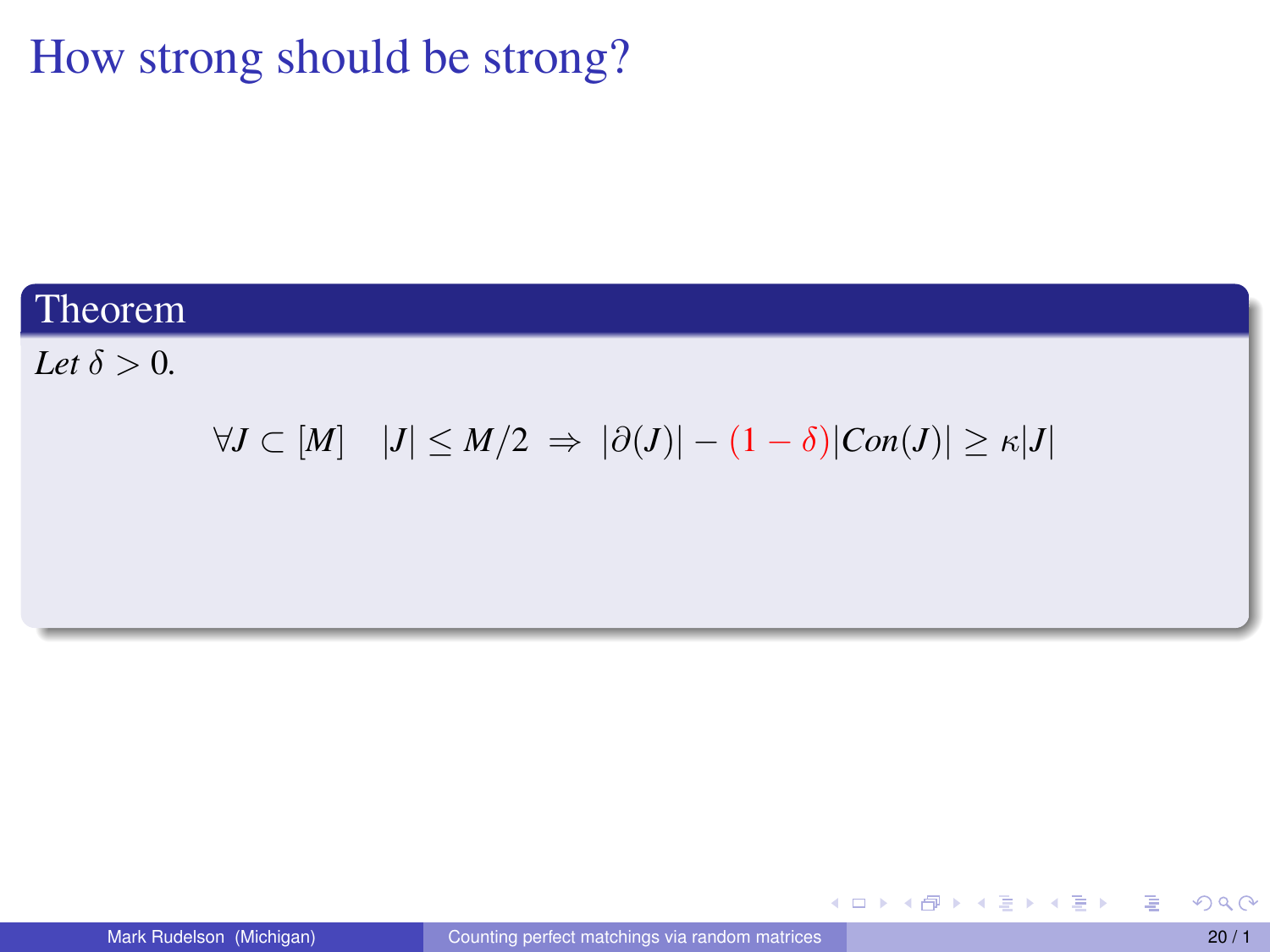# How strong should be strong?

**Theorem**

*Let* $\delta > 0$.

$$\forall J \subset [M] \quad |J| \le M/2 \;\Rightarrow\; |\partial(J)| - (1-\delta)|Con(J)| \ge \kappa |J|$$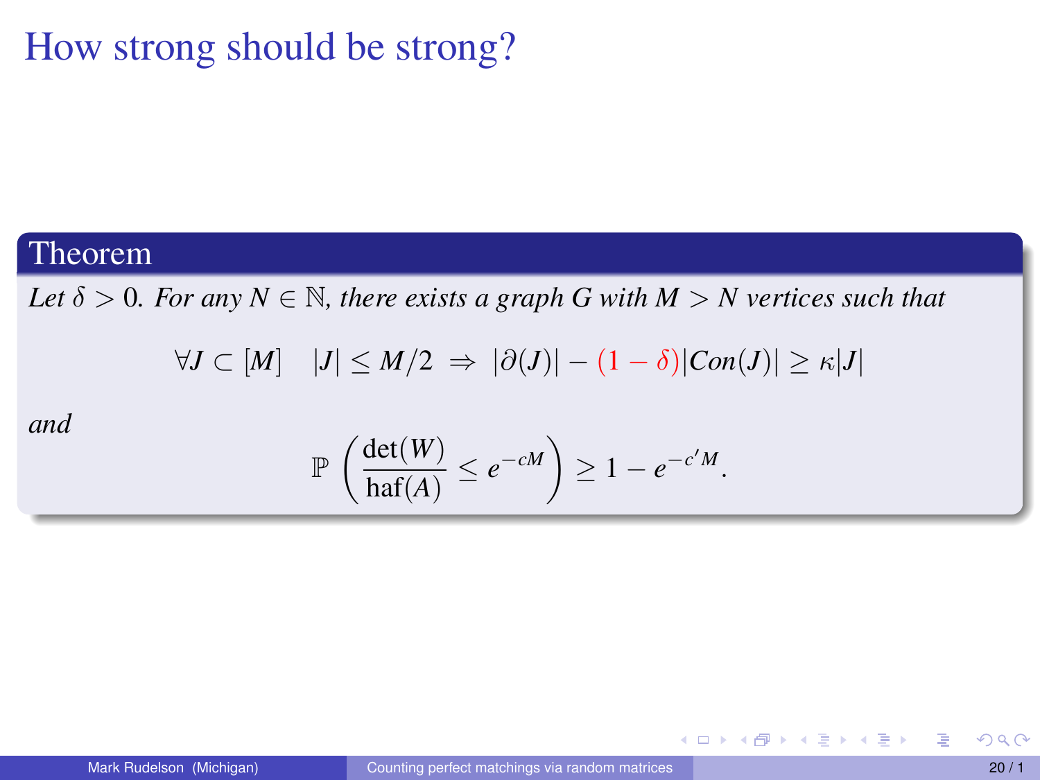# How strong should be strong?

**Theorem**

*Let $\delta > 0$. For any $N \in \mathbb{N}$, there exists a graph $G$ with $M > N$ vertices such that*

$$\forall J \subset [M] \quad |J| \leq M/2 \;\Rightarrow\; |\partial(J)| - (1-\delta)|Con(J)| \geq \kappa |J|$$

*and*

$$\mathbb{P}\left(\frac{\det(W)}{\text{haf}(A)} \leq e^{-cM}\right) \geq 1 - e^{-c'M}.$$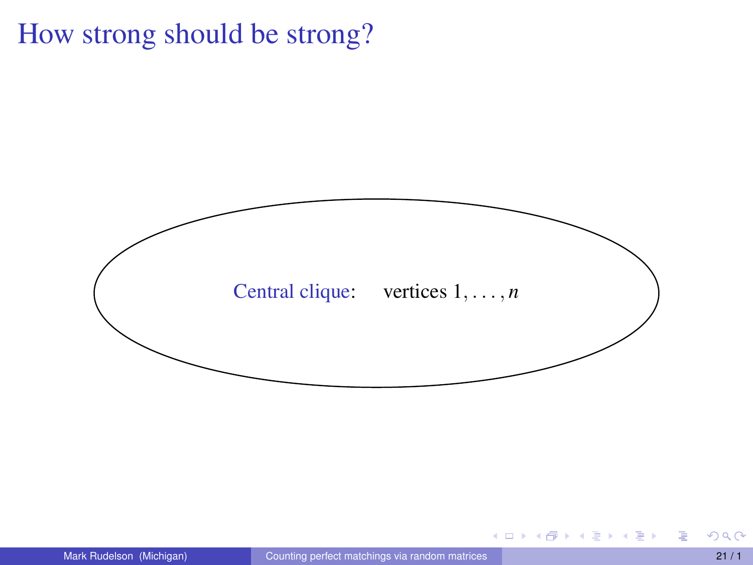# How strong should be strong?

Central clique: vertices $1, \ldots, n$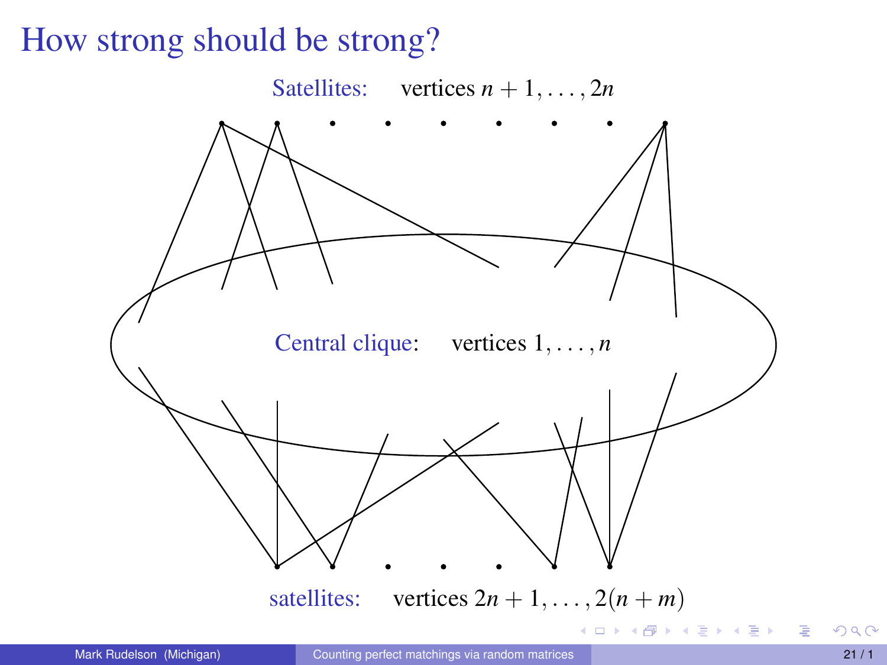# How strong should be strong?

Satellites: vertices $n+1, \ldots, 2n$

Central clique: vertices $1, \ldots, n$

satellites: vertices $2n+1, \ldots, 2(n+m)$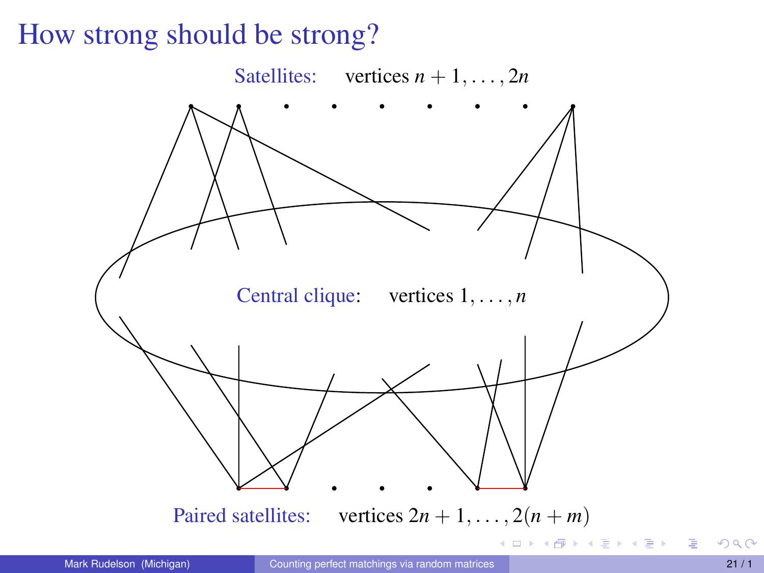# How strong should be strong?

Satellites: vertices $n+1, \ldots, 2n$

Central clique: vertices $1, \ldots, n$

Paired satellites: vertices $2n+1, \ldots, 2(n+m)$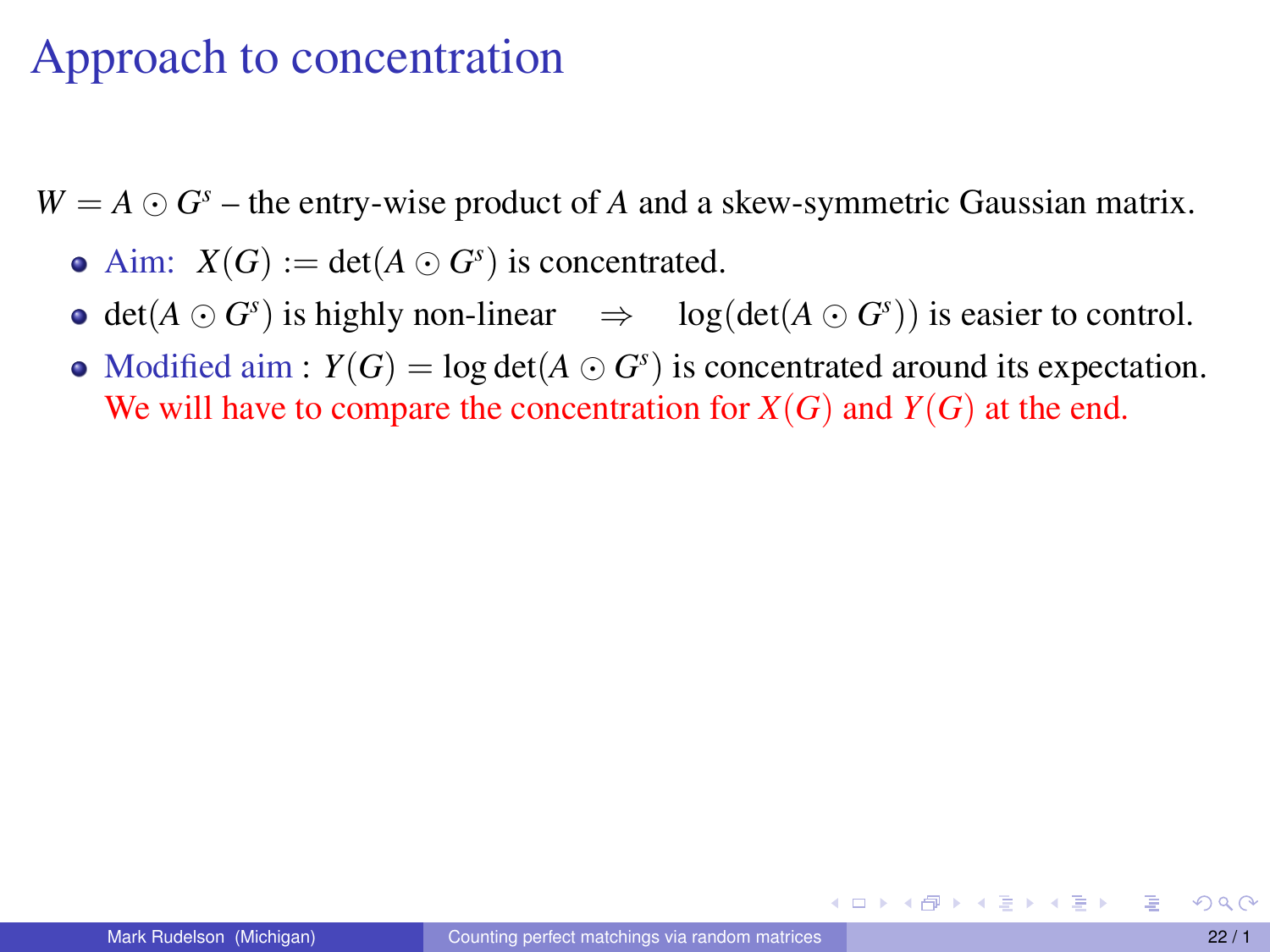# Approach to concentration

$W = A \odot G^s$ – the entry-wise product of $A$ and a skew-symmetric Gaussian matrix.

- Aim: $X(G) := \det(A \odot G^s)$ is concentrated.
- $\det(A \odot G^s)$ is highly non-linear $\quad \Rightarrow \quad \log(\det(A \odot G^s))$ is easier to control.
- Modified aim : $Y(G) = \log \det(A \odot G^s)$ is concentrated around its expectation. We will have to compare the concentration for $X(G)$ and $Y(G)$ at the end.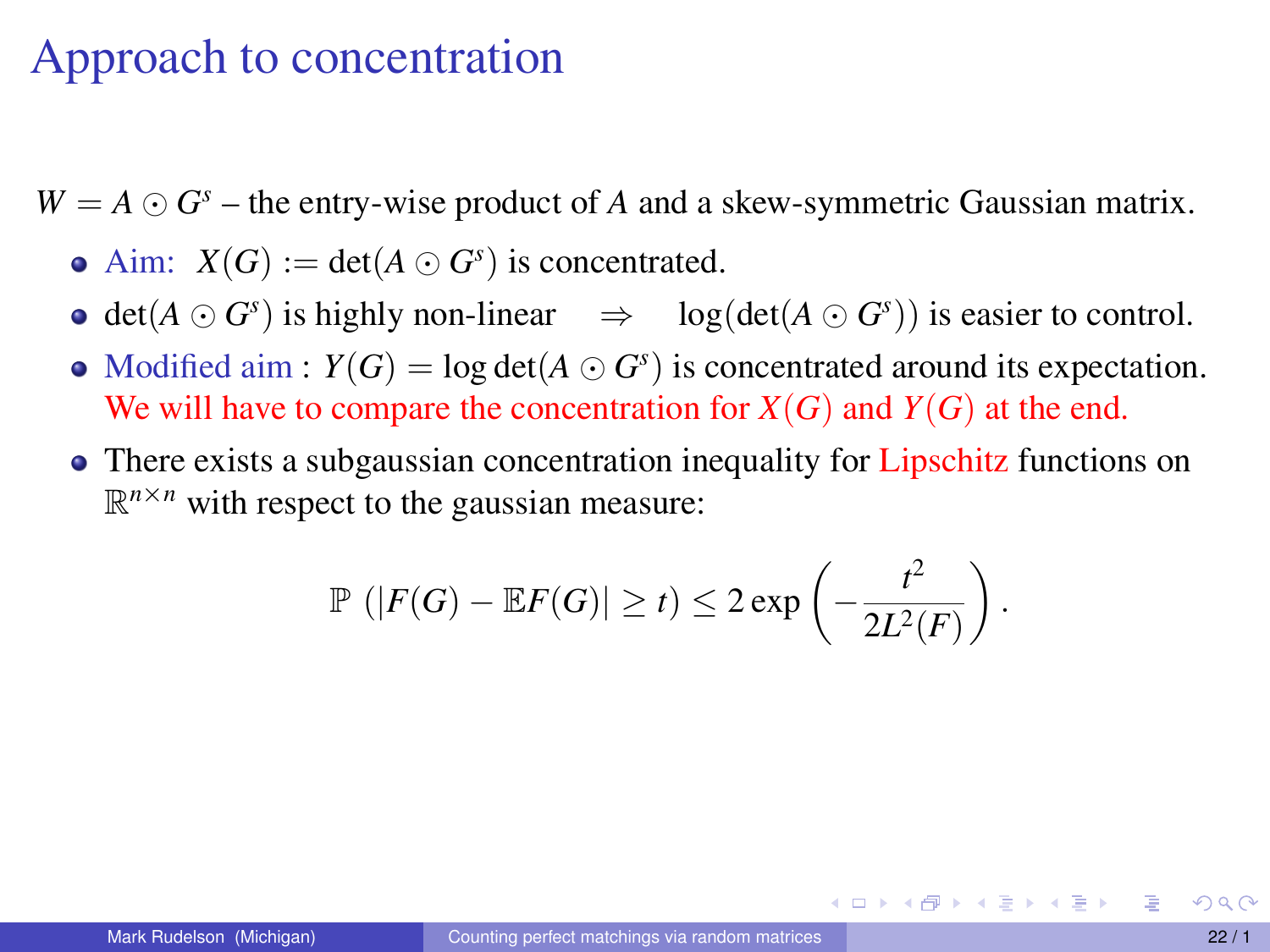# Approach to concentration

$W = A \odot G^s$ – the entry-wise product of $A$ and a skew-symmetric Gaussian matrix.

- Aim: $X(G) := \det(A \odot G^s)$ is concentrated.
- $\det(A \odot G^s)$ is highly non-linear $\quad \Rightarrow \quad \log(\det(A \odot G^s))$ is easier to control.
- Modified aim : $Y(G) = \log\det(A \odot G^s)$ is concentrated around its expectation. We will have to compare the concentration for $X(G)$ and $Y(G)$ at the end.
- There exists a subgaussian concentration inequality for Lipschitz functions on $\mathbb{R}^{n\times n}$ with respect to the gaussian measure:

$$\mathbb{P}\left(|F(G) - \mathbb{E}F(G)| \geq t\right) \leq 2\exp\left(-\frac{t^2}{2L^2(F)}\right).$$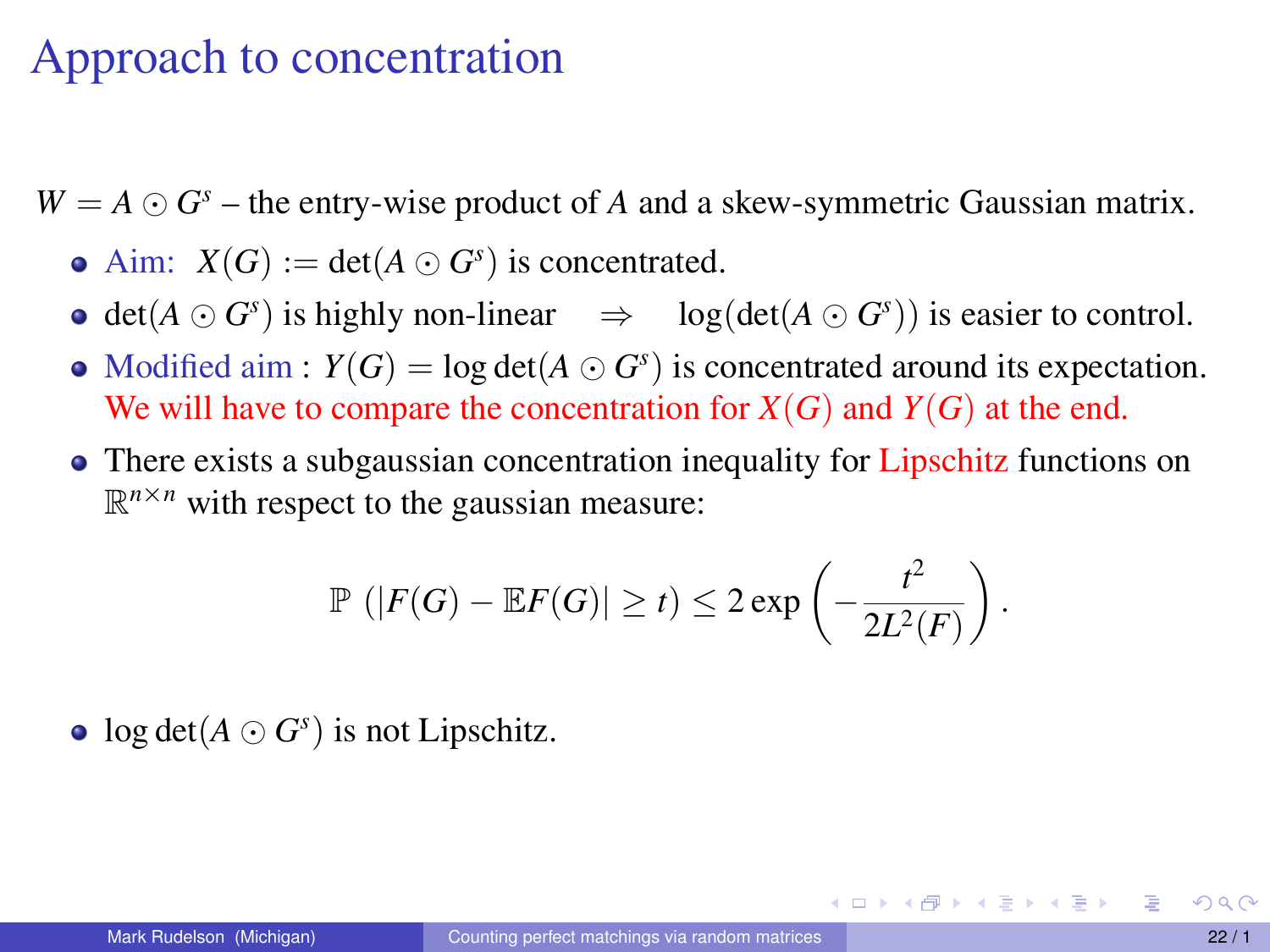# Approach to concentration

$W = A \odot G^s$ – the entry-wise product of $A$ and a skew-symmetric Gaussian matrix.

- Aim: $X(G) := \det(A \odot G^s)$ is concentrated.
- $\det(A \odot G^s)$ is highly non-linear $\quad \Rightarrow \quad \log(\det(A \odot G^s))$ is easier to control.
- Modified aim : $Y(G) = \log\det(A \odot G^s)$ is concentrated around its expectation. We will have to compare the concentration for $X(G)$ and $Y(G)$ at the end.
- There exists a subgaussian concentration inequality for Lipschitz functions on $\mathbb{R}^{n \times n}$ with respect to the gaussian measure:

$$\mathbb{P}\left(|F(G) - \mathbb{E}F(G)| \geq t\right) \leq 2\exp\left(-\frac{t^2}{2L^2(F)}\right).$$

- $\log\det(A \odot G^s)$ is not Lipschitz.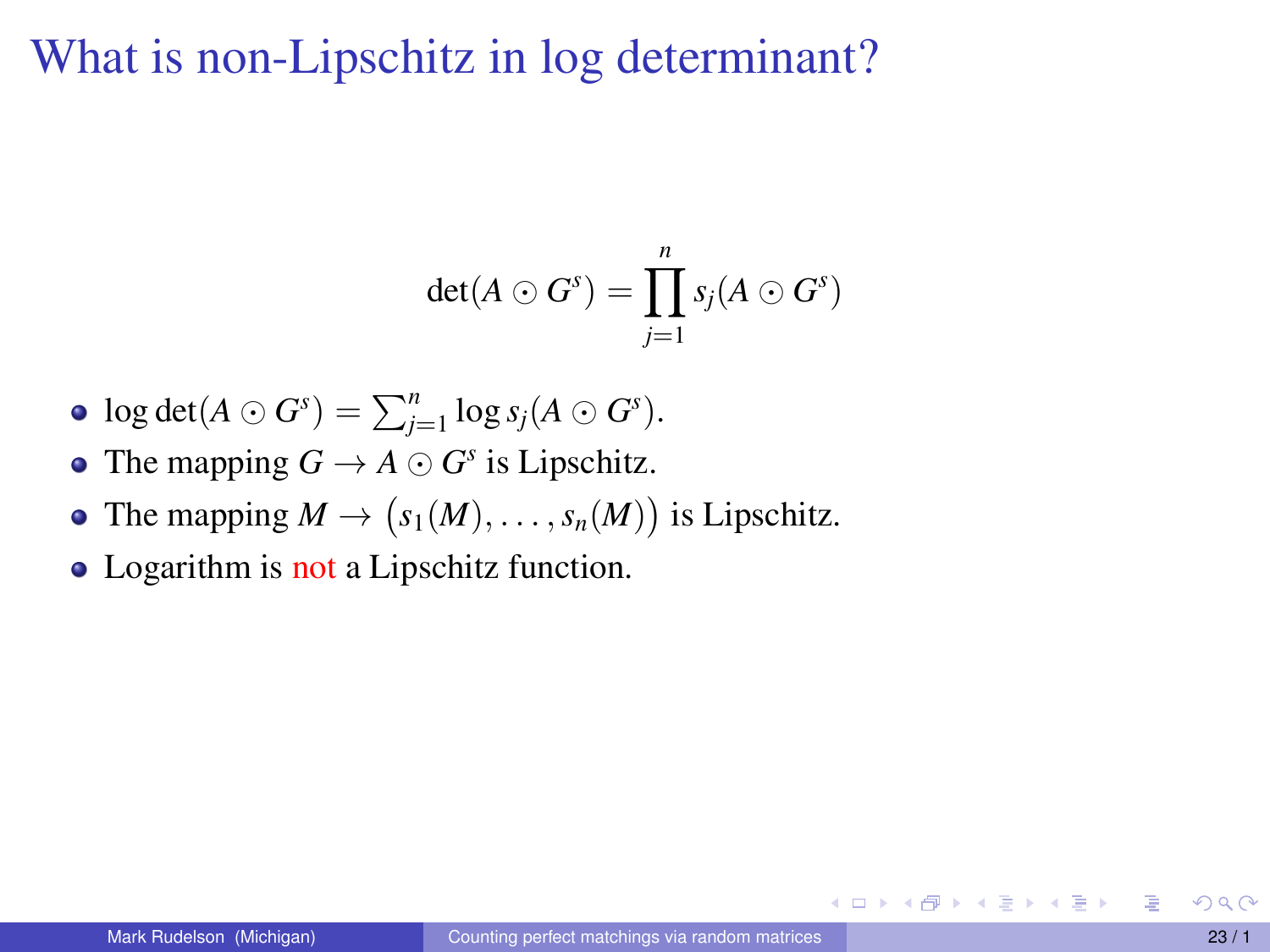# What is non-Lipschitz in log determinant?

$$\det(A \odot G^s) = \prod_{j=1}^{n} s_j(A \odot G^s)$$

- $\log \det(A \odot G^s) = \sum_{j=1}^{n} \log s_j(A \odot G^s)$.
- The mapping $G \to A \odot G^s$ is Lipschitz.
- The mapping $M \to \big(s_1(M), \dots, s_n(M)\big)$ is Lipschitz.
- Logarithm is not a Lipschitz function.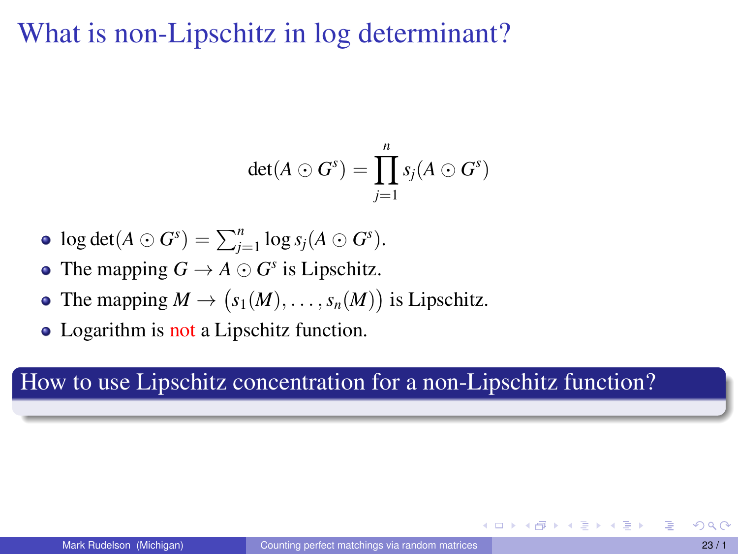# What is non-Lipschitz in log determinant?

$$\det(A \odot G^s) = \prod_{j=1}^{n} s_j(A \odot G^s)$$

- $\log \det(A \odot G^s) = \sum_{j=1}^{n} \log s_j(A \odot G^s)$.
- The mapping $G \to A \odot G^s$ is Lipschitz.
- The mapping $M \to \big(s_1(M), \dots, s_n(M)\big)$ is Lipschitz.
- Logarithm is not a Lipschitz function.

**How to use Lipschitz concentration for a non-Lipschitz function?**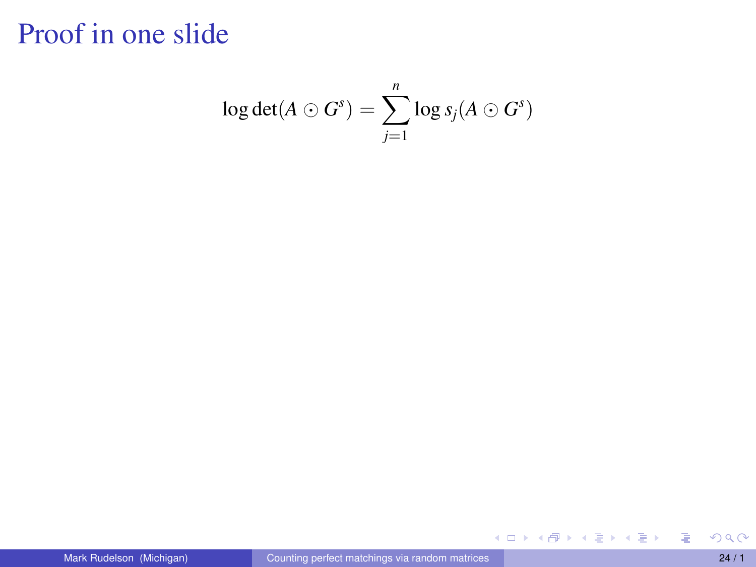# Proof in one slide

$$\log \det(A \odot G^s) = \sum_{j=1}^{n} \log s_j(A \odot G^s)$$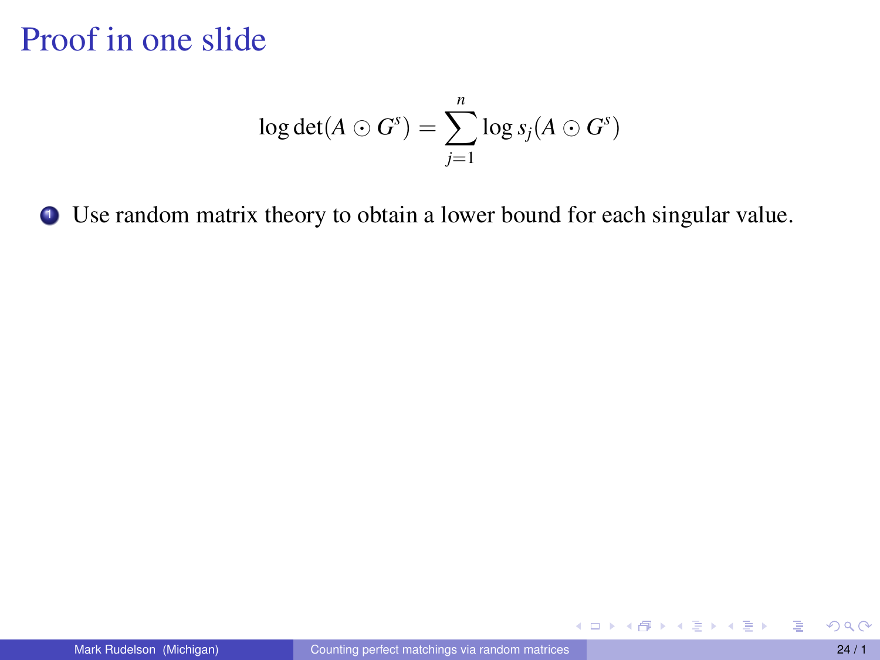# Proof in one slide

$$\log \det(A \odot G^s) = \sum_{j=1}^{n} \log s_j(A \odot G^s)$$

1. Use random matrix theory to obtain a lower bound for each singular value.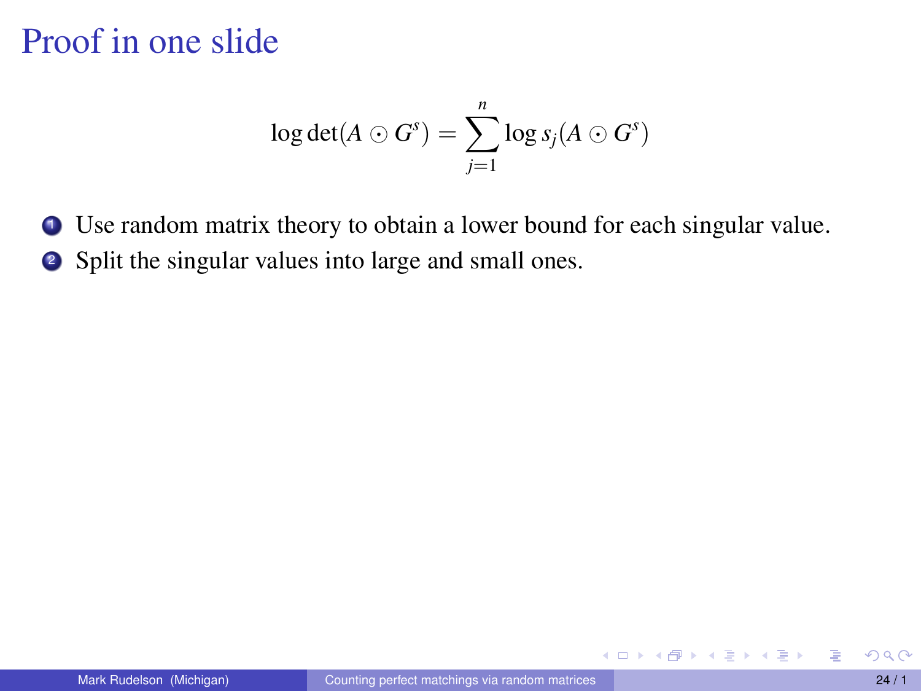# Proof in one slide

$$\log \det(A \odot G^s) = \sum_{j=1}^{n} \log s_j(A \odot G^s)$$

1. Use random matrix theory to obtain a lower bound for each singular value.
2. Split the singular values into large and small ones.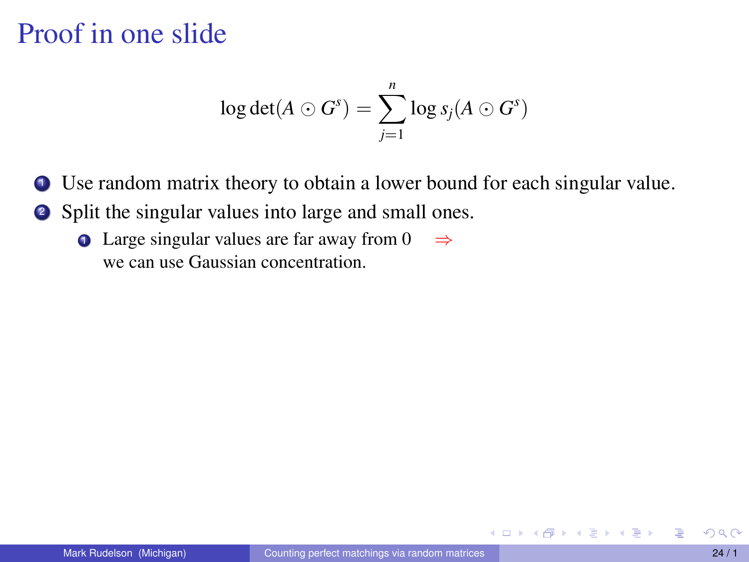# Proof in one slide

$$\log\det(A \odot G^s) = \sum_{j=1}^{n} \log s_j(A \odot G^s)$$

1. Use random matrix theory to obtain a lower bound for each singular value.
2. Split the singular values into large and small ones.
   1. Large singular values are far away from 0 $\Rightarrow$ we can use Gaussian concentration.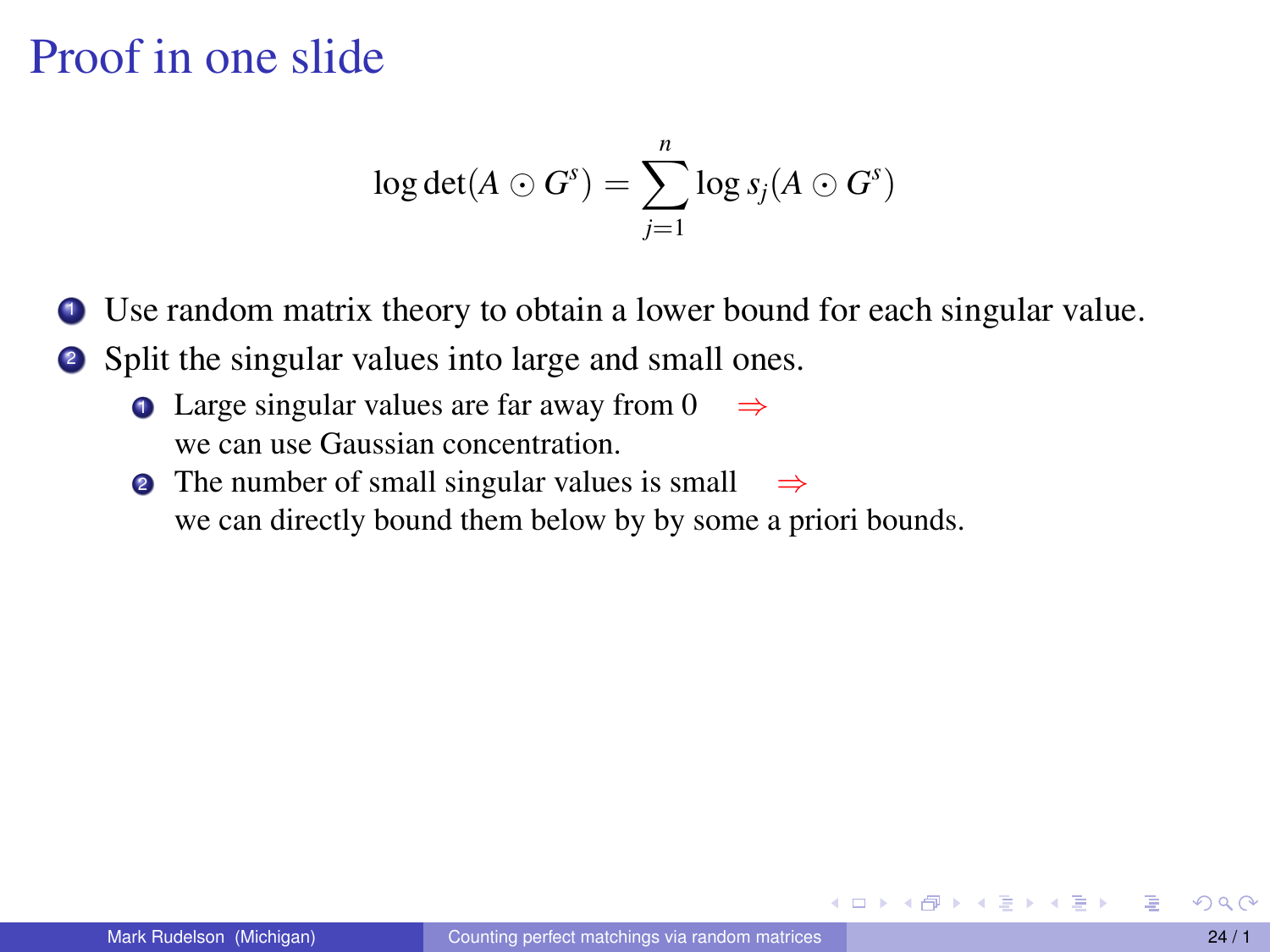# Proof in one slide

$$\log \det(A \odot G^s) = \sum_{j=1}^{n} \log s_j(A \odot G^s)$$

1. Use random matrix theory to obtain a lower bound for each singular value.
2. Split the singular values into large and small ones.
   1. Large singular values are far away from 0 $\Rightarrow$ we can use Gaussian concentration.
   2. The number of small singular values is small $\Rightarrow$ we can directly bound them below by by some a priori bounds.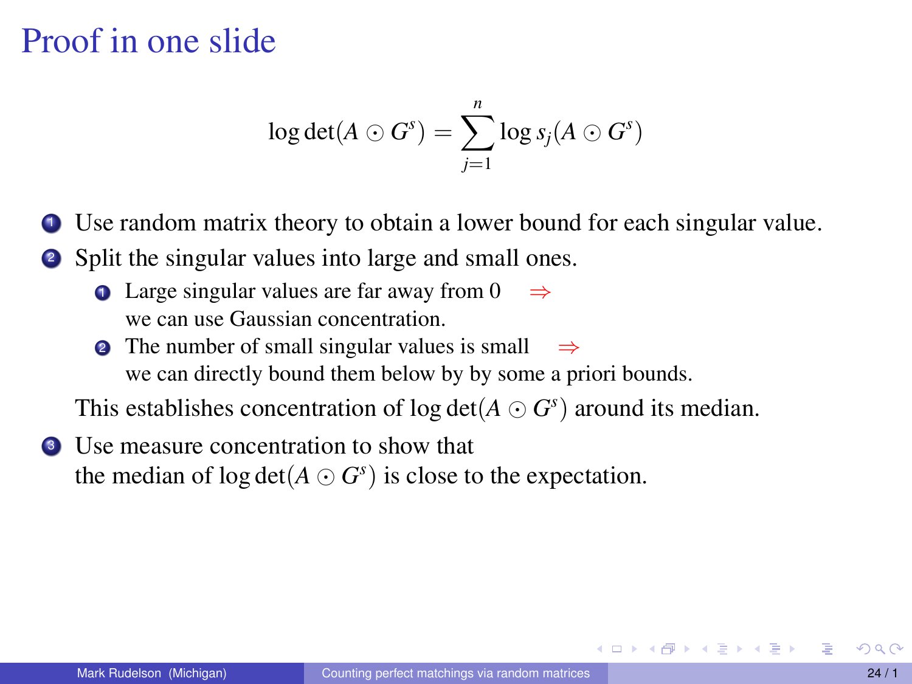# Proof in one slide

$$\log \det(A \odot G^s) = \sum_{j=1}^{n} \log s_j(A \odot G^s)$$

1. Use random matrix theory to obtain a lower bound for each singular value.
2. Split the singular values into large and small ones.
   1. Large singular values are far away from 0 $\Rightarrow$ we can use Gaussian concentration.
   2. The number of small singular values is small $\Rightarrow$ we can directly bound them below by by some a priori bounds.

   This establishes concentration of $\log \det(A \odot G^s)$ around its median.
3. Use measure concentration to show that the median of $\log \det(A \odot G^s)$ is close to the expectation.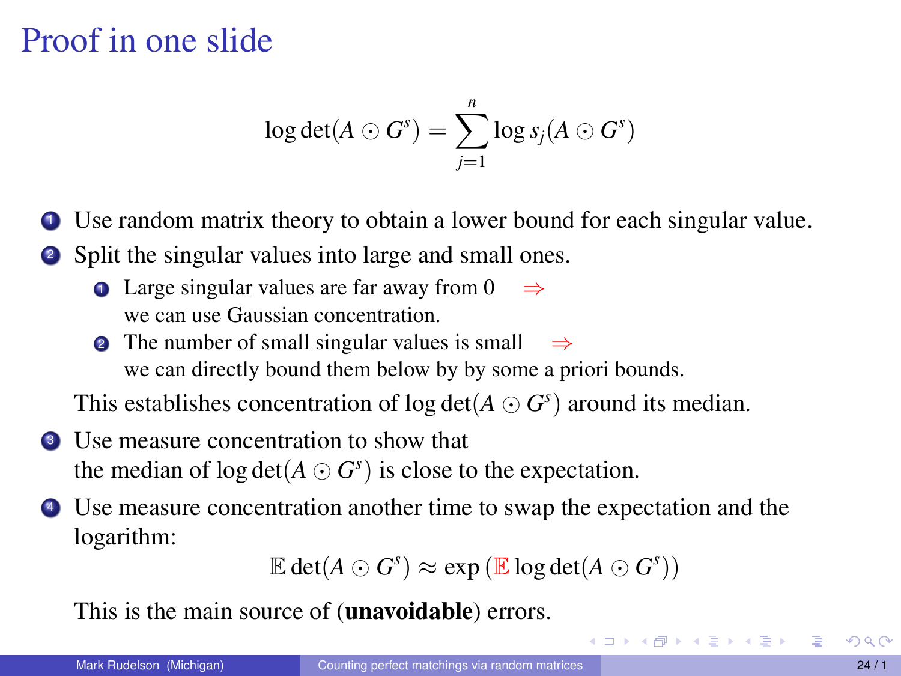# Proof in one slide

$$\log \det(A \odot G^s) = \sum_{j=1}^{n} \log s_j(A \odot G^s)$$

1. Use random matrix theory to obtain a lower bound for each singular value.
2. Split the singular values into large and small ones.
   1. Large singular values are far away from 0 $\Rightarrow$ we can use Gaussian concentration.
   2. The number of small singular values is small $\Rightarrow$ we can directly bound them below by by some a priori bounds.

   This establishes concentration of $\log \det(A \odot G^s)$ around its median.
3. Use measure concentration to show that the median of $\log \det(A \odot G^s)$ is close to the expectation.
4. Use measure concentration another time to swap the expectation and the logarithm:

   $$\mathbb{E} \det(A \odot G^s) \approx \exp\left(\mathbb{E} \log \det(A \odot G^s)\right)$$

   This is the main source of (**unavoidable**) errors.